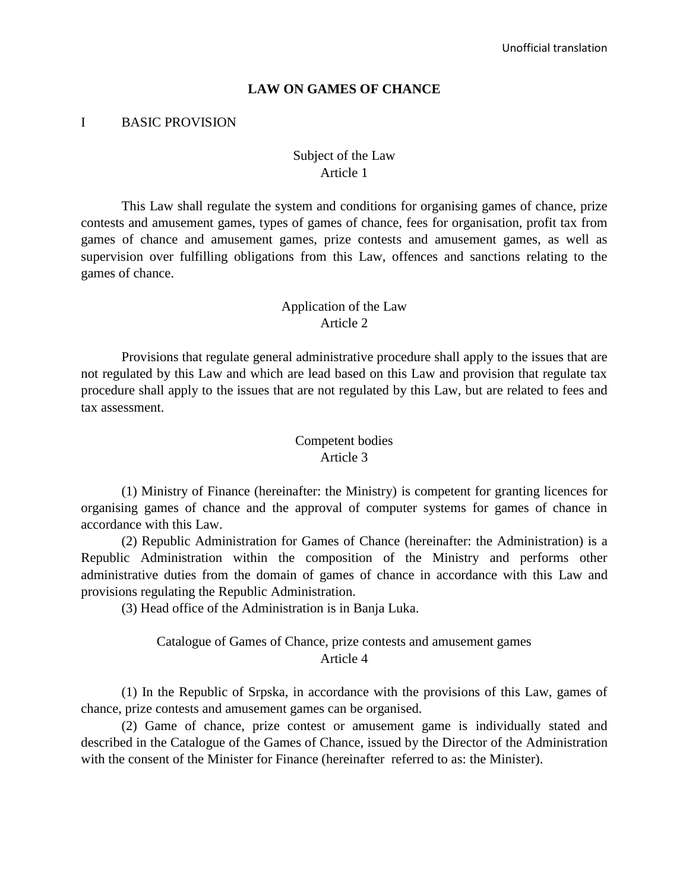Unofficial translation

# LAW ON GAMES OF CHANCE

## I BASIC PROVISION

### Subject of the Law
### Article 1

This Law shall regulate the system and conditions for organising games of chance, prize contests and amusement games, types of games of chance, fees for organisation, profit tax from games of chance and amusement games, prize contests and amusement games, as well as supervision over fulfilling obligations from this Law, offences and sanctions relating to the games of chance.

### Application of the Law
### Article 2

Provisions that regulate general administrative procedure shall apply to the issues that are not regulated by this Law and which are lead based on this Law and provision that regulate tax procedure shall apply to the issues that are not regulated by this Law, but are related to fees and tax assessment.

### Competent bodies
### Article 3

(1) Ministry of Finance (hereinafter: the Ministry) is competent for granting licences for organising games of chance and the approval of computer systems for games of chance in accordance with this Law.

(2) Republic Administration for Games of Chance (hereinafter: the Administration) is a Republic Administration within the composition of the Ministry and performs other administrative duties from the domain of games of chance in accordance with this Law and provisions regulating the Republic Administration.

(3) Head office of the Administration is in Banja Luka.

### Catalogue of Games of Chance, prize contests and amusement games
### Article 4

(1) In the Republic of Srpska, in accordance with the provisions of this Law, games of chance, prize contests and amusement games can be organised.

(2) Game of chance, prize contest or amusement game is individually stated and described in the Catalogue of the Games of Chance, issued by the Director of the Administration with the consent of the Minister for Finance (hereinafter referred to as: the Minister).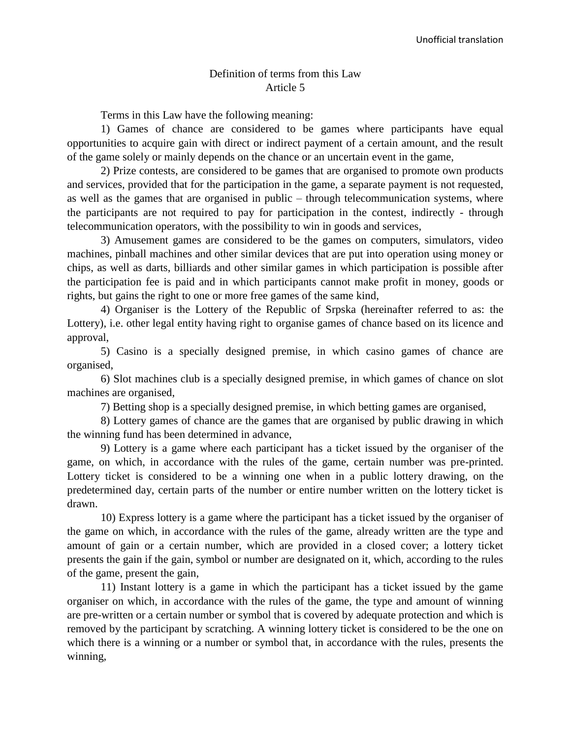## Definition of terms from this Law

### Article 5

Terms in this Law have the following meaning:

1) Games of chance are considered to be games where participants have equal opportunities to acquire gain with direct or indirect payment of a certain amount, and the result of the game solely or mainly depends on the chance or an uncertain event in the game,

2) Prize contests, are considered to be games that are organised to promote own products and services, provided that for the participation in the game, a separate payment is not requested, as well as the games that are organised in public – through telecommunication systems, where the participants are not required to pay for participation in the contest, indirectly - through telecommunication operators, with the possibility to win in goods and services,

3) Amusement games are considered to be the games on computers, simulators, video machines, pinball machines and other similar devices that are put into operation using money or chips, as well as darts, billiards and other similar games in which participation is possible after the participation fee is paid and in which participants cannot make profit in money, goods or rights, but gains the right to one or more free games of the same kind,

4) Organiser is the Lottery of the Republic of Srpska (hereinafter referred to as: the Lottery), i.e. other legal entity having right to organise games of chance based on its licence and approval,

5) Casino is a specially designed premise, in which casino games of chance are organised,

6) Slot machines club is a specially designed premise, in which games of chance on slot machines are organised,

7) Betting shop is a specially designed premise, in which betting games are organised,

8) Lottery games of chance are the games that are organised by public drawing in which the winning fund has been determined in advance,

9) Lottery is a game where each participant has a ticket issued by the organiser of the game, on which, in accordance with the rules of the game, certain number was pre-printed. Lottery ticket is considered to be a winning one when in a public lottery drawing, on the predetermined day, certain parts of the number or entire number written on the lottery ticket is drawn.

10) Express lottery is a game where the participant has a ticket issued by the organiser of the game on which, in accordance with the rules of the game, already written are the type and amount of gain or a certain number, which are provided in a closed cover; a lottery ticket presents the gain if the gain, symbol or number are designated on it, which, according to the rules of the game, present the gain,

11) Instant lottery is a game in which the participant has a ticket issued by the game organiser on which, in accordance with the rules of the game, the type and amount of winning are pre-written or a certain number or symbol that is covered by adequate protection and which is removed by the participant by scratching. A winning lottery ticket is considered to be the one on which there is a winning or a number or symbol that, in accordance with the rules, presents the winning,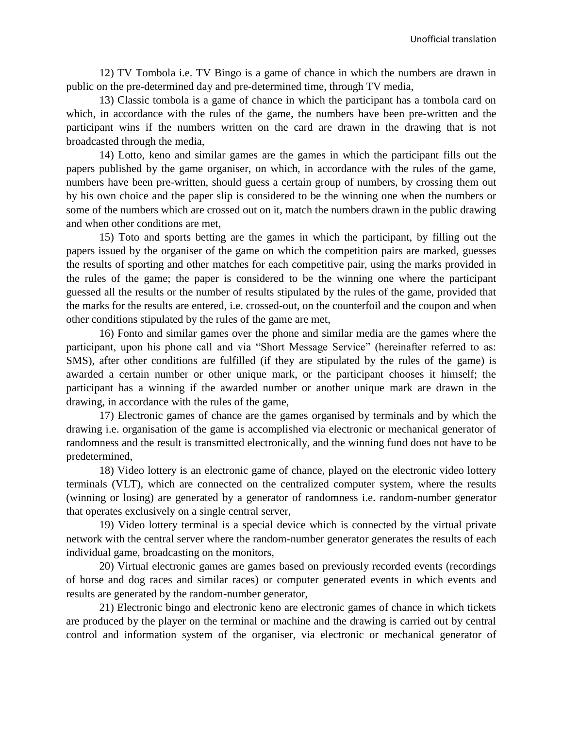12) TV Tombola i.e. TV Bingo is a game of chance in which the numbers are drawn in public on the pre-determined day and pre-determined time, through TV media,

13) Classic tombola is a game of chance in which the participant has a tombola card on which, in accordance with the rules of the game, the numbers have been pre-written and the participant wins if the numbers written on the card are drawn in the drawing that is not broadcasted through the media,

14) Lotto, keno and similar games are the games in which the participant fills out the papers published by the game organiser, on which, in accordance with the rules of the game, numbers have been pre-written, should guess a certain group of numbers, by crossing them out by his own choice and the paper slip is considered to be the winning one when the numbers or some of the numbers which are crossed out on it, match the numbers drawn in the public drawing and when other conditions are met,

15) Toto and sports betting are the games in which the participant, by filling out the papers issued by the organiser of the game on which the competition pairs are marked, guesses the results of sporting and other matches for each competitive pair, using the marks provided in the rules of the game; the paper is considered to be the winning one where the participant guessed all the results or the number of results stipulated by the rules of the game, provided that the marks for the results are entered, i.e. crossed-out, on the counterfoil and the coupon and when other conditions stipulated by the rules of the game are met,

16) Fonto and similar games over the phone and similar media are the games where the participant, upon his phone call and via "Short Message Service" (hereinafter referred to as: SMS), after other conditions are fulfilled (if they are stipulated by the rules of the game) is awarded a certain number or other unique mark, or the participant chooses it himself; the participant has a winning if the awarded number or another unique mark are drawn in the drawing, in accordance with the rules of the game,

17) Electronic games of chance are the games organised by terminals and by which the drawing i.e. organisation of the game is accomplished via electronic or mechanical generator of randomness and the result is transmitted electronically, and the winning fund does not have to be predetermined,

18) Video lottery is an electronic game of chance, played on the electronic video lottery terminals (VLT), which are connected on the centralized computer system, where the results (winning or losing) are generated by a generator of randomness i.e. random-number generator that operates exclusively on a single central server,

19) Video lottery terminal is a special device which is connected by the virtual private network with the central server where the random-number generator generates the results of each individual game, broadcasting on the monitors,

20) Virtual electronic games are games based on previously recorded events (recordings of horse and dog races and similar races) or computer generated events in which events and results are generated by the random-number generator,

21) Electronic bingo and electronic keno are electronic games of chance in which tickets are produced by the player on the terminal or machine and the drawing is carried out by central control and information system of the organiser, via electronic or mechanical generator of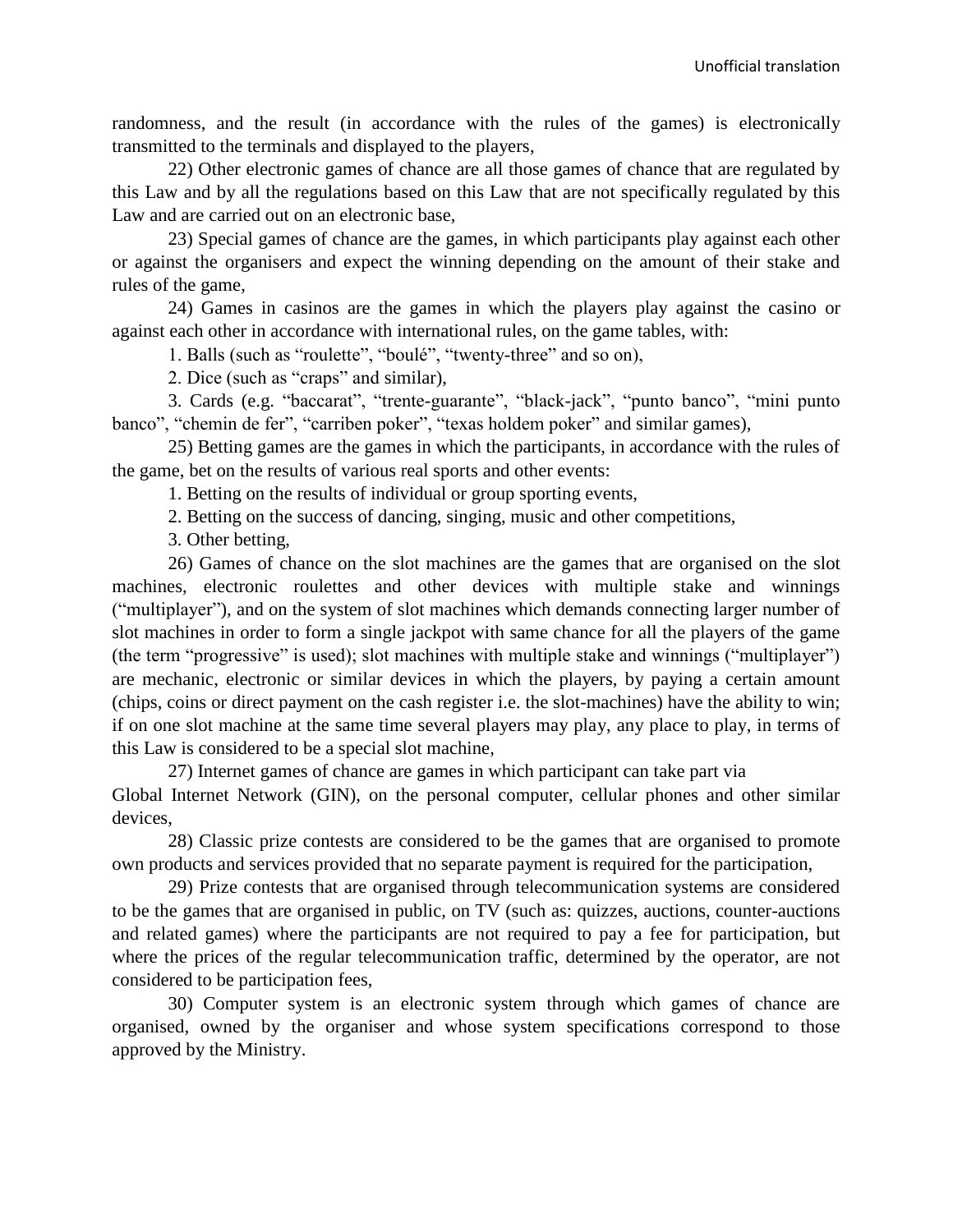randomness, and the result (in accordance with the rules of the games) is electronically transmitted to the terminals and displayed to the players,

22) Other electronic games of chance are all those games of chance that are regulated by this Law and by all the regulations based on this Law that are not specifically regulated by this Law and are carried out on an electronic base,

23) Special games of chance are the games, in which participants play against each other or against the organisers and expect the winning depending on the amount of their stake and rules of the game,

24) Games in casinos are the games in which the players play against the casino or against each other in accordance with international rules, on the game tables, with:

1. Balls (such as "roulette", "boulé", "twenty-three" and so on),

2. Dice (such as "craps" and similar),

3. Cards (e.g. "baccarat", "trente-guarante", "black-jack", "punto banco", "mini punto banco", "chemin de fer", "carriben poker", "texas holdem poker" and similar games),

25) Betting games are the games in which the participants, in accordance with the rules of the game, bet on the results of various real sports and other events:

1. Betting on the results of individual or group sporting events,

2. Betting on the success of dancing, singing, music and other competitions,

3. Other betting,

26) Games of chance on the slot machines are the games that are organised on the slot machines, electronic roulettes and other devices with multiple stake and winnings ("multiplayer"), and on the system of slot machines which demands connecting larger number of slot machines in order to form a single jackpot with same chance for all the players of the game (the term "progressive" is used); slot machines with multiple stake and winnings ("multiplayer") are mechanic, electronic or similar devices in which the players, by paying a certain amount (chips, coins or direct payment on the cash register i.e. the slot-machines) have the ability to win; if on one slot machine at the same time several players may play, any place to play, in terms of this Law is considered to be a special slot machine,

27) Internet games of chance are games in which participant can take part via Global Internet Network (GIN), on the personal computer, cellular phones and other similar devices,

28) Classic prize contests are considered to be the games that are organised to promote own products and services provided that no separate payment is required for the participation,

29) Prize contests that are organised through telecommunication systems are considered to be the games that are organised in public, on TV (such as: quizzes, auctions, counter-auctions and related games) where the participants are not required to pay a fee for participation, but where the prices of the regular telecommunication traffic, determined by the operator, are not considered to be participation fees,

30) Computer system is an electronic system through which games of chance are organised, owned by the organiser and whose system specifications correspond to those approved by the Ministry.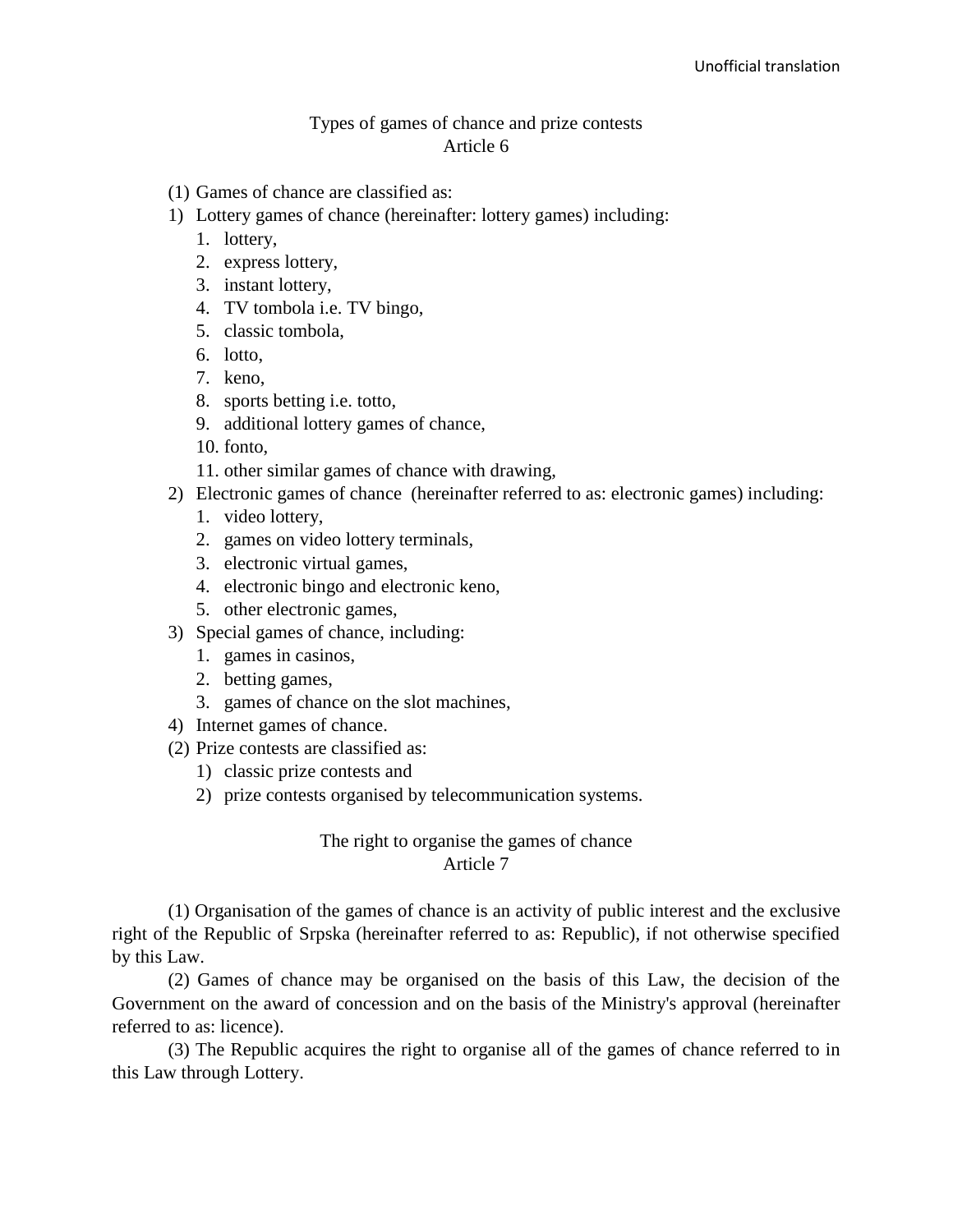### Types of games of chance and prize contests
### Article 6

(1) Games of chance are classified as:

1) Lottery games of chance (hereinafter: lottery games) including:
   1. lottery,
   2. express lottery,
   3. instant lottery,
   4. TV tombola i.e. TV bingo,
   5. classic tombola,
   6. lotto,
   7. keno,
   8. sports betting i.e. totto,
   9. additional lottery games of chance,
   10. fonto,
   11. other similar games of chance with drawing,
2) Electronic games of chance (hereinafter referred to as: electronic games) including:
   1. video lottery,
   2. games on video lottery terminals,
   3. electronic virtual games,
   4. electronic bingo and electronic keno,
   5. other electronic games,
3) Special games of chance, including:
   1. games in casinos,
   2. betting games,
   3. games of chance on the slot machines,
4) Internet games of chance.

(2) Prize contests are classified as:

1) classic prize contests and
2) prize contests organised by telecommunication systems.

### The right to organise the games of chance
### Article 7

(1) Organisation of the games of chance is an activity of public interest and the exclusive right of the Republic of Srpska (hereinafter referred to as: Republic), if not otherwise specified by this Law.

(2) Games of chance may be organised on the basis of this Law, the decision of the Government on the award of concession and on the basis of the Ministry's approval (hereinafter referred to as: licence).

(3) The Republic acquires the right to organise all of the games of chance referred to in this Law through Lottery.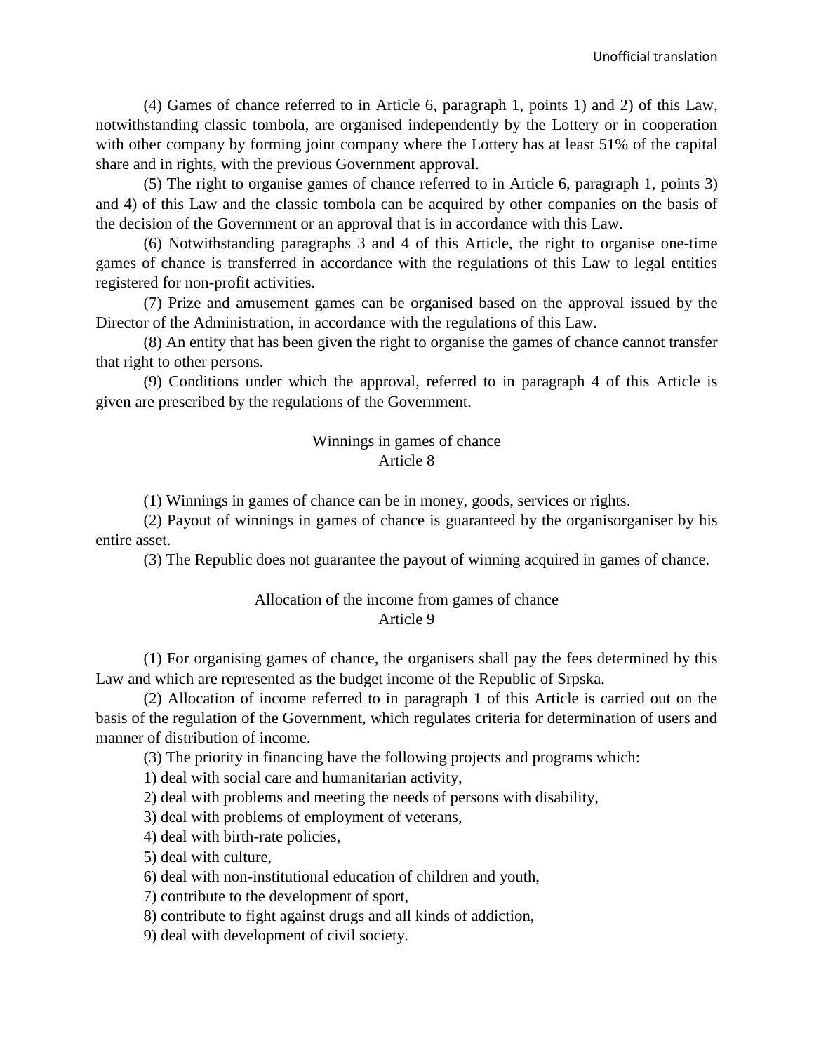(4) Games of chance referred to in Article 6, paragraph 1, points 1) and 2) of this Law, notwithstanding classic tombola, are organised independently by the Lottery or in cooperation with other company by forming joint company where the Lottery has at least 51% of the capital share and in rights, with the previous Government approval.

(5) The right to organise games of chance referred to in Article 6, paragraph 1, points 3) and 4) of this Law and the classic tombola can be acquired by other companies on the basis of the decision of the Government or an approval that is in accordance with this Law.

(6) Notwithstanding paragraphs 3 and 4 of this Article, the right to organise one-time games of chance is transferred in accordance with the regulations of this Law to legal entities registered for non-profit activities.

(7) Prize and amusement games can be organised based on the approval issued by the Director of the Administration, in accordance with the regulations of this Law.

(8) An entity that has been given the right to organise the games of chance cannot transfer that right to other persons.

(9) Conditions under which the approval, referred to in paragraph 4 of this Article is given are prescribed by the regulations of the Government.

### Winnings in games of chance
### Article 8

(1) Winnings in games of chance can be in money, goods, services or rights.

(2) Payout of winnings in games of chance is guaranteed by the organisorganiser by his entire asset.

(3) The Republic does not guarantee the payout of winning acquired in games of chance.

### Allocation of the income from games of chance
### Article 9

(1) For organising games of chance, the organisers shall pay the fees determined by this Law and which are represented as the budget income of the Republic of Srpska.

(2) Allocation of income referred to in paragraph 1 of this Article is carried out on the basis of the regulation of the Government, which regulates criteria for determination of users and manner of distribution of income.

(3) The priority in financing have the following projects and programs which:

1) deal with social care and humanitarian activity,

2) deal with problems and meeting the needs of persons with disability,

3) deal with problems of employment of veterans,

4) deal with birth-rate policies,

5) deal with culture,

6) deal with non-institutional education of children and youth,

7) contribute to the development of sport,

8) contribute to fight against drugs and all kinds of addiction,

9) deal with development of civil society.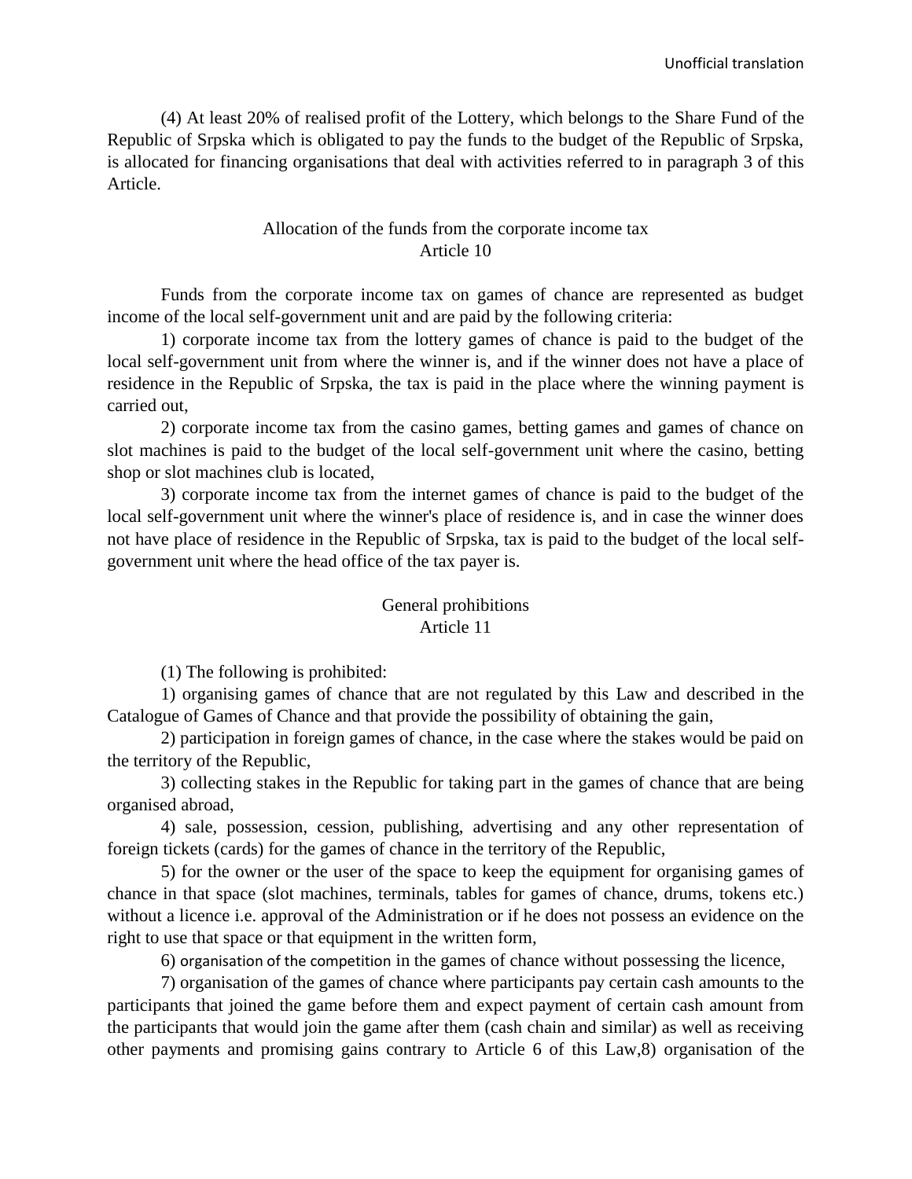(4) At least 20% of realised profit of the Lottery, which belongs to the Share Fund of the Republic of Srpska which is obligated to pay the funds to the budget of the Republic of Srpska, is allocated for financing organisations that deal with activities referred to in paragraph 3 of this Article.

### Allocation of the funds from the corporate income tax
### Article 10

Funds from the corporate income tax on games of chance are represented as budget income of the local self-government unit and are paid by the following criteria:

1) corporate income tax from the lottery games of chance is paid to the budget of the local self-government unit from where the winner is, and if the winner does not have a place of residence in the Republic of Srpska, the tax is paid in the place where the winning payment is carried out,

2) corporate income tax from the casino games, betting games and games of chance on slot machines is paid to the budget of the local self-government unit where the casino, betting shop or slot machines club is located,

3) corporate income tax from the internet games of chance is paid to the budget of the local self-government unit where the winner's place of residence is, and in case the winner does not have place of residence in the Republic of Srpska, tax is paid to the budget of the local self-government unit where the head office of the tax payer is.

### General prohibitions
### Article 11

(1) The following is prohibited:

1) organising games of chance that are not regulated by this Law and described in the Catalogue of Games of Chance and that provide the possibility of obtaining the gain,

2) participation in foreign games of chance, in the case where the stakes would be paid on the territory of the Republic,

3) collecting stakes in the Republic for taking part in the games of chance that are being organised abroad,

4) sale, possession, cession, publishing, advertising and any other representation of foreign tickets (cards) for the games of chance in the territory of the Republic,

5) for the owner or the user of the space to keep the equipment for organising games of chance in that space (slot machines, terminals, tables for games of chance, drums, tokens etc.) without a licence i.e. approval of the Administration or if he does not possess an evidence on the right to use that space or that equipment in the written form,

6) organisation of the competition in the games of chance without possessing the licence,

7) organisation of the games of chance where participants pay certain cash amounts to the participants that joined the game before them and expect payment of certain cash amount from the participants that would join the game after them (cash chain and similar) as well as receiving other payments and promising gains contrary to Article 6 of this Law,8) organisation of the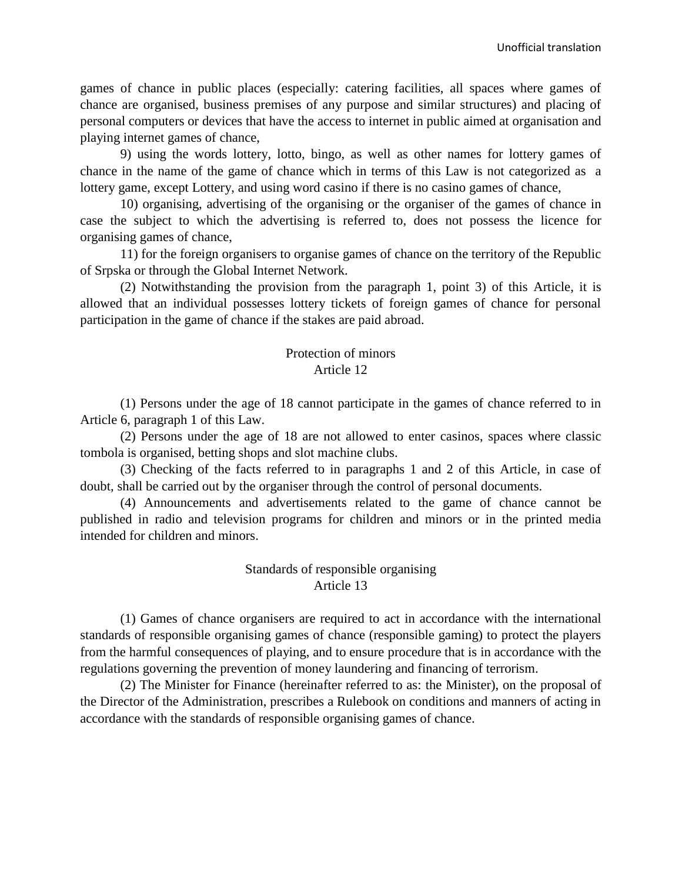games of chance in public places (especially: catering facilities, all spaces where games of chance are organised, business premises of any purpose and similar structures) and placing of personal computers or devices that have the access to internet in public aimed at organisation and playing internet games of chance,

9) using the words lottery, lotto, bingo, as well as other names for lottery games of chance in the name of the game of chance which in terms of this Law is not categorized as a lottery game, except Lottery, and using word casino if there is no casino games of chance,

10) organising, advertising of the organising or the organiser of the games of chance in case the subject to which the advertising is referred to, does not possess the licence for organising games of chance,

11) for the foreign organisers to organise games of chance on the territory of the Republic of Srpska or through the Global Internet Network.

(2) Notwithstanding the provision from the paragraph 1, point 3) of this Article, it is allowed that an individual possesses lottery tickets of foreign games of chance for personal participation in the game of chance if the stakes are paid abroad.

### Protection of minors
### Article 12

(1) Persons under the age of 18 cannot participate in the games of chance referred to in Article 6, paragraph 1 of this Law.

(2) Persons under the age of 18 are not allowed to enter casinos, spaces where classic tombola is organised, betting shops and slot machine clubs.

(3) Checking of the facts referred to in paragraphs 1 and 2 of this Article, in case of doubt, shall be carried out by the organiser through the control of personal documents.

(4) Announcements and advertisements related to the game of chance cannot be published in radio and television programs for children and minors or in the printed media intended for children and minors.

### Standards of responsible organising
### Article 13

(1) Games of chance organisers are required to act in accordance with the international standards of responsible organising games of chance (responsible gaming) to protect the players from the harmful consequences of playing, and to ensure procedure that is in accordance with the regulations governing the prevention of money laundering and financing of terrorism.

(2) The Minister for Finance (hereinafter referred to as: the Minister), on the proposal of the Director of the Administration, prescribes a Rulebook on conditions and manners of acting in accordance with the standards of responsible organising games of chance.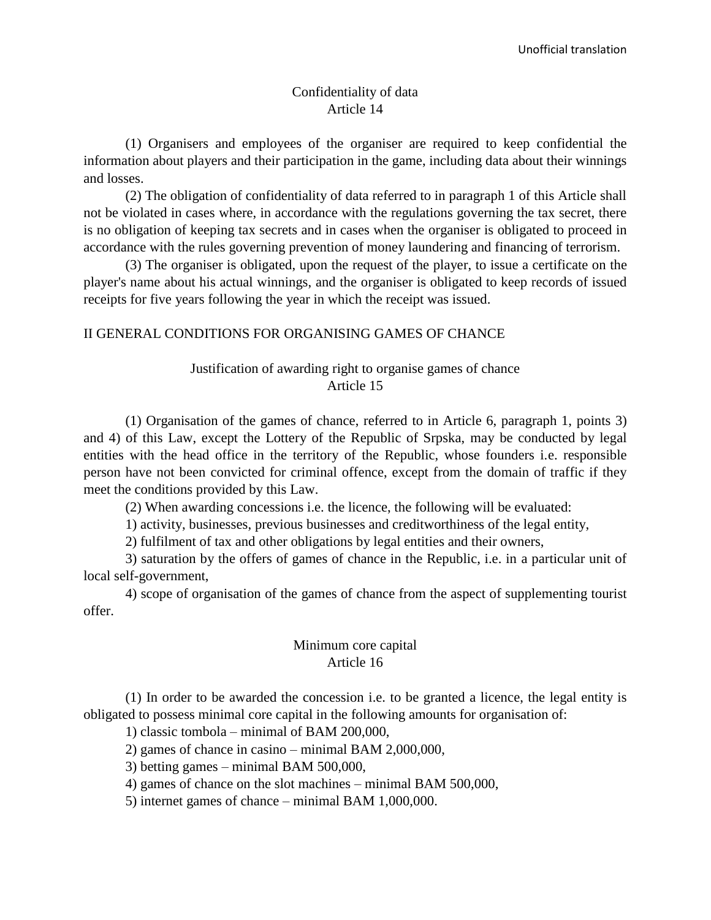### Confidentiality of data
### Article 14

(1) Organisers and employees of the organiser are required to keep confidential the information about players and their participation in the game, including data about their winnings and losses.

(2) The obligation of confidentiality of data referred to in paragraph 1 of this Article shall not be violated in cases where, in accordance with the regulations governing the tax secret, there is no obligation of keeping tax secrets and in cases when the organiser is obligated to proceed in accordance with the rules governing prevention of money laundering and financing of terrorism.

(3) The organiser is obligated, upon the request of the player, to issue a certificate on the player's name about his actual winnings, and the organiser is obligated to keep records of issued receipts for five years following the year in which the receipt was issued.

## II GENERAL CONDITIONS FOR ORGANISING GAMES OF CHANCE

### Justification of awarding right to organise games of chance
### Article 15

(1) Organisation of the games of chance, referred to in Article 6, paragraph 1, points 3) and 4) of this Law, except the Lottery of the Republic of Srpska, may be conducted by legal entities with the head office in the territory of the Republic, whose founders i.e. responsible person have not been convicted for criminal offence, except from the domain of traffic if they meet the conditions provided by this Law.

(2) When awarding concessions i.e. the licence, the following will be evaluated:

1) activity, businesses, previous businesses and creditworthiness of the legal entity,

2) fulfilment of tax and other obligations by legal entities and their owners,

3) saturation by the offers of games of chance in the Republic, i.e. in a particular unit of local self-government,

4) scope of organisation of the games of chance from the aspect of supplementing tourist offer.

### Minimum core capital
### Article 16

(1) In order to be awarded the concession i.e. to be granted a licence, the legal entity is obligated to possess minimal core capital in the following amounts for organisation of:

1) classic tombola – minimal of BAM 200,000,

2) games of chance in casino – minimal BAM 2,000,000,

3) betting games – minimal BAM 500,000,

4) games of chance on the slot machines – minimal BAM 500,000,

5) internet games of chance – minimal BAM 1,000,000.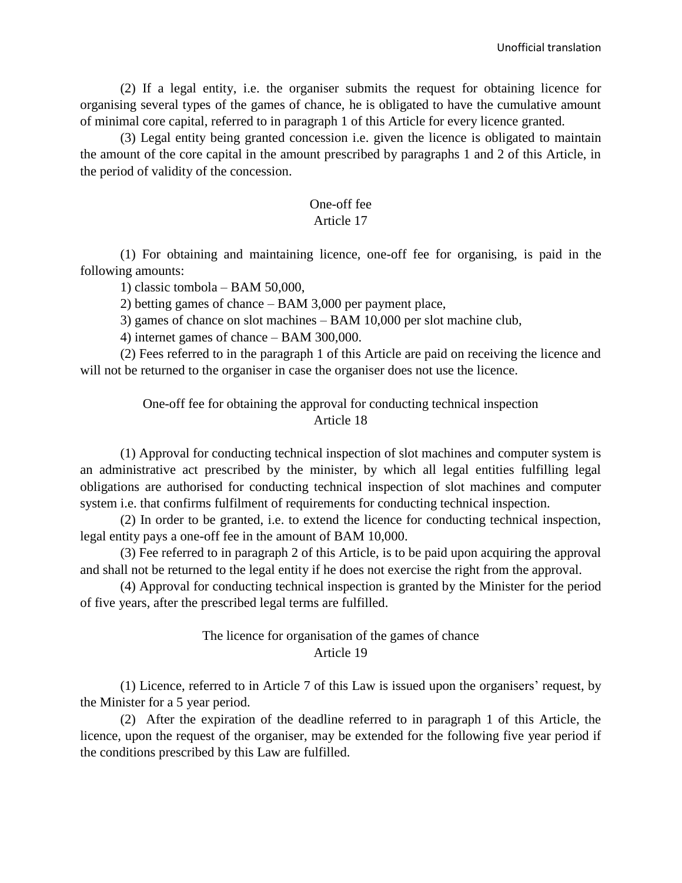(2) If a legal entity, i.e. the organiser submits the request for obtaining licence for organising several types of the games of chance, he is obligated to have the cumulative amount of minimal core capital, referred to in paragraph 1 of this Article for every licence granted.

(3) Legal entity being granted concession i.e. given the licence is obligated to maintain the amount of the core capital in the amount prescribed by paragraphs 1 and 2 of this Article, in the period of validity of the concession.

### One-off fee
### Article 17

(1) For obtaining and maintaining licence, one-off fee for organising, is paid in the following amounts:

1) classic tombola – BAM 50,000,

2) betting games of chance – BAM 3,000 per payment place,

3) games of chance on slot machines – BAM 10,000 per slot machine club,

4) internet games of chance – BAM 300,000.

(2) Fees referred to in the paragraph 1 of this Article are paid on receiving the licence and will not be returned to the organiser in case the organiser does not use the licence.

### One-off fee for obtaining the approval for conducting technical inspection
### Article 18

(1) Approval for conducting technical inspection of slot machines and computer system is an administrative act prescribed by the minister, by which all legal entities fulfilling legal obligations are authorised for conducting technical inspection of slot machines and computer system i.e. that confirms fulfilment of requirements for conducting technical inspection.

(2) In order to be granted, i.e. to extend the licence for conducting technical inspection, legal entity pays a one-off fee in the amount of BAM 10,000.

(3) Fee referred to in paragraph 2 of this Article, is to be paid upon acquiring the approval and shall not be returned to the legal entity if he does not exercise the right from the approval.

(4) Approval for conducting technical inspection is granted by the Minister for the period of five years, after the prescribed legal terms are fulfilled.

### The licence for organisation of the games of chance
### Article 19

(1) Licence, referred to in Article 7 of this Law is issued upon the organisers' request, by the Minister for a 5 year period.

(2) After the expiration of the deadline referred to in paragraph 1 of this Article, the licence, upon the request of the organiser, may be extended for the following five year period if the conditions prescribed by this Law are fulfilled.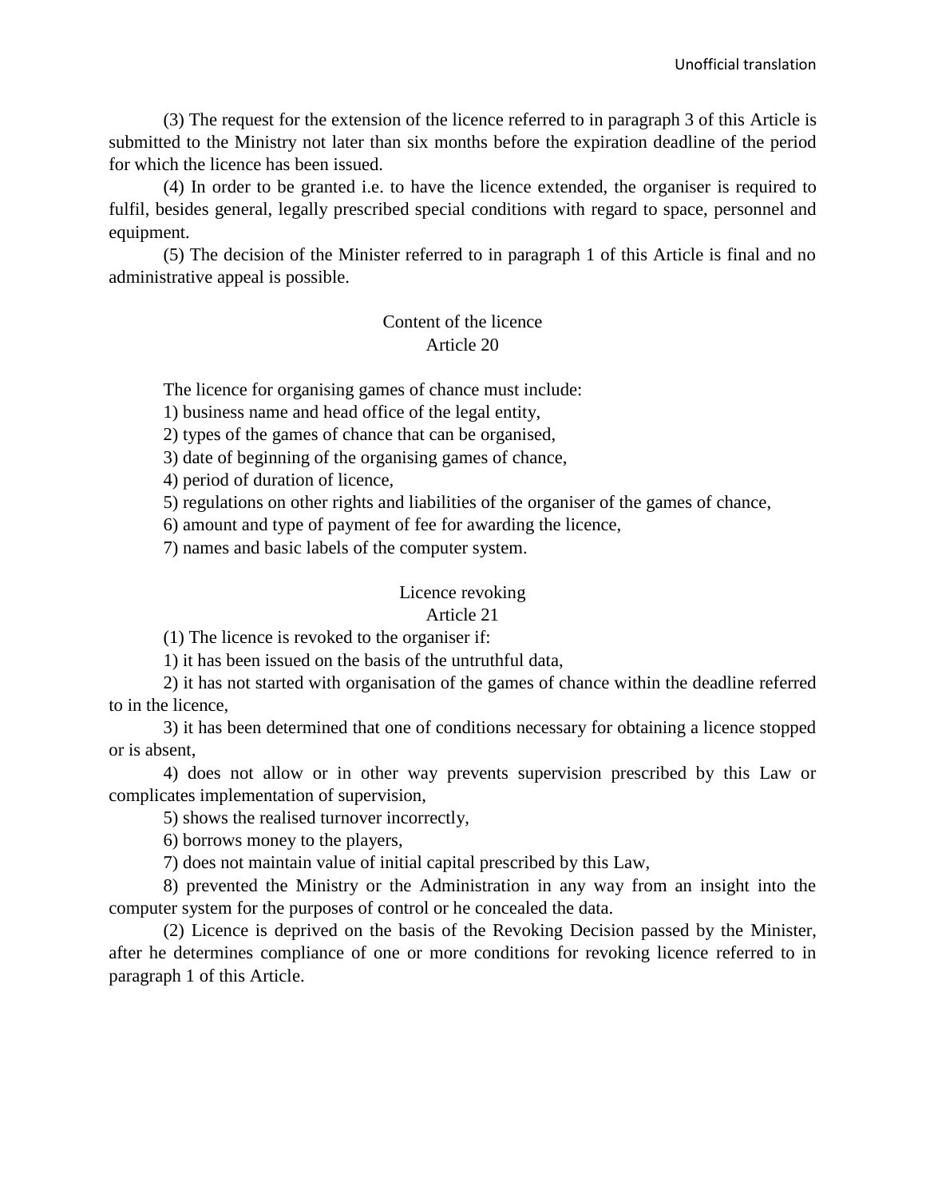(3) The request for the extension of the licence referred to in paragraph 3 of this Article is submitted to the Ministry not later than six months before the expiration deadline of the period for which the licence has been issued.

(4) In order to be granted i.e. to have the licence extended, the organiser is required to fulfil, besides general, legally prescribed special conditions with regard to space, personnel and equipment.

(5) The decision of the Minister referred to in paragraph 1 of this Article is final and no administrative appeal is possible.

### Content of the licence
### Article 20

The licence for organising games of chance must include:

1) business name and head office of the legal entity,

2) types of the games of chance that can be organised,

3) date of beginning of the organising games of chance,

4) period of duration of licence,

5) regulations on other rights and liabilities of the organiser of the games of chance,

6) amount and type of payment of fee for awarding the licence,

7) names and basic labels of the computer system.

### Licence revoking
### Article 21

(1) The licence is revoked to the organiser if:

1) it has been issued on the basis of the untruthful data,

2) it has not started with organisation of the games of chance within the deadline referred to in the licence,

3) it has been determined that one of conditions necessary for obtaining a licence stopped or is absent,

4) does not allow or in other way prevents supervision prescribed by this Law or complicates implementation of supervision,

5) shows the realised turnover incorrectly,

6) borrows money to the players,

7) does not maintain value of initial capital prescribed by this Law,

8) prevented the Ministry or the Administration in any way from an insight into the computer system for the purposes of control or he concealed the data.

(2) Licence is deprived on the basis of the Revoking Decision passed by the Minister, after he determines compliance of one or more conditions for revoking licence referred to in paragraph 1 of this Article.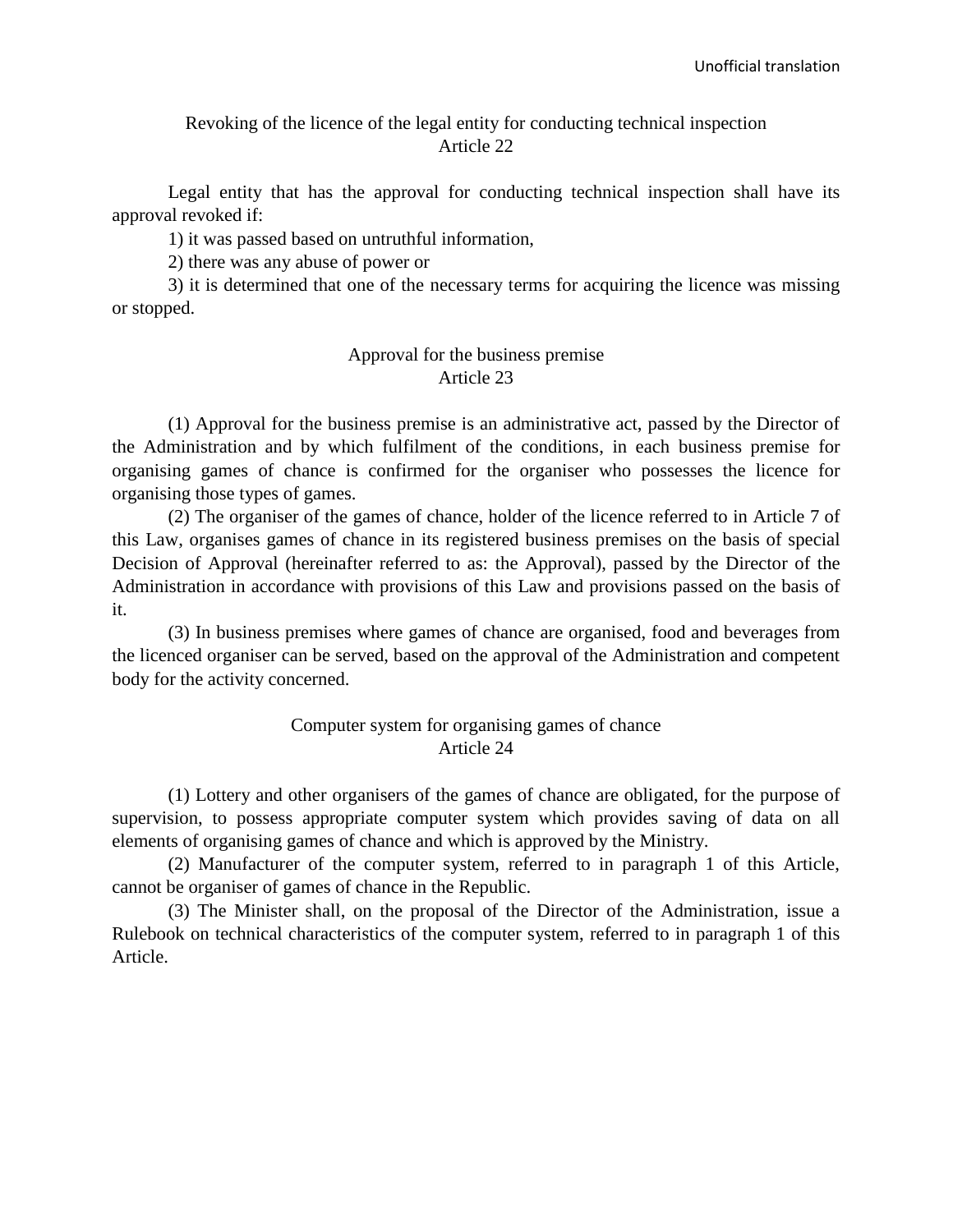### Revoking of the licence of the legal entity for conducting technical inspection
### Article 22

Legal entity that has the approval for conducting technical inspection shall have its approval revoked if:

1) it was passed based on untruthful information,

2) there was any abuse of power or

3) it is determined that one of the necessary terms for acquiring the licence was missing or stopped.

### Approval for the business premise
### Article 23

(1) Approval for the business premise is an administrative act, passed by the Director of the Administration and by which fulfilment of the conditions, in each business premise for organising games of chance is confirmed for the organiser who possesses the licence for organising those types of games.

(2) The organiser of the games of chance, holder of the licence referred to in Article 7 of this Law, organises games of chance in its registered business premises on the basis of special Decision of Approval (hereinafter referred to as: the Approval), passed by the Director of the Administration in accordance with provisions of this Law and provisions passed on the basis of it.

(3) In business premises where games of chance are organised, food and beverages from the licenced organiser can be served, based on the approval of the Administration and competent body for the activity concerned.

### Computer system for organising games of chance
### Article 24

(1) Lottery and other organisers of the games of chance are obligated, for the purpose of supervision, to possess appropriate computer system which provides saving of data on all elements of organising games of chance and which is approved by the Ministry.

(2) Manufacturer of the computer system, referred to in paragraph 1 of this Article, cannot be organiser of games of chance in the Republic.

(3) The Minister shall, on the proposal of the Director of the Administration, issue a Rulebook on technical characteristics of the computer system, referred to in paragraph 1 of this Article.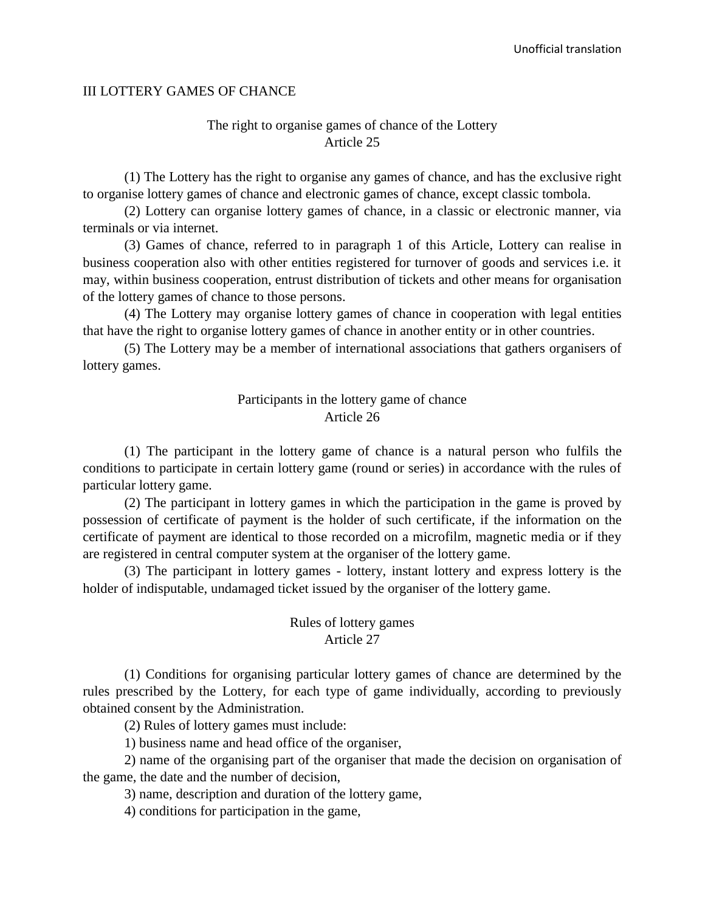## III LOTTERY GAMES OF CHANCE

### The right to organise games of chance of the Lottery
### Article 25

(1) The Lottery has the right to organise any games of chance, and has the exclusive right to organise lottery games of chance and electronic games of chance, except classic tombola.

(2) Lottery can organise lottery games of chance, in a classic or electronic manner, via terminals or via internet.

(3) Games of chance, referred to in paragraph 1 of this Article, Lottery can realise in business cooperation also with other entities registered for turnover of goods and services i.e. it may, within business cooperation, entrust distribution of tickets and other means for organisation of the lottery games of chance to those persons.

(4) The Lottery may organise lottery games of chance in cooperation with legal entities that have the right to organise lottery games of chance in another entity or in other countries.

(5) The Lottery may be a member of international associations that gathers organisers of lottery games.

### Participants in the lottery game of chance
### Article 26

(1) The participant in the lottery game of chance is a natural person who fulfils the conditions to participate in certain lottery game (round or series) in accordance with the rules of particular lottery game.

(2) The participant in lottery games in which the participation in the game is proved by possession of certificate of payment is the holder of such certificate, if the information on the certificate of payment are identical to those recorded on a microfilm, magnetic media or if they are registered in central computer system at the organiser of the lottery game.

(3) The participant in lottery games - lottery, instant lottery and express lottery is the holder of indisputable, undamaged ticket issued by the organiser of the lottery game.

### Rules of lottery games
### Article 27

(1) Conditions for organising particular lottery games of chance are determined by the rules prescribed by the Lottery, for each type of game individually, according to previously obtained consent by the Administration.

(2) Rules of lottery games must include:

1) business name and head office of the organiser,

2) name of the organising part of the organiser that made the decision on organisation of the game, the date and the number of decision,

3) name, description and duration of the lottery game,

4) conditions for participation in the game,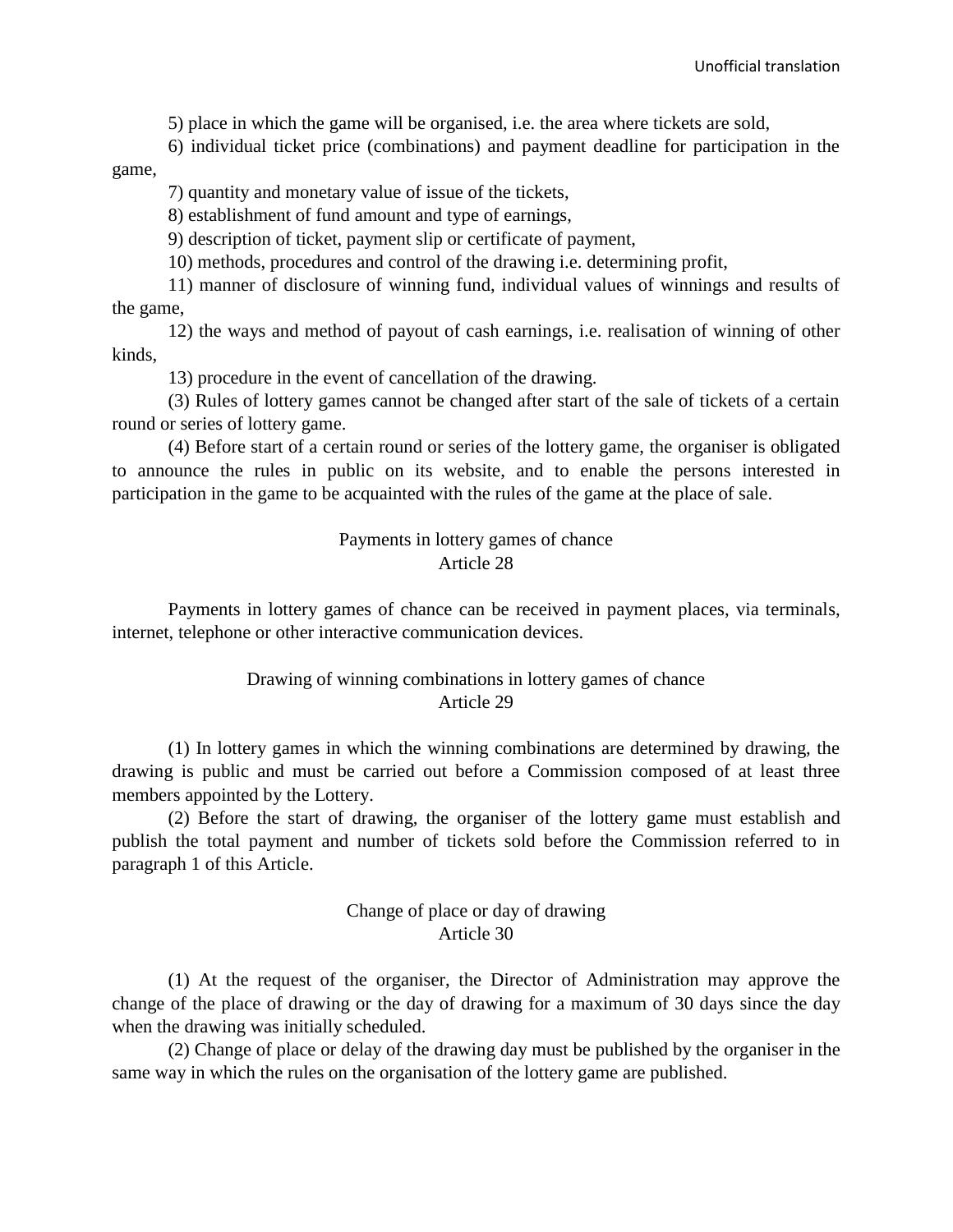5) place in which the game will be organised, i.e. the area where tickets are sold,

6) individual ticket price (combinations) and payment deadline for participation in the game,

7) quantity and monetary value of issue of the tickets,

8) establishment of fund amount and type of earnings,

9) description of ticket, payment slip or certificate of payment,

10) methods, procedures and control of the drawing i.e. determining profit,

11) manner of disclosure of winning fund, individual values of winnings and results of the game,

12) the ways and method of payout of cash earnings, i.e. realisation of winning of other kinds,

13) procedure in the event of cancellation of the drawing.

(3) Rules of lottery games cannot be changed after start of the sale of tickets of a certain round or series of lottery game.

(4) Before start of a certain round or series of the lottery game, the organiser is obligated to announce the rules in public on its website, and to enable the persons interested in participation in the game to be acquainted with the rules of the game at the place of sale.

### Payments in lottery games of chance
### Article 28

Payments in lottery games of chance can be received in payment places, via terminals, internet, telephone or other interactive communication devices.

### Drawing of winning combinations in lottery games of chance
### Article 29

(1) In lottery games in which the winning combinations are determined by drawing, the drawing is public and must be carried out before a Commission composed of at least three members appointed by the Lottery.

(2) Before the start of drawing, the organiser of the lottery game must establish and publish the total payment and number of tickets sold before the Commission referred to in paragraph 1 of this Article.

### Change of place or day of drawing
### Article 30

(1) At the request of the organiser, the Director of Administration may approve the change of the place of drawing or the day of drawing for a maximum of 30 days since the day when the drawing was initially scheduled.

(2) Change of place or delay of the drawing day must be published by the organiser in the same way in which the rules on the organisation of the lottery game are published.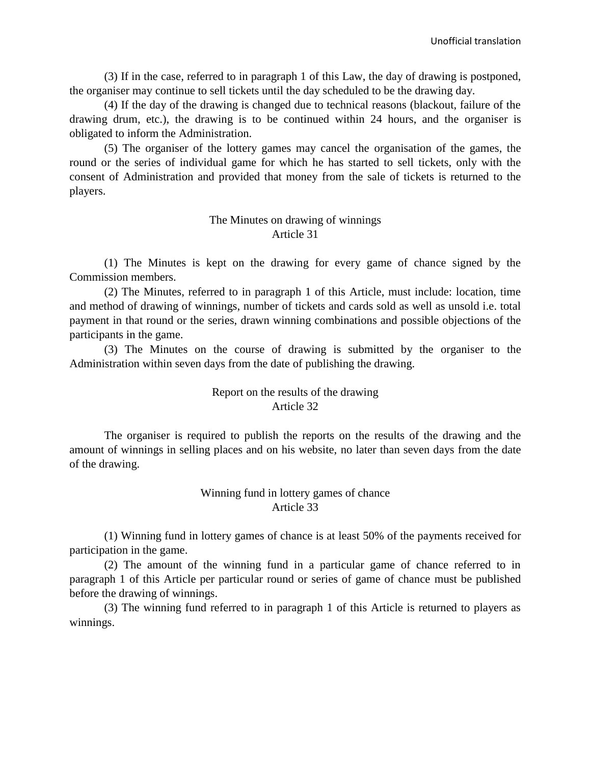(3) If in the case, referred to in paragraph 1 of this Law, the day of drawing is postponed, the organiser may continue to sell tickets until the day scheduled to be the drawing day.

(4) If the day of the drawing is changed due to technical reasons (blackout, failure of the drawing drum, etc.), the drawing is to be continued within 24 hours, and the organiser is obligated to inform the Administration.

(5) The organiser of the lottery games may cancel the organisation of the games, the round or the series of individual game for which he has started to sell tickets, only with the consent of Administration and provided that money from the sale of tickets is returned to the players.

### The Minutes on drawing of winnings
### Article 31

(1) The Minutes is kept on the drawing for every game of chance signed by the Commission members.

(2) The Minutes, referred to in paragraph 1 of this Article, must include: location, time and method of drawing of winnings, number of tickets and cards sold as well as unsold i.e. total payment in that round or the series, drawn winning combinations and possible objections of the participants in the game.

(3) The Minutes on the course of drawing is submitted by the organiser to the Administration within seven days from the date of publishing the drawing.

### Report on the results of the drawing
### Article 32

The organiser is required to publish the reports on the results of the drawing and the amount of winnings in selling places and on his website, no later than seven days from the date of the drawing.

### Winning fund in lottery games of chance
### Article 33

(1) Winning fund in lottery games of chance is at least 50% of the payments received for participation in the game.

(2) The amount of the winning fund in a particular game of chance referred to in paragraph 1 of this Article per particular round or series of game of chance must be published before the drawing of winnings.

(3) The winning fund referred to in paragraph 1 of this Article is returned to players as winnings.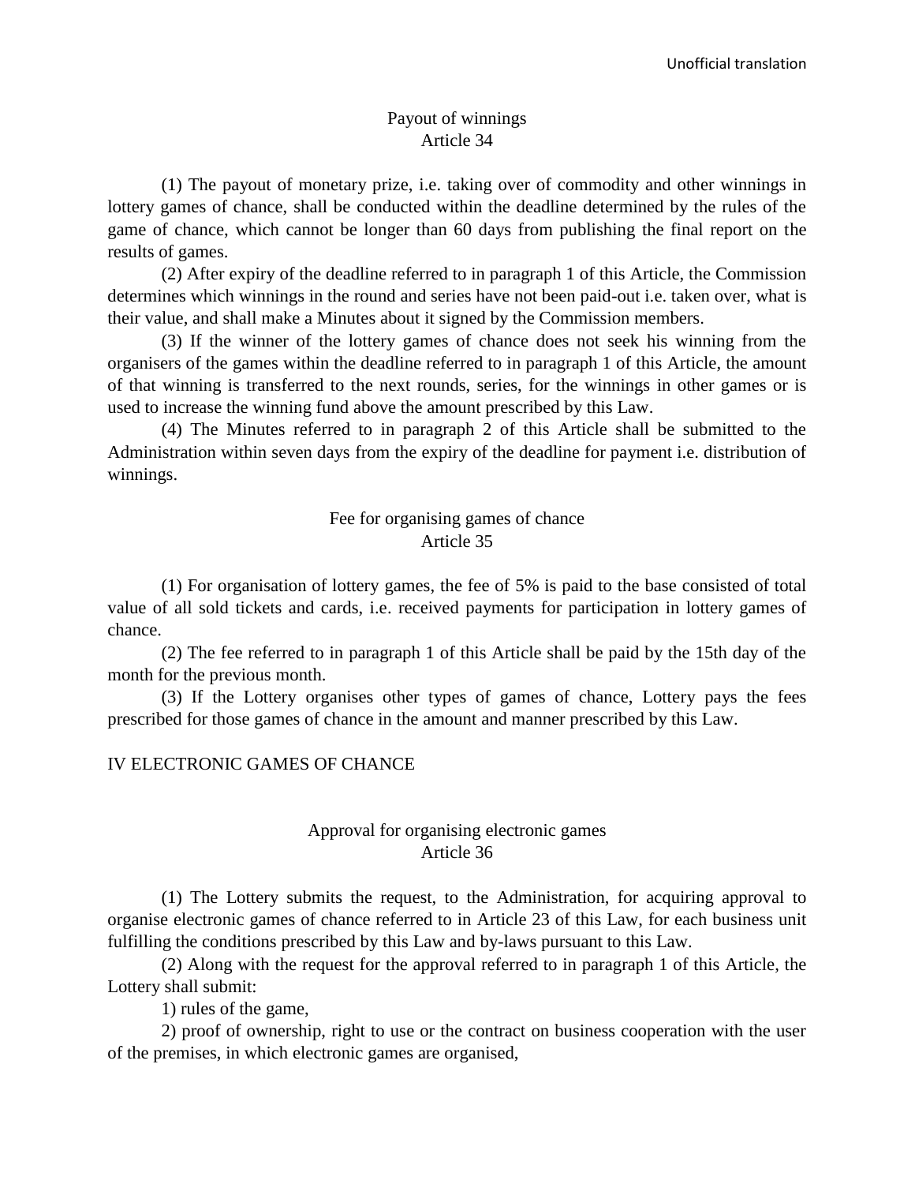### Payout of winnings
### Article 34

(1) The payout of monetary prize, i.e. taking over of commodity and other winnings in lottery games of chance, shall be conducted within the deadline determined by the rules of the game of chance, which cannot be longer than 60 days from publishing the final report on the results of games.

(2) After expiry of the deadline referred to in paragraph 1 of this Article, the Commission determines which winnings in the round and series have not been paid-out i.e. taken over, what is their value, and shall make a Minutes about it signed by the Commission members.

(3) If the winner of the lottery games of chance does not seek his winning from the organisers of the games within the deadline referred to in paragraph 1 of this Article, the amount of that winning is transferred to the next rounds, series, for the winnings in other games or is used to increase the winning fund above the amount prescribed by this Law.

(4) The Minutes referred to in paragraph 2 of this Article shall be submitted to the Administration within seven days from the expiry of the deadline for payment i.e. distribution of winnings.

### Fee for organising games of chance
### Article 35

(1) For organisation of lottery games, the fee of 5% is paid to the base consisted of total value of all sold tickets and cards, i.e. received payments for participation in lottery games of chance.

(2) The fee referred to in paragraph 1 of this Article shall be paid by the 15th day of the month for the previous month.

(3) If the Lottery organises other types of games of chance, Lottery pays the fees prescribed for those games of chance in the amount and manner prescribed by this Law.

## IV ELECTRONIC GAMES OF CHANCE

### Approval for organising electronic games
### Article 36

(1) The Lottery submits the request, to the Administration, for acquiring approval to organise electronic games of chance referred to in Article 23 of this Law, for each business unit fulfilling the conditions prescribed by this Law and by-laws pursuant to this Law.

(2) Along with the request for the approval referred to in paragraph 1 of this Article, the Lottery shall submit:

1) rules of the game,

2) proof of ownership, right to use or the contract on business cooperation with the user of the premises, in which electronic games are organised,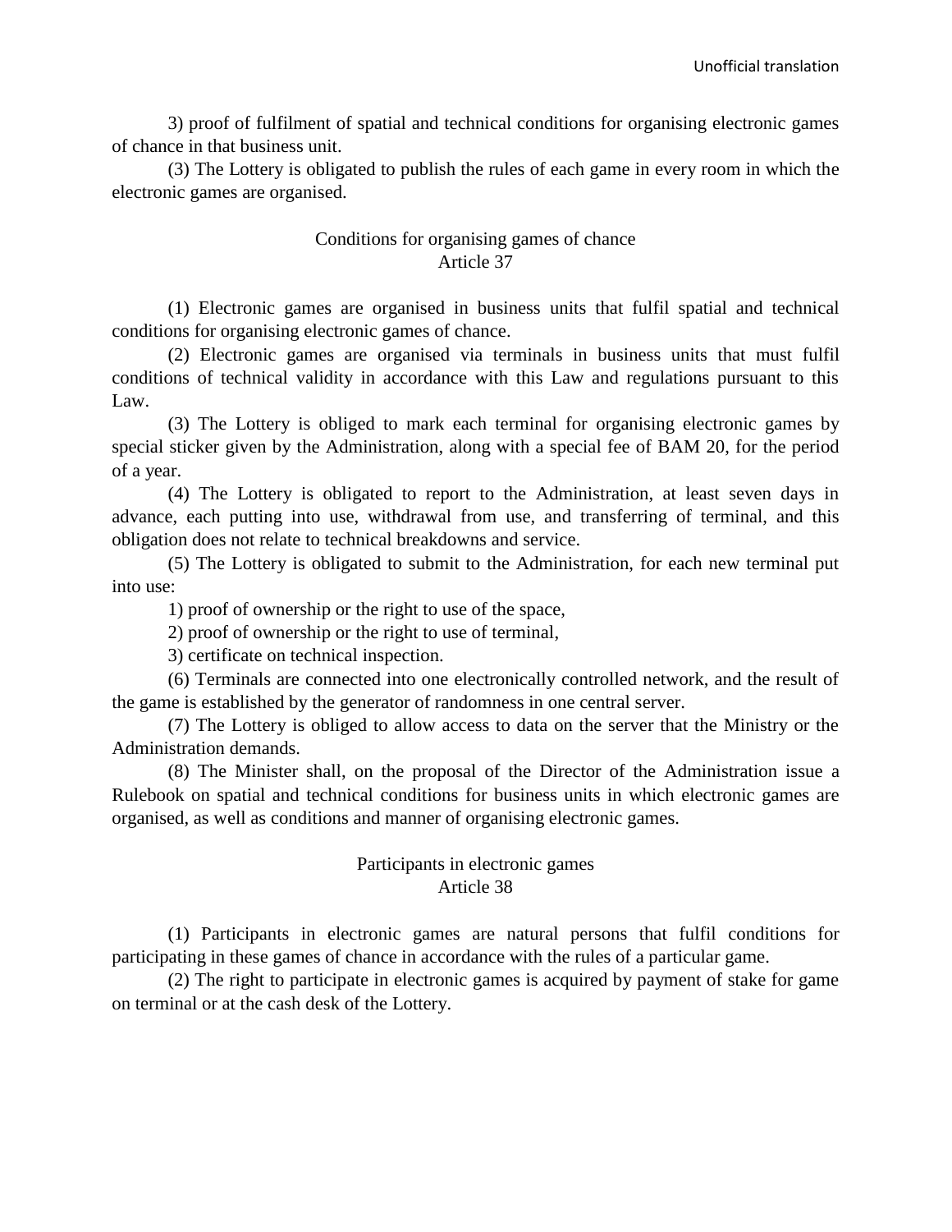3) proof of fulfilment of spatial and technical conditions for organising electronic games of chance in that business unit.

(3) The Lottery is obligated to publish the rules of each game in every room in which the electronic games are organised.

### Conditions for organising games of chance
### Article 37

(1) Electronic games are organised in business units that fulfil spatial and technical conditions for organising electronic games of chance.

(2) Electronic games are organised via terminals in business units that must fulfil conditions of technical validity in accordance with this Law and regulations pursuant to this Law.

(3) The Lottery is obliged to mark each terminal for organising electronic games by special sticker given by the Administration, along with a special fee of BAM 20, for the period of a year.

(4) The Lottery is obligated to report to the Administration, at least seven days in advance, each putting into use, withdrawal from use, and transferring of terminal, and this obligation does not relate to technical breakdowns and service.

(5) The Lottery is obligated to submit to the Administration, for each new terminal put into use:

1) proof of ownership or the right to use of the space,

2) proof of ownership or the right to use of terminal,

3) certificate on technical inspection.

(6) Terminals are connected into one electronically controlled network, and the result of the game is established by the generator of randomness in one central server.

(7) The Lottery is obliged to allow access to data on the server that the Ministry or the Administration demands.

(8) The Minister shall, on the proposal of the Director of the Administration issue a Rulebook on spatial and technical conditions for business units in which electronic games are organised, as well as conditions and manner of organising electronic games.

### Participants in electronic games
### Article 38

(1) Participants in electronic games are natural persons that fulfil conditions for participating in these games of chance in accordance with the rules of a particular game.

(2) The right to participate in electronic games is acquired by payment of stake for game on terminal or at the cash desk of the Lottery.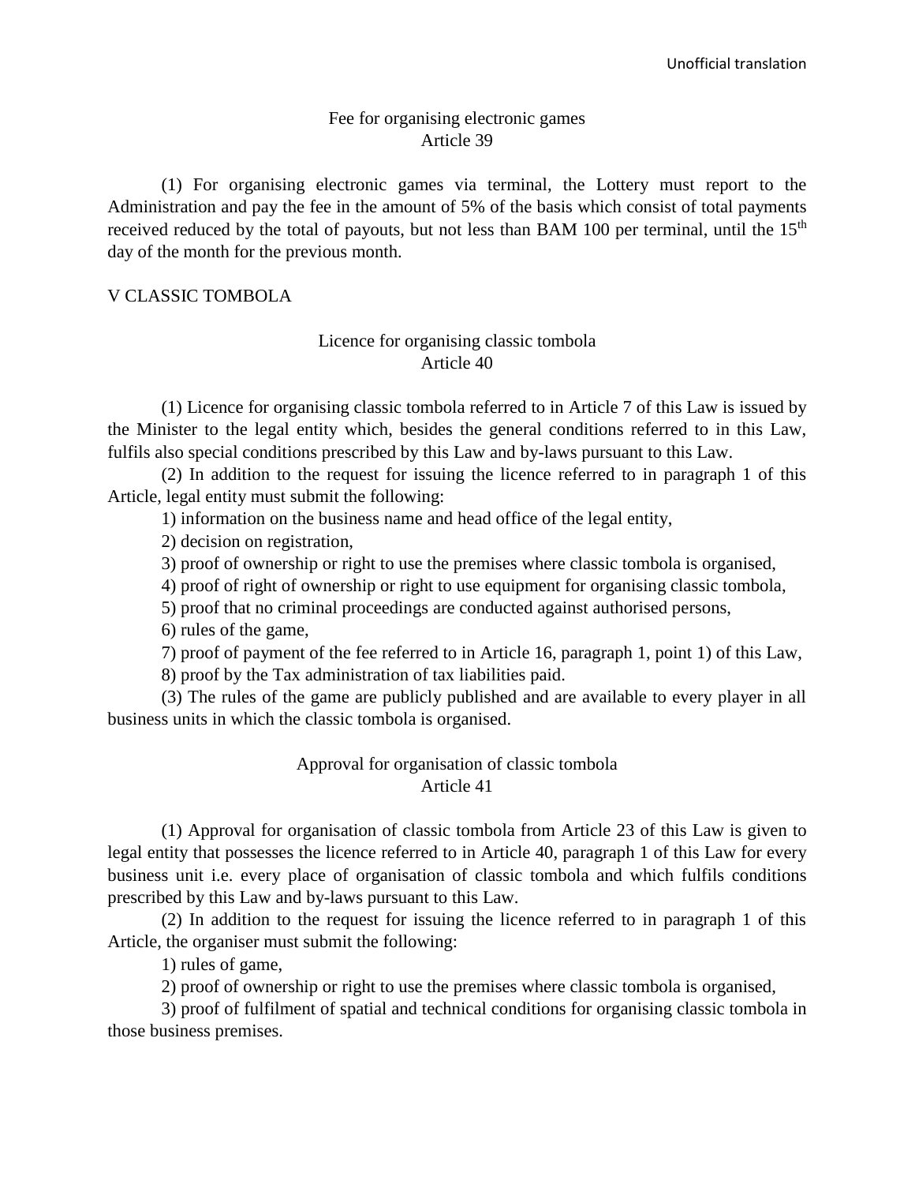### Fee for organising electronic games
### Article 39

(1) For organising electronic games via terminal, the Lottery must report to the Administration and pay the fee in the amount of 5% of the basis which consist of total payments received reduced by the total of payouts, but not less than BAM 100 per terminal, until the 15th day of the month for the previous month.

## V CLASSIC TOMBOLA

### Licence for organising classic tombola
### Article 40

(1) Licence for organising classic tombola referred to in Article 7 of this Law is issued by the Minister to the legal entity which, besides the general conditions referred to in this Law, fulfils also special conditions prescribed by this Law and by-laws pursuant to this Law.

(2) In addition to the request for issuing the licence referred to in paragraph 1 of this Article, legal entity must submit the following:

1) information on the business name and head office of the legal entity,

2) decision on registration,

3) proof of ownership or right to use the premises where classic tombola is organised,

4) proof of right of ownership or right to use equipment for organising classic tombola,

5) proof that no criminal proceedings are conducted against authorised persons,

6) rules of the game,

7) proof of payment of the fee referred to in Article 16, paragraph 1, point 1) of this Law,

8) proof by the Tax administration of tax liabilities paid.

(3) The rules of the game are publicly published and are available to every player in all business units in which the classic tombola is organised.

### Approval for organisation of classic tombola
### Article 41

(1) Approval for organisation of classic tombola from Article 23 of this Law is given to legal entity that possesses the licence referred to in Article 40, paragraph 1 of this Law for every business unit i.e. every place of organisation of classic tombola and which fulfils conditions prescribed by this Law and by-laws pursuant to this Law.

(2) In addition to the request for issuing the licence referred to in paragraph 1 of this Article, the organiser must submit the following:

1) rules of game,

2) proof of ownership or right to use the premises where classic tombola is organised,

3) proof of fulfilment of spatial and technical conditions for organising classic tombola in those business premises.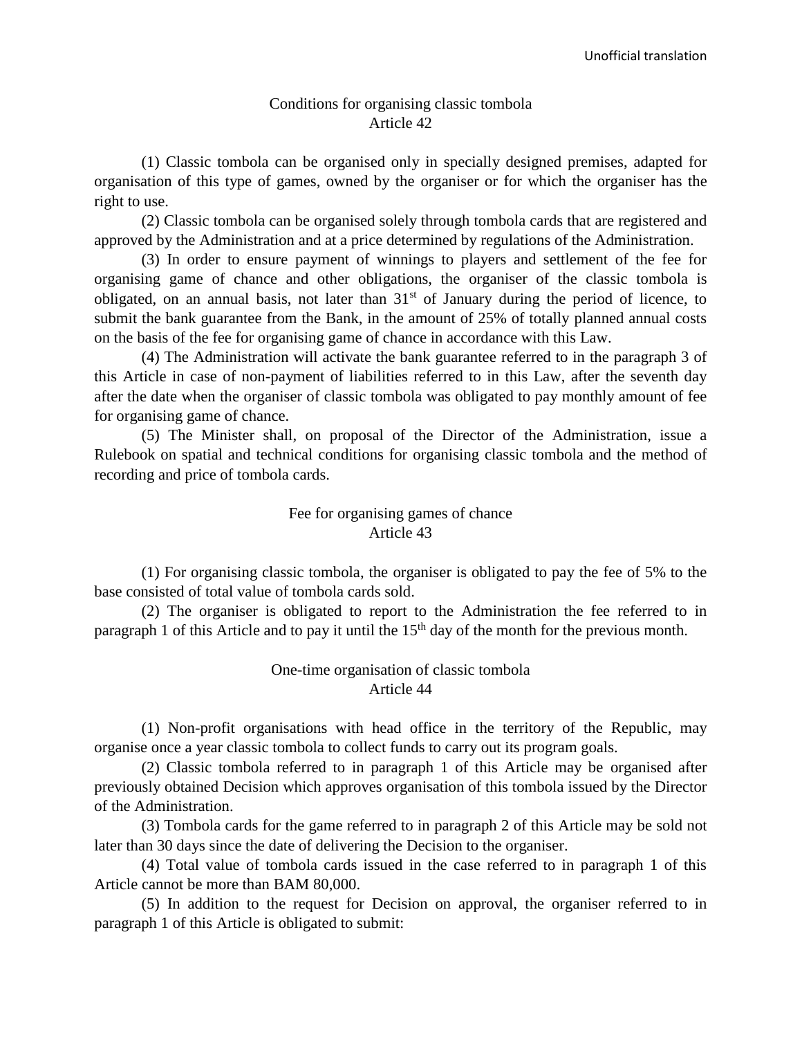### Conditions for organising classic tombola
### Article 42

(1) Classic tombola can be organised only in specially designed premises, adapted for organisation of this type of games, owned by the organiser or for which the organiser has the right to use.

(2) Classic tombola can be organised solely through tombola cards that are registered and approved by the Administration and at a price determined by regulations of the Administration.

(3) In order to ensure payment of winnings to players and settlement of the fee for organising game of chance and other obligations, the organiser of the classic tombola is obligated, on an annual basis, not later than 31st of January during the period of licence, to submit the bank guarantee from the Bank, in the amount of 25% of totally planned annual costs on the basis of the fee for organising game of chance in accordance with this Law.

(4) The Administration will activate the bank guarantee referred to in the paragraph 3 of this Article in case of non-payment of liabilities referred to in this Law, after the seventh day after the date when the organiser of classic tombola was obligated to pay monthly amount of fee for organising game of chance.

(5) The Minister shall, on proposal of the Director of the Administration, issue a Rulebook on spatial and technical conditions for organising classic tombola and the method of recording and price of tombola cards.

### Fee for organising games of chance
### Article 43

(1) For organising classic tombola, the organiser is obligated to pay the fee of 5% to the base consisted of total value of tombola cards sold.

(2) The organiser is obligated to report to the Administration the fee referred to in paragraph 1 of this Article and to pay it until the 15th day of the month for the previous month.

### One-time organisation of classic tombola
### Article 44

(1) Non-profit organisations with head office in the territory of the Republic, may organise once a year classic tombola to collect funds to carry out its program goals.

(2) Classic tombola referred to in paragraph 1 of this Article may be organised after previously obtained Decision which approves organisation of this tombola issued by the Director of the Administration.

(3) Tombola cards for the game referred to in paragraph 2 of this Article may be sold not later than 30 days since the date of delivering the Decision to the organiser.

(4) Total value of tombola cards issued in the case referred to in paragraph 1 of this Article cannot be more than BAM 80,000.

(5) In addition to the request for Decision on approval, the organiser referred to in paragraph 1 of this Article is obligated to submit: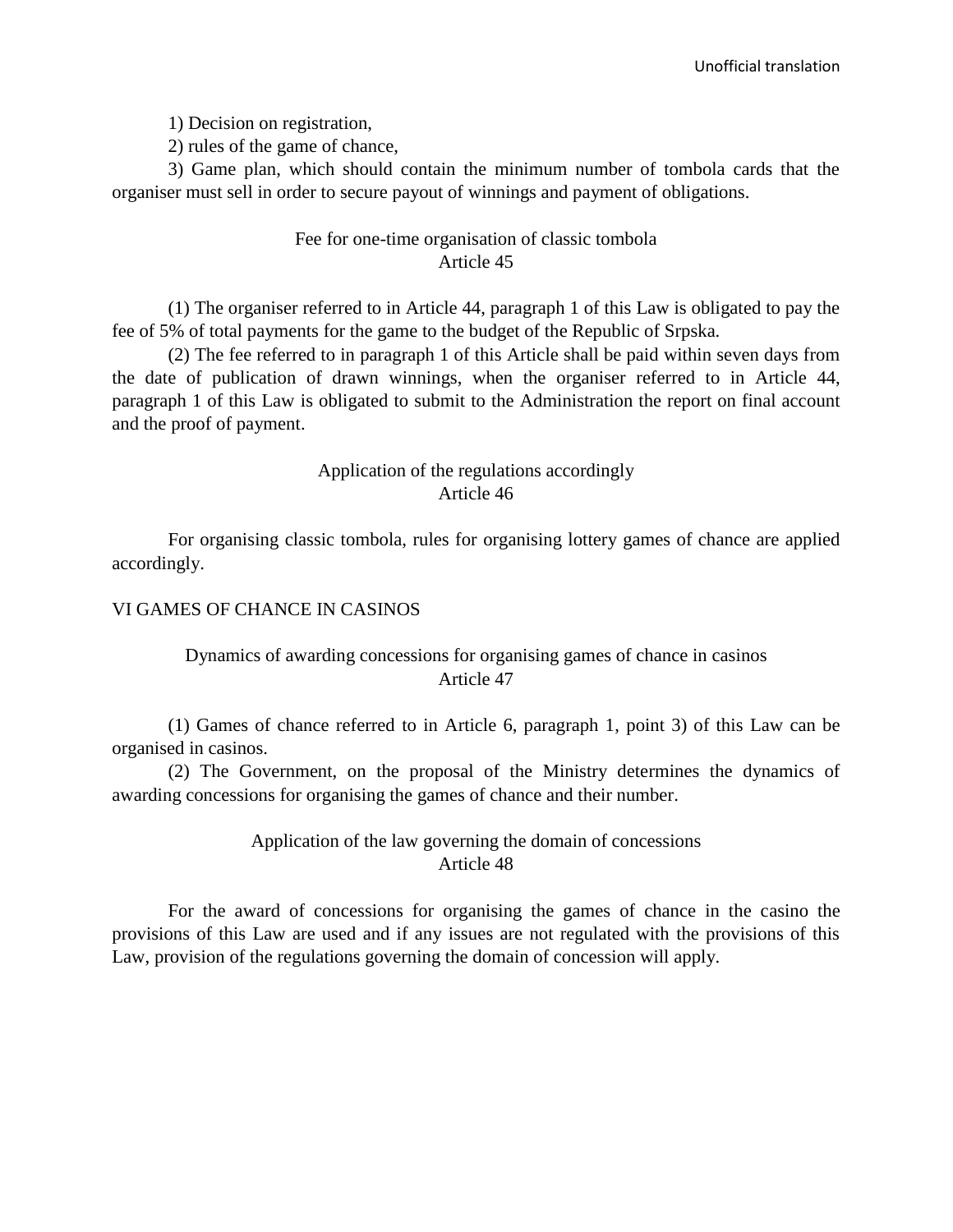1) Decision on registration,

2) rules of the game of chance,

3) Game plan, which should contain the minimum number of tombola cards that the organiser must sell in order to secure payout of winnings and payment of obligations.

### Fee for one-time organisation of classic tombola
### Article 45

(1) The organiser referred to in Article 44, paragraph 1 of this Law is obligated to pay the fee of 5% of total payments for the game to the budget of the Republic of Srpska.

(2) The fee referred to in paragraph 1 of this Article shall be paid within seven days from the date of publication of drawn winnings, when the organiser referred to in Article 44, paragraph 1 of this Law is obligated to submit to the Administration the report on final account and the proof of payment.

### Application of the regulations accordingly
### Article 46

For organising classic tombola, rules for organising lottery games of chance are applied accordingly.

## VI GAMES OF CHANCE IN CASINOS

### Dynamics of awarding concessions for organising games of chance in casinos
### Article 47

(1) Games of chance referred to in Article 6, paragraph 1, point 3) of this Law can be organised in casinos.

(2) The Government, on the proposal of the Ministry determines the dynamics of awarding concessions for organising the games of chance and their number.

### Application of the law governing the domain of concessions
### Article 48

For the award of concessions for organising the games of chance in the casino the provisions of this Law are used and if any issues are not regulated with the provisions of this Law, provision of the regulations governing the domain of concession will apply.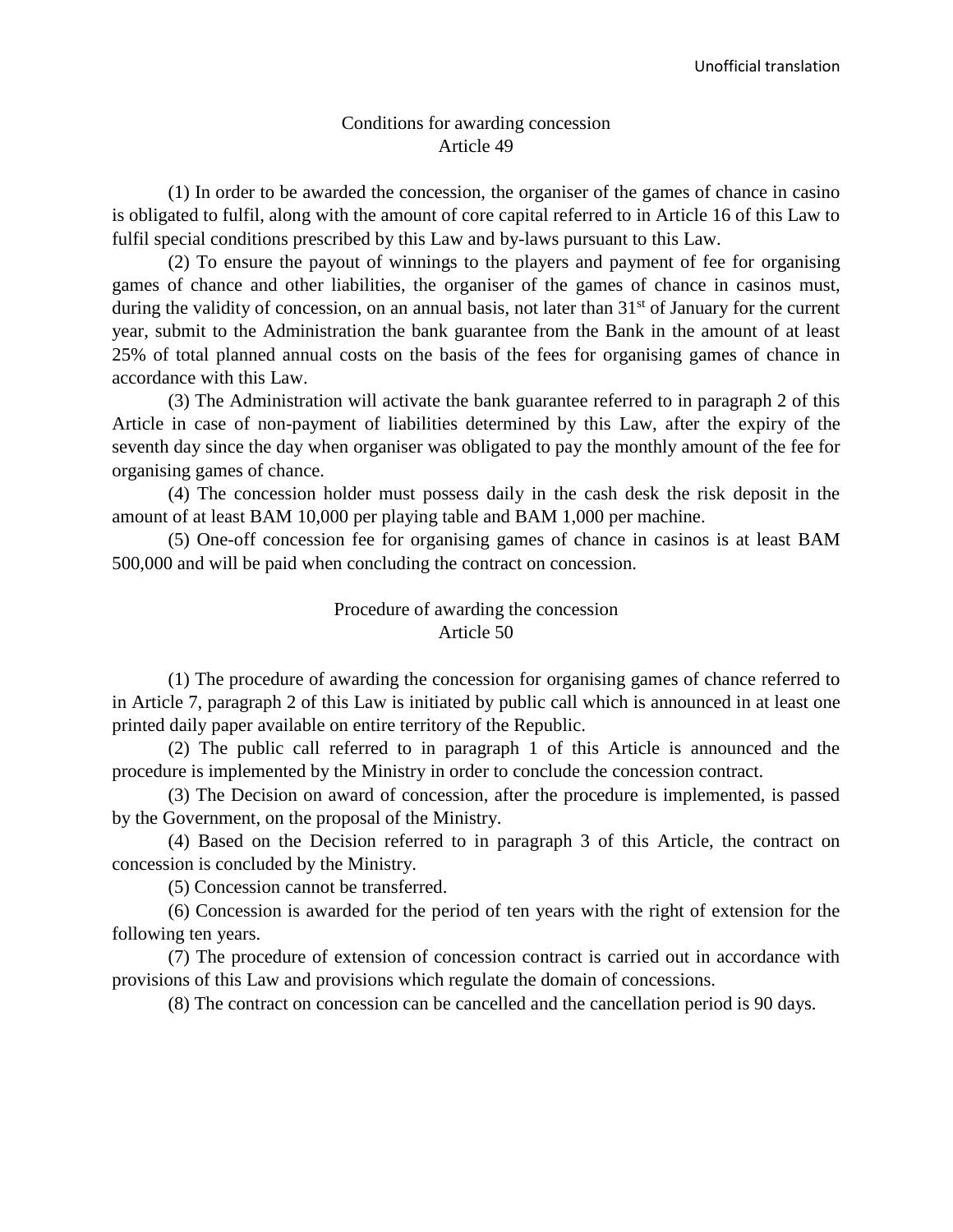## Conditions for awarding concession
## Article 49

(1) In order to be awarded the concession, the organiser of the games of chance in casino is obligated to fulfil, along with the amount of core capital referred to in Article 16 of this Law to fulfil special conditions prescribed by this Law and by-laws pursuant to this Law.

(2) To ensure the payout of winnings to the players and payment of fee for organising games of chance and other liabilities, the organiser of the games of chance in casinos must, during the validity of concession, on an annual basis, not later than 31st of January for the current year, submit to the Administration the bank guarantee from the Bank in the amount of at least 25% of total planned annual costs on the basis of the fees for organising games of chance in accordance with this Law.

(3) The Administration will activate the bank guarantee referred to in paragraph 2 of this Article in case of non-payment of liabilities determined by this Law, after the expiry of the seventh day since the day when organiser was obligated to pay the monthly amount of the fee for organising games of chance.

(4) The concession holder must possess daily in the cash desk the risk deposit in the amount of at least BAM 10,000 per playing table and BAM 1,000 per machine.

(5) One-off concession fee for organising games of chance in casinos is at least BAM 500,000 and will be paid when concluding the contract on concession.

## Procedure of awarding the concession
## Article 50

(1) The procedure of awarding the concession for organising games of chance referred to in Article 7, paragraph 2 of this Law is initiated by public call which is announced in at least one printed daily paper available on entire territory of the Republic.

(2) The public call referred to in paragraph 1 of this Article is announced and the procedure is implemented by the Ministry in order to conclude the concession contract.

(3) The Decision on award of concession, after the procedure is implemented, is passed by the Government, on the proposal of the Ministry.

(4) Based on the Decision referred to in paragraph 3 of this Article, the contract on concession is concluded by the Ministry.

(5) Concession cannot be transferred.

(6) Concession is awarded for the period of ten years with the right of extension for the following ten years.

(7) The procedure of extension of concession contract is carried out in accordance with provisions of this Law and provisions which regulate the domain of concessions.

(8) The contract on concession can be cancelled and the cancellation period is 90 days.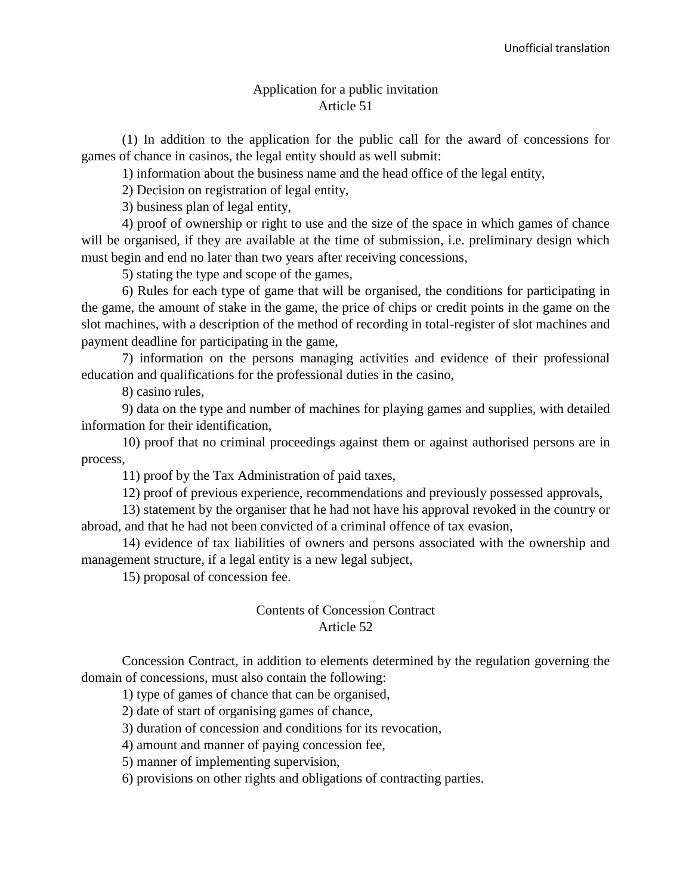### Application for a public invitation
### Article 51

(1) In addition to the application for the public call for the award of concessions for games of chance in casinos, the legal entity should as well submit:

1) information about the business name and the head office of the legal entity,

2) Decision on registration of legal entity,

3) business plan of legal entity,

4) proof of ownership or right to use and the size of the space in which games of chance will be organised, if they are available at the time of submission, i.e. preliminary design which must begin and end no later than two years after receiving concessions,

5) stating the type and scope of the games,

6) Rules for each type of game that will be organised, the conditions for participating in the game, the amount of stake in the game, the price of chips or credit points in the game on the slot machines, with a description of the method of recording in total-register of slot machines and payment deadline for participating in the game,

7) information on the persons managing activities and evidence of their professional education and qualifications for the professional duties in the casino,

8) casino rules,

9) data on the type and number of machines for playing games and supplies, with detailed information for their identification,

10) proof that no criminal proceedings against them or against authorised persons are in process,

11) proof by the Tax Administration of paid taxes,

12) proof of previous experience, recommendations and previously possessed approvals,

13) statement by the organiser that he had not have his approval revoked in the country or abroad, and that he had not been convicted of a criminal offence of tax evasion,

14) evidence of tax liabilities of owners and persons associated with the ownership and management structure, if a legal entity is a new legal subject,

15) proposal of concession fee.

### Contents of Concession Contract
### Article 52

Concession Contract, in addition to elements determined by the regulation governing the domain of concessions, must also contain the following:

1) type of games of chance that can be organised,

2) date of start of organising games of chance,

3) duration of concession and conditions for its revocation,

4) amount and manner of paying concession fee,

5) manner of implementing supervision,

6) provisions on other rights and obligations of contracting parties.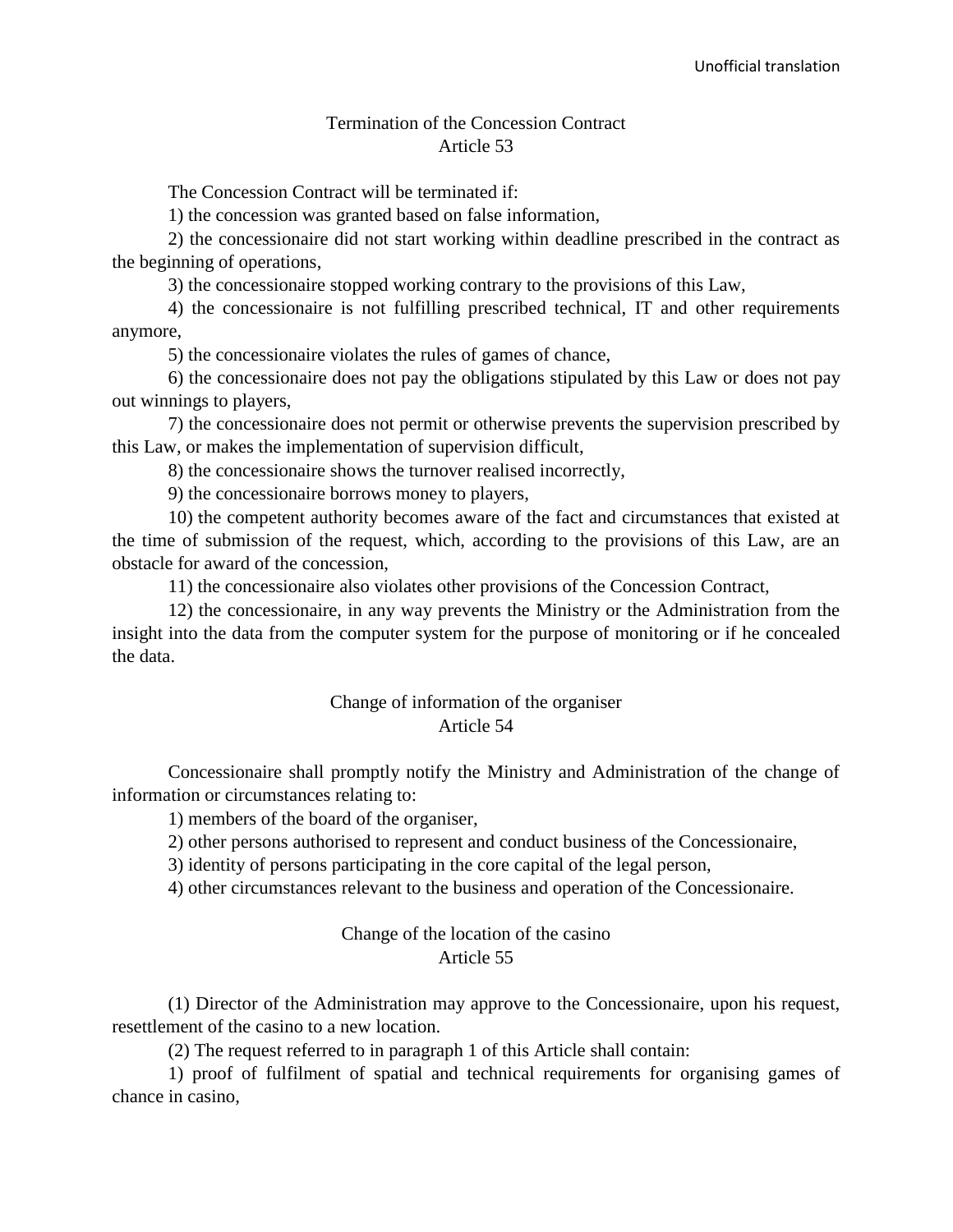## Termination of the Concession Contract
## Article 53

The Concession Contract will be terminated if:

1) the concession was granted based on false information,

2) the concessionaire did not start working within deadline prescribed in the contract as the beginning of operations,

3) the concessionaire stopped working contrary to the provisions of this Law,

4) the concessionaire is not fulfilling prescribed technical, IT and other requirements anymore,

5) the concessionaire violates the rules of games of chance,

6) the concessionaire does not pay the obligations stipulated by this Law or does not pay out winnings to players,

7) the concessionaire does not permit or otherwise prevents the supervision prescribed by this Law, or makes the implementation of supervision difficult,

8) the concessionaire shows the turnover realised incorrectly,

9) the concessionaire borrows money to players,

10) the competent authority becomes aware of the fact and circumstances that existed at the time of submission of the request, which, according to the provisions of this Law, are an obstacle for award of the concession,

11) the concessionaire also violates other provisions of the Concession Contract,

12) the concessionaire, in any way prevents the Ministry or the Administration from the insight into the data from the computer system for the purpose of monitoring or if he concealed the data.

## Change of information of the organiser
## Article 54

Concessionaire shall promptly notify the Ministry and Administration of the change of information or circumstances relating to:

1) members of the board of the organiser,

2) other persons authorised to represent and conduct business of the Concessionaire,

3) identity of persons participating in the core capital of the legal person,

4) other circumstances relevant to the business and operation of the Concessionaire.

## Change of the location of the casino
## Article 55

(1) Director of the Administration may approve to the Concessionaire, upon his request, resettlement of the casino to a new location.

(2) The request referred to in paragraph 1 of this Article shall contain:

1) proof of fulfilment of spatial and technical requirements for organising games of chance in casino,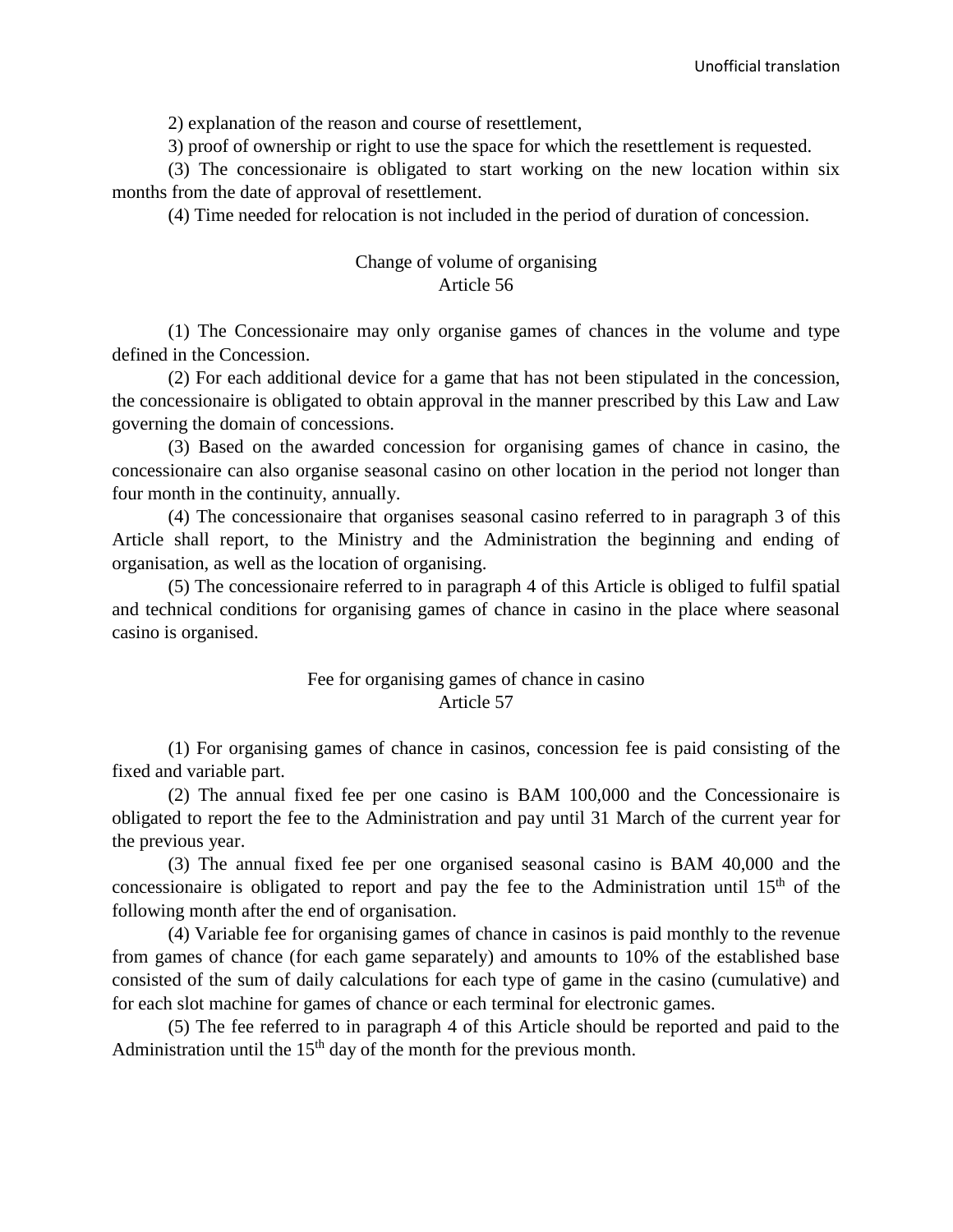2) explanation of the reason and course of resettlement,

3) proof of ownership or right to use the space for which the resettlement is requested.

(3) The concessionaire is obligated to start working on the new location within six months from the date of approval of resettlement.

(4) Time needed for relocation is not included in the period of duration of concession.

### Change of volume of organising
### Article 56

(1) The Concessionaire may only organise games of chances in the volume and type defined in the Concession.

(2) For each additional device for a game that has not been stipulated in the concession, the concessionaire is obligated to obtain approval in the manner prescribed by this Law and Law governing the domain of concessions.

(3) Based on the awarded concession for organising games of chance in casino, the concessionaire can also organise seasonal casino on other location in the period not longer than four month in the continuity, annually.

(4) The concessionaire that organises seasonal casino referred to in paragraph 3 of this Article shall report, to the Ministry and the Administration the beginning and ending of organisation, as well as the location of organising.

(5) The concessionaire referred to in paragraph 4 of this Article is obliged to fulfil spatial and technical conditions for organising games of chance in casino in the place where seasonal casino is organised.

### Fee for organising games of chance in casino
### Article 57

(1) For organising games of chance in casinos, concession fee is paid consisting of the fixed and variable part.

(2) The annual fixed fee per one casino is BAM 100,000 and the Concessionaire is obligated to report the fee to the Administration and pay until 31 March of the current year for the previous year.

(3) The annual fixed fee per one organised seasonal casino is BAM 40,000 and the concessionaire is obligated to report and pay the fee to the Administration until 15th of the following month after the end of organisation.

(4) Variable fee for organising games of chance in casinos is paid monthly to the revenue from games of chance (for each game separately) and amounts to 10% of the established base consisted of the sum of daily calculations for each type of game in the casino (cumulative) and for each slot machine for games of chance or each terminal for electronic games.

(5) The fee referred to in paragraph 4 of this Article should be reported and paid to the Administration until the 15th day of the month for the previous month.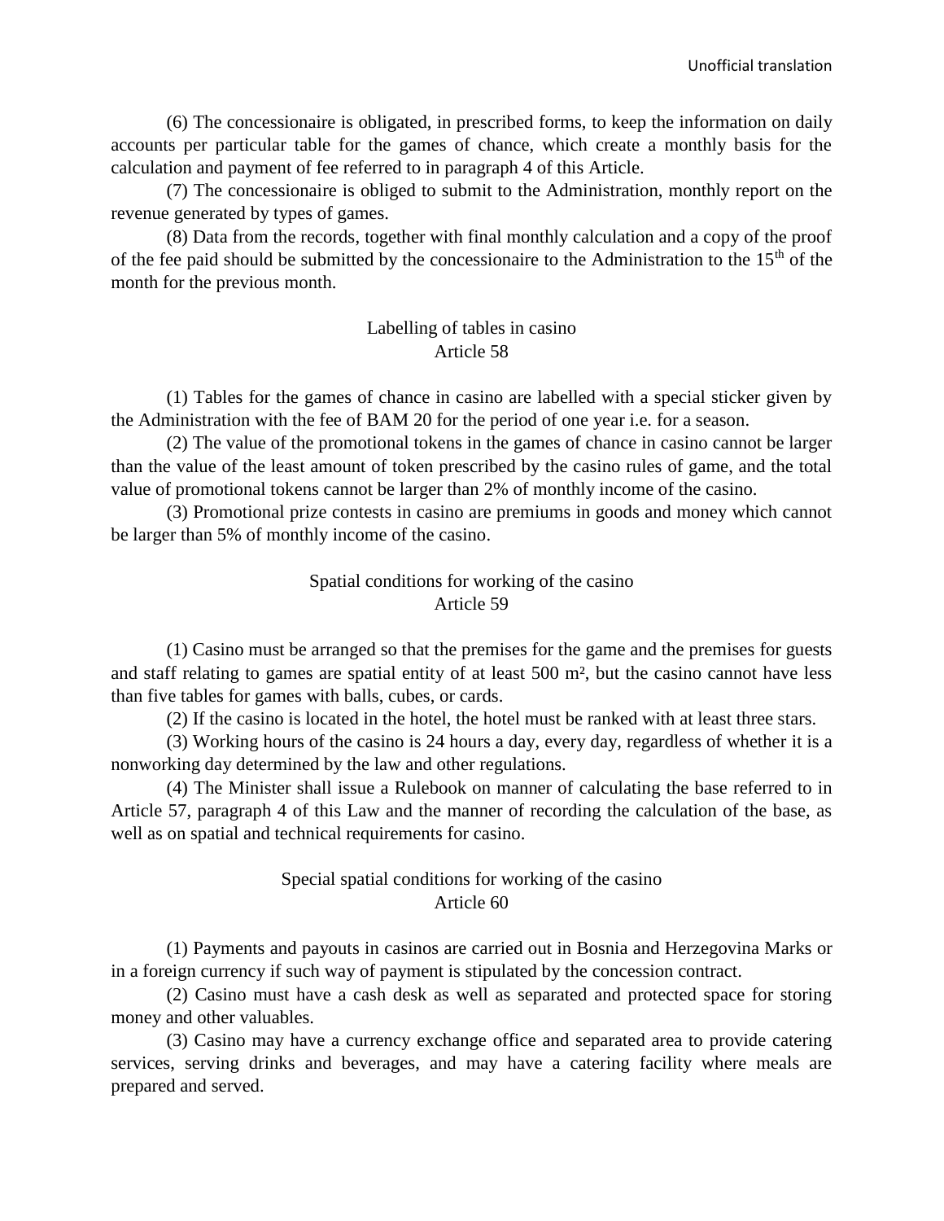(6) The concessionaire is obligated, in prescribed forms, to keep the information on daily accounts per particular table for the games of chance, which create a monthly basis for the calculation and payment of fee referred to in paragraph 4 of this Article.

(7) The concessionaire is obliged to submit to the Administration, monthly report on the revenue generated by types of games.

(8) Data from the records, together with final monthly calculation and a copy of the proof of the fee paid should be submitted by the concessionaire to the Administration to the 15th of the month for the previous month.

### Labelling of tables in casino
### Article 58

(1) Tables for the games of chance in casino are labelled with a special sticker given by the Administration with the fee of BAM 20 for the period of one year i.e. for a season.

(2) The value of the promotional tokens in the games of chance in casino cannot be larger than the value of the least amount of token prescribed by the casino rules of game, and the total value of promotional tokens cannot be larger than 2% of monthly income of the casino.

(3) Promotional prize contests in casino are premiums in goods and money which cannot be larger than 5% of monthly income of the casino.

### Spatial conditions for working of the casino
### Article 59

(1) Casino must be arranged so that the premises for the game and the premises for guests and staff relating to games are spatial entity of at least 500 m², but the casino cannot have less than five tables for games with balls, cubes, or cards.

(2) If the casino is located in the hotel, the hotel must be ranked with at least three stars.

(3) Working hours of the casino is 24 hours a day, every day, regardless of whether it is a nonworking day determined by the law and other regulations.

(4) The Minister shall issue a Rulebook on manner of calculating the base referred to in Article 57, paragraph 4 of this Law and the manner of recording the calculation of the base, as well as on spatial and technical requirements for casino.

### Special spatial conditions for working of the casino
### Article 60

(1) Payments and payouts in casinos are carried out in Bosnia and Herzegovina Marks or in a foreign currency if such way of payment is stipulated by the concession contract.

(2) Casino must have a cash desk as well as separated and protected space for storing money and other valuables.

(3) Casino may have a currency exchange office and separated area to provide catering services, serving drinks and beverages, and may have a catering facility where meals are prepared and served.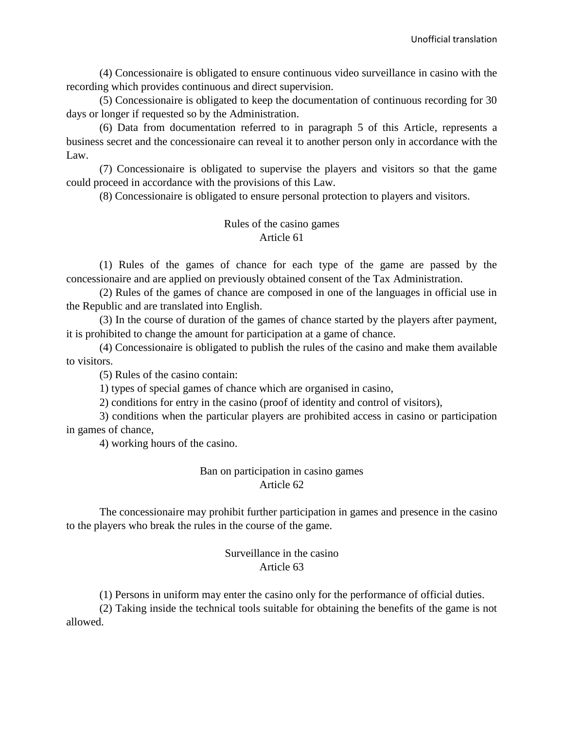(4) Concessionaire is obligated to ensure continuous video surveillance in casino with the recording which provides continuous and direct supervision.

(5) Concessionaire is obligated to keep the documentation of continuous recording for 30 days or longer if requested so by the Administration.

(6) Data from documentation referred to in paragraph 5 of this Article, represents a business secret and the concessionaire can reveal it to another person only in accordance with the Law.

(7) Concessionaire is obligated to supervise the players and visitors so that the game could proceed in accordance with the provisions of this Law.

(8) Concessionaire is obligated to ensure personal protection to players and visitors.

### Rules of the casino games
### Article 61

(1) Rules of the games of chance for each type of the game are passed by the concessionaire and are applied on previously obtained consent of the Tax Administration.

(2) Rules of the games of chance are composed in one of the languages in official use in the Republic and are translated into English.

(3) In the course of duration of the games of chance started by the players after payment, it is prohibited to change the amount for participation at a game of chance.

(4) Concessionaire is obligated to publish the rules of the casino and make them available to visitors.

(5) Rules of the casino contain:

1) types of special games of chance which are organised in casino,

2) conditions for entry in the casino (proof of identity and control of visitors),

3) conditions when the particular players are prohibited access in casino or participation in games of chance,

4) working hours of the casino.

### Ban on participation in casino games
### Article 62

The concessionaire may prohibit further participation in games and presence in the casino to the players who break the rules in the course of the game.

### Surveillance in the casino
### Article 63

(1) Persons in uniform may enter the casino only for the performance of official duties.

(2) Taking inside the technical tools suitable for obtaining the benefits of the game is not allowed.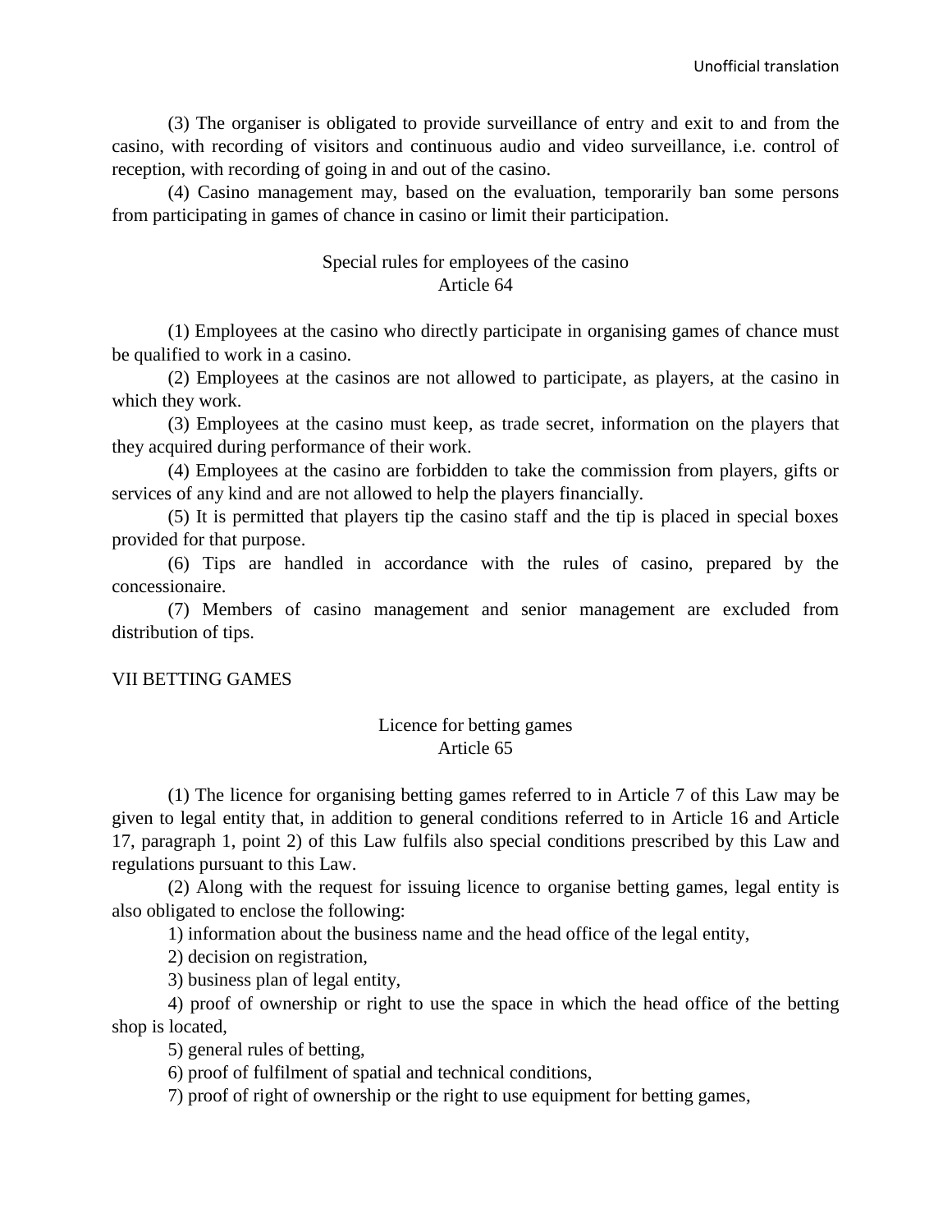(3) The organiser is obligated to provide surveillance of entry and exit to and from the casino, with recording of visitors and continuous audio and video surveillance, i.e. control of reception, with recording of going in and out of the casino.

(4) Casino management may, based on the evaluation, temporarily ban some persons from participating in games of chance in casino or limit their participation.

### Special rules for employees of the casino
### Article 64

(1) Employees at the casino who directly participate in organising games of chance must be qualified to work in a casino.

(2) Employees at the casinos are not allowed to participate, as players, at the casino in which they work.

(3) Employees at the casino must keep, as trade secret, information on the players that they acquired during performance of their work.

(4) Employees at the casino are forbidden to take the commission from players, gifts or services of any kind and are not allowed to help the players financially.

(5) It is permitted that players tip the casino staff and the tip is placed in special boxes provided for that purpose.

(6) Tips are handled in accordance with the rules of casino, prepared by the concessionaire.

(7) Members of casino management and senior management are excluded from distribution of tips.

## VII BETTING GAMES

### Licence for betting games
### Article 65

(1) The licence for organising betting games referred to in Article 7 of this Law may be given to legal entity that, in addition to general conditions referred to in Article 16 and Article 17, paragraph 1, point 2) of this Law fulfils also special conditions prescribed by this Law and regulations pursuant to this Law.

(2) Along with the request for issuing licence to organise betting games, legal entity is also obligated to enclose the following:

1) information about the business name and the head office of the legal entity,

2) decision on registration,

3) business plan of legal entity,

4) proof of ownership or right to use the space in which the head office of the betting shop is located,

5) general rules of betting,

6) proof of fulfilment of spatial and technical conditions,

7) proof of right of ownership or the right to use equipment for betting games,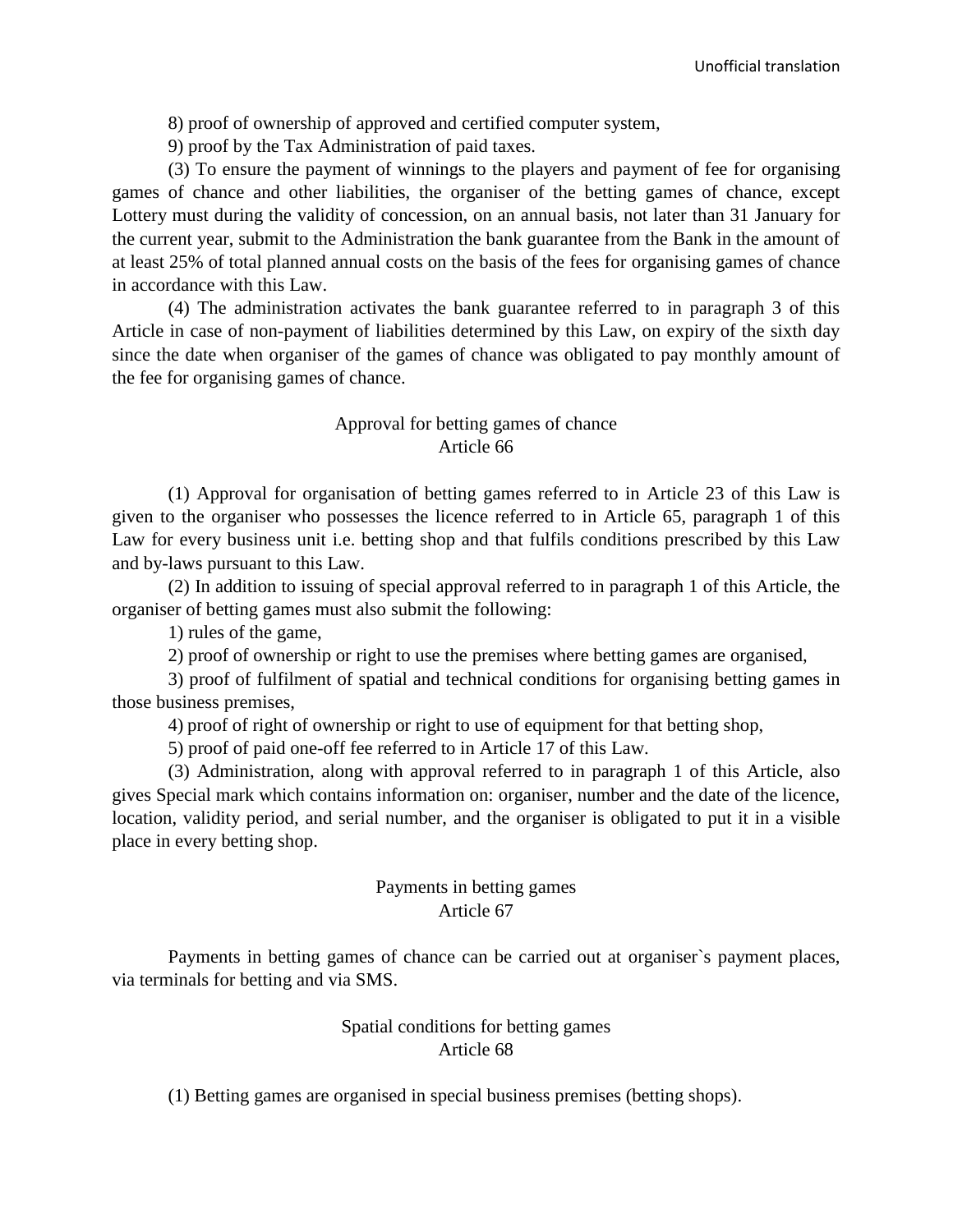8) proof of ownership of approved and certified computer system,

9) proof by the Tax Administration of paid taxes.

(3) To ensure the payment of winnings to the players and payment of fee for organising games of chance and other liabilities, the organiser of the betting games of chance, except Lottery must during the validity of concession, on an annual basis, not later than 31 January for the current year, submit to the Administration the bank guarantee from the Bank in the amount of at least 25% of total planned annual costs on the basis of the fees for organising games of chance in accordance with this Law.

(4) The administration activates the bank guarantee referred to in paragraph 3 of this Article in case of non-payment of liabilities determined by this Law, on expiry of the sixth day since the date when organiser of the games of chance was obligated to pay monthly amount of the fee for organising games of chance.

### Approval for betting games of chance
### Article 66

(1) Approval for organisation of betting games referred to in Article 23 of this Law is given to the organiser who possesses the licence referred to in Article 65, paragraph 1 of this Law for every business unit i.e. betting shop and that fulfils conditions prescribed by this Law and by-laws pursuant to this Law.

(2) In addition to issuing of special approval referred to in paragraph 1 of this Article, the organiser of betting games must also submit the following:

1) rules of the game,

2) proof of ownership or right to use the premises where betting games are organised,

3) proof of fulfilment of spatial and technical conditions for organising betting games in those business premises,

4) proof of right of ownership or right to use of equipment for that betting shop,

5) proof of paid one-off fee referred to in Article 17 of this Law.

(3) Administration, along with approval referred to in paragraph 1 of this Article, also gives Special mark which contains information on: organiser, number and the date of the licence, location, validity period, and serial number, and the organiser is obligated to put it in a visible place in every betting shop.

### Payments in betting games
### Article 67

Payments in betting games of chance can be carried out at organiser`s payment places, via terminals for betting and via SMS.

### Spatial conditions for betting games
### Article 68

(1) Betting games are organised in special business premises (betting shops).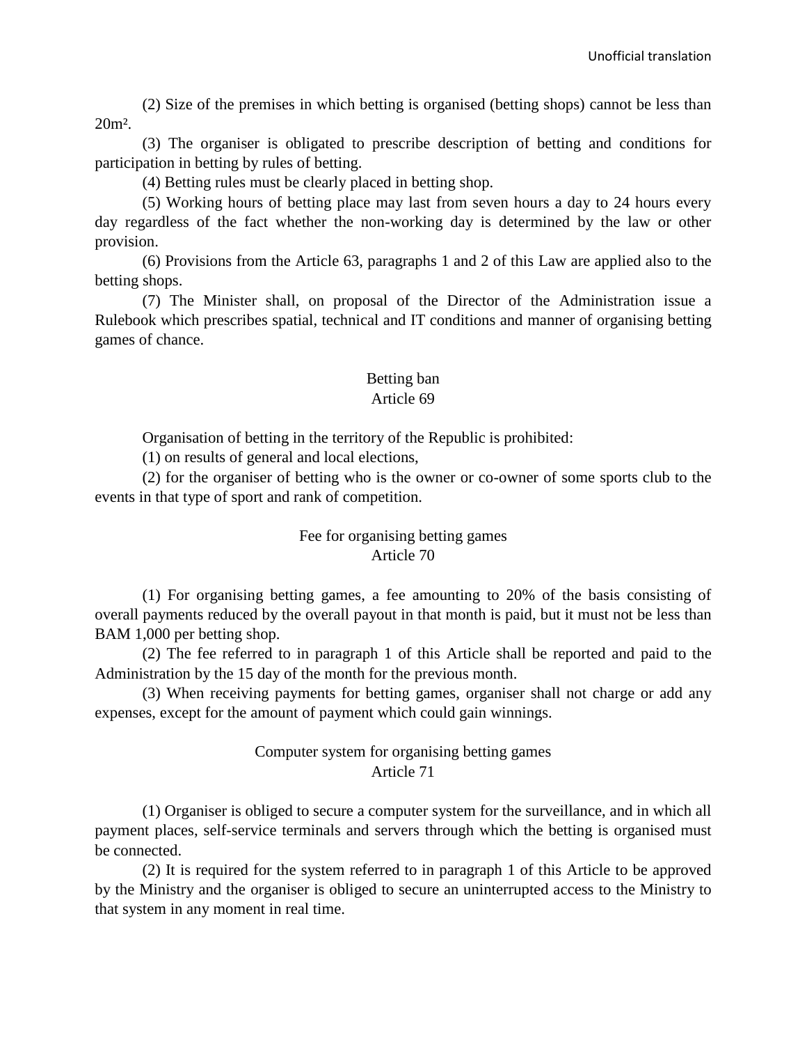(2) Size of the premises in which betting is organised (betting shops) cannot be less than 20m².

(3) The organiser is obligated to prescribe description of betting and conditions for participation in betting by rules of betting.

(4) Betting rules must be clearly placed in betting shop.

(5) Working hours of betting place may last from seven hours a day to 24 hours every day regardless of the fact whether the non-working day is determined by the law or other provision.

(6) Provisions from the Article 63, paragraphs 1 and 2 of this Law are applied also to the betting shops.

(7) The Minister shall, on proposal of the Director of the Administration issue a Rulebook which prescribes spatial, technical and IT conditions and manner of organising betting games of chance.

### Betting ban
### Article 69

Organisation of betting in the territory of the Republic is prohibited:

(1) on results of general and local elections,

(2) for the organiser of betting who is the owner or co-owner of some sports club to the events in that type of sport and rank of competition.

### Fee for organising betting games
### Article 70

(1) For organising betting games, a fee amounting to 20% of the basis consisting of overall payments reduced by the overall payout in that month is paid, but it must not be less than BAM 1,000 per betting shop.

(2) The fee referred to in paragraph 1 of this Article shall be reported and paid to the Administration by the 15 day of the month for the previous month.

(3) When receiving payments for betting games, organiser shall not charge or add any expenses, except for the amount of payment which could gain winnings.

### Computer system for organising betting games
### Article 71

(1) Organiser is obliged to secure a computer system for the surveillance, and in which all payment places, self-service terminals and servers through which the betting is organised must be connected.

(2) It is required for the system referred to in paragraph 1 of this Article to be approved by the Ministry and the organiser is obliged to secure an uninterrupted access to the Ministry to that system in any moment in real time.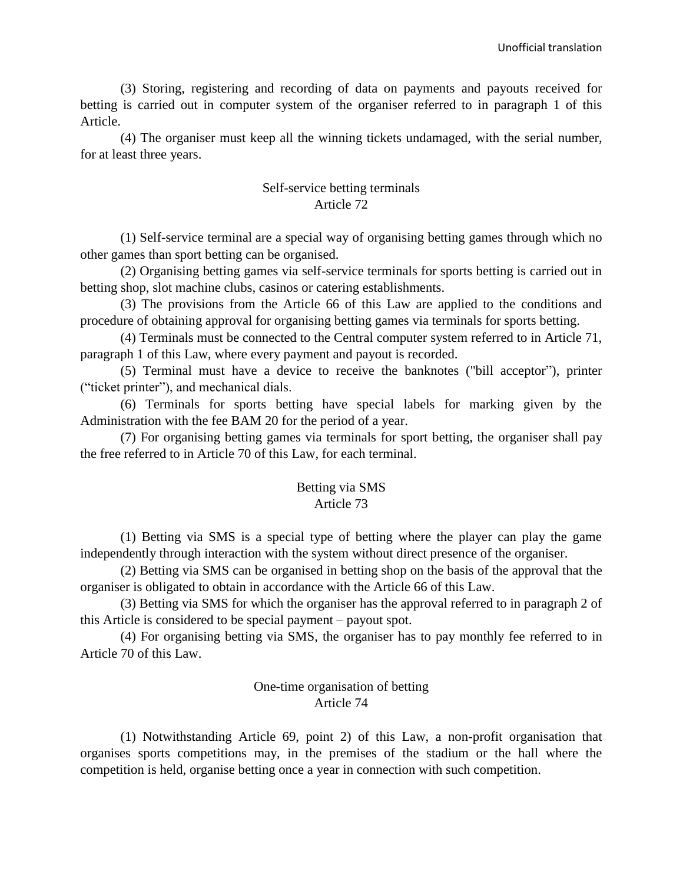(3) Storing, registering and recording of data on payments and payouts received for betting is carried out in computer system of the organiser referred to in paragraph 1 of this Article.

(4) The organiser must keep all the winning tickets undamaged, with the serial number, for at least three years.

### Self-service betting terminals
### Article 72

(1) Self-service terminal are a special way of organising betting games through which no other games than sport betting can be organised.

(2) Organising betting games via self-service terminals for sports betting is carried out in betting shop, slot machine clubs, casinos or catering establishments.

(3) The provisions from the Article 66 of this Law are applied to the conditions and procedure of obtaining approval for organising betting games via terminals for sports betting.

(4) Terminals must be connected to the Central computer system referred to in Article 71, paragraph 1 of this Law, where every payment and payout is recorded.

(5) Terminal must have a device to receive the banknotes ("bill acceptor"), printer ("ticket printer"), and mechanical dials.

(6) Terminals for sports betting have special labels for marking given by the Administration with the fee BAM 20 for the period of a year.

(7) For organising betting games via terminals for sport betting, the organiser shall pay the free referred to in Article 70 of this Law, for each terminal.

### Betting via SMS
### Article 73

(1) Betting via SMS is a special type of betting where the player can play the game independently through interaction with the system without direct presence of the organiser.

(2) Betting via SMS can be organised in betting shop on the basis of the approval that the organiser is obligated to obtain in accordance with the Article 66 of this Law.

(3) Betting via SMS for which the organiser has the approval referred to in paragraph 2 of this Article is considered to be special payment – payout spot.

(4) For organising betting via SMS, the organiser has to pay monthly fee referred to in Article 70 of this Law.

### One-time organisation of betting
### Article 74

(1) Notwithstanding Article 69, point 2) of this Law, a non-profit organisation that organises sports competitions may, in the premises of the stadium or the hall where the competition is held, organise betting once a year in connection with such competition.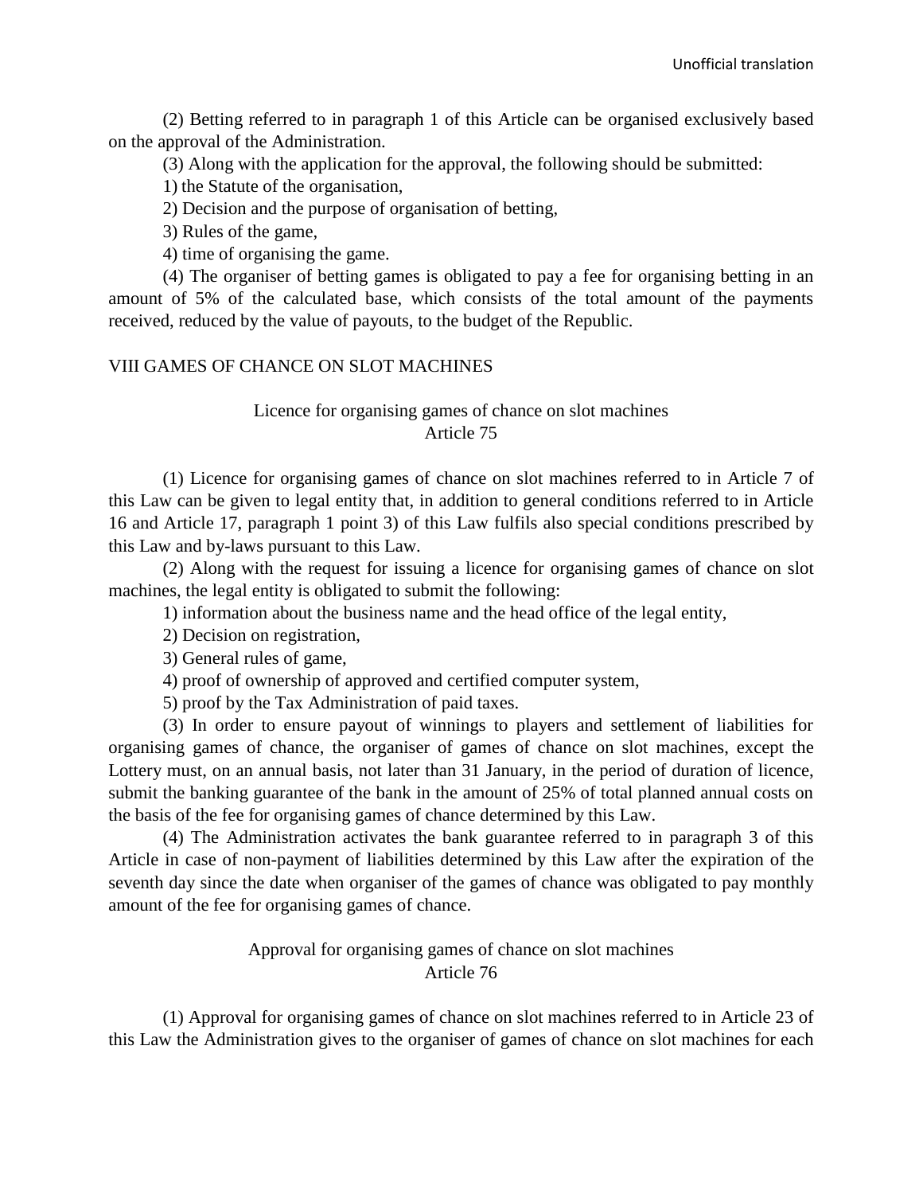(2) Betting referred to in paragraph 1 of this Article can be organised exclusively based on the approval of the Administration.

(3) Along with the application for the approval, the following should be submitted:

1) the Statute of the organisation,

2) Decision and the purpose of organisation of betting,

3) Rules of the game,

4) time of organising the game.

(4) The organiser of betting games is obligated to pay a fee for organising betting in an amount of 5% of the calculated base, which consists of the total amount of the payments received, reduced by the value of payouts, to the budget of the Republic.

## VIII GAMES OF CHANCE ON SLOT MACHINES

### Licence for organising games of chance on slot machines
### Article 75

(1) Licence for organising games of chance on slot machines referred to in Article 7 of this Law can be given to legal entity that, in addition to general conditions referred to in Article 16 and Article 17, paragraph 1 point 3) of this Law fulfils also special conditions prescribed by this Law and by-laws pursuant to this Law.

(2) Along with the request for issuing a licence for organising games of chance on slot machines, the legal entity is obligated to submit the following:

1) information about the business name and the head office of the legal entity,

2) Decision on registration,

3) General rules of game,

4) proof of ownership of approved and certified computer system,

5) proof by the Tax Administration of paid taxes.

(3) In order to ensure payout of winnings to players and settlement of liabilities for organising games of chance, the organiser of games of chance on slot machines, except the Lottery must, on an annual basis, not later than 31 January, in the period of duration of licence, submit the banking guarantee of the bank in the amount of 25% of total planned annual costs on the basis of the fee for organising games of chance determined by this Law.

(4) The Administration activates the bank guarantee referred to in paragraph 3 of this Article in case of non-payment of liabilities determined by this Law after the expiration of the seventh day since the date when organiser of the games of chance was obligated to pay monthly amount of the fee for organising games of chance.

### Approval for organising games of chance on slot machines
### Article 76

(1) Approval for organising games of chance on slot machines referred to in Article 23 of this Law the Administration gives to the organiser of games of chance on slot machines for each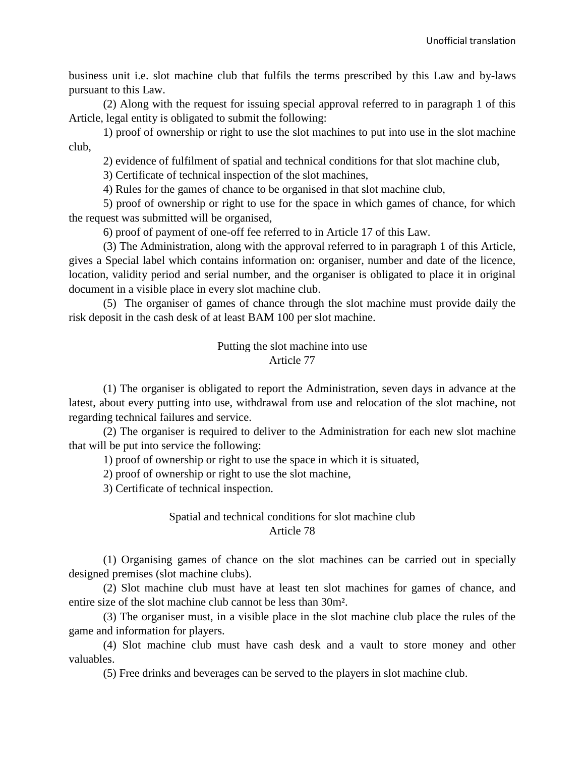business unit i.e. slot machine club that fulfils the terms prescribed by this Law and by-laws pursuant to this Law.

(2) Along with the request for issuing special approval referred to in paragraph 1 of this Article, legal entity is obligated to submit the following:

1) proof of ownership or right to use the slot machines to put into use in the slot machine club,

2) evidence of fulfilment of spatial and technical conditions for that slot machine club,

3) Certificate of technical inspection of the slot machines,

4) Rules for the games of chance to be organised in that slot machine club,

5) proof of ownership or right to use for the space in which games of chance, for which the request was submitted will be organised,

6) proof of payment of one-off fee referred to in Article 17 of this Law.

(3) The Administration, along with the approval referred to in paragraph 1 of this Article, gives a Special label which contains information on: organiser, number and date of the licence, location, validity period and serial number, and the organiser is obligated to place it in original document in a visible place in every slot machine club.

(5) The organiser of games of chance through the slot machine must provide daily the risk deposit in the cash desk of at least BAM 100 per slot machine.

### Putting the slot machine into use
### Article 77

(1) The organiser is obligated to report the Administration, seven days in advance at the latest, about every putting into use, withdrawal from use and relocation of the slot machine, not regarding technical failures and service.

(2) The organiser is required to deliver to the Administration for each new slot machine that will be put into service the following:

1) proof of ownership or right to use the space in which it is situated,

2) proof of ownership or right to use the slot machine,

3) Certificate of technical inspection.

### Spatial and technical conditions for slot machine club
### Article 78

(1) Organising games of chance on the slot machines can be carried out in specially designed premises (slot machine clubs).

(2) Slot machine club must have at least ten slot machines for games of chance, and entire size of the slot machine club cannot be less than 30m².

(3) The organiser must, in a visible place in the slot machine club place the rules of the game and information for players.

(4) Slot machine club must have cash desk and a vault to store money and other valuables.

(5) Free drinks and beverages can be served to the players in slot machine club.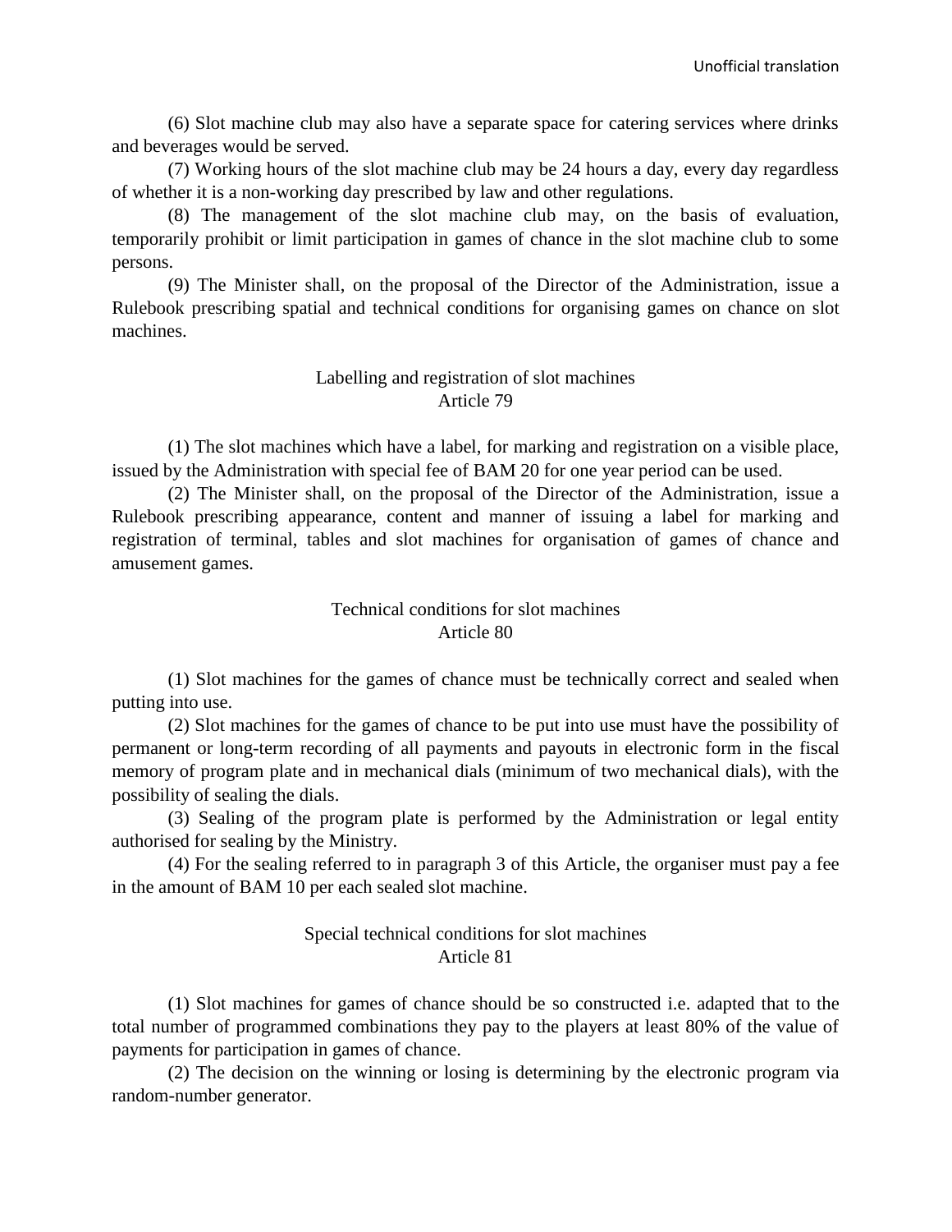(6) Slot machine club may also have a separate space for catering services where drinks and beverages would be served.

(7) Working hours of the slot machine club may be 24 hours a day, every day regardless of whether it is a non-working day prescribed by law and other regulations.

(8) The management of the slot machine club may, on the basis of evaluation, temporarily prohibit or limit participation in games of chance in the slot machine club to some persons.

(9) The Minister shall, on the proposal of the Director of the Administration, issue a Rulebook prescribing spatial and technical conditions for organising games on chance on slot machines.

### Labelling and registration of slot machines
### Article 79

(1) The slot machines which have a label, for marking and registration on a visible place, issued by the Administration with special fee of BAM 20 for one year period can be used.

(2) The Minister shall, on the proposal of the Director of the Administration, issue a Rulebook prescribing appearance, content and manner of issuing a label for marking and registration of terminal, tables and slot machines for organisation of games of chance and amusement games.

### Technical conditions for slot machines
### Article 80

(1) Slot machines for the games of chance must be technically correct and sealed when putting into use.

(2) Slot machines for the games of chance to be put into use must have the possibility of permanent or long-term recording of all payments and payouts in electronic form in the fiscal memory of program plate and in mechanical dials (minimum of two mechanical dials), with the possibility of sealing the dials.

(3) Sealing of the program plate is performed by the Administration or legal entity authorised for sealing by the Ministry.

(4) For the sealing referred to in paragraph 3 of this Article, the organiser must pay a fee in the amount of BAM 10 per each sealed slot machine.

### Special technical conditions for slot machines
### Article 81

(1) Slot machines for games of chance should be so constructed i.e. adapted that to the total number of programmed combinations they pay to the players at least 80% of the value of payments for participation in games of chance.

(2) The decision on the winning or losing is determining by the electronic program via random-number generator.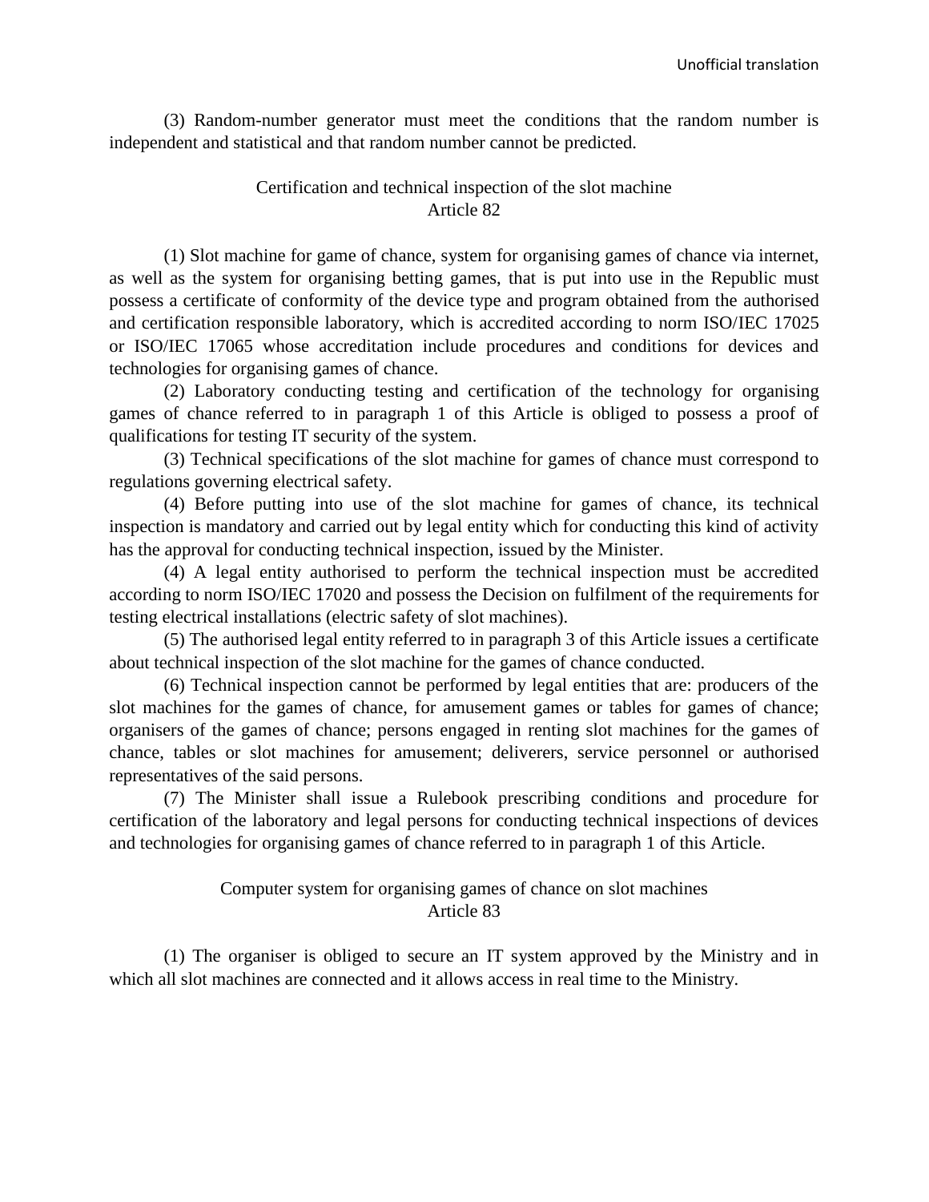(3) Random-number generator must meet the conditions that the random number is independent and statistical and that random number cannot be predicted.

### Certification and technical inspection of the slot machine
### Article 82

(1) Slot machine for game of chance, system for organising games of chance via internet, as well as the system for organising betting games, that is put into use in the Republic must possess a certificate of conformity of the device type and program obtained from the authorised and certification responsible laboratory, which is accredited according to norm ISO/IEC 17025 or ISO/IEC 17065 whose accreditation include procedures and conditions for devices and technologies for organising games of chance.

(2) Laboratory conducting testing and certification of the technology for organising games of chance referred to in paragraph 1 of this Article is obliged to possess a proof of qualifications for testing IT security of the system.

(3) Technical specifications of the slot machine for games of chance must correspond to regulations governing electrical safety.

(4) Before putting into use of the slot machine for games of chance, its technical inspection is mandatory and carried out by legal entity which for conducting this kind of activity has the approval for conducting technical inspection, issued by the Minister.

(4) A legal entity authorised to perform the technical inspection must be accredited according to norm ISO/IEC 17020 and possess the Decision on fulfilment of the requirements for testing electrical installations (electric safety of slot machines).

(5) The authorised legal entity referred to in paragraph 3 of this Article issues a certificate about technical inspection of the slot machine for the games of chance conducted.

(6) Technical inspection cannot be performed by legal entities that are: producers of the slot machines for the games of chance, for amusement games or tables for games of chance; organisers of the games of chance; persons engaged in renting slot machines for the games of chance, tables or slot machines for amusement; deliverers, service personnel or authorised representatives of the said persons.

(7) The Minister shall issue a Rulebook prescribing conditions and procedure for certification of the laboratory and legal persons for conducting technical inspections of devices and technologies for organising games of chance referred to in paragraph 1 of this Article.

### Computer system for organising games of chance on slot machines
### Article 83

(1) The organiser is obliged to secure an IT system approved by the Ministry and in which all slot machines are connected and it allows access in real time to the Ministry.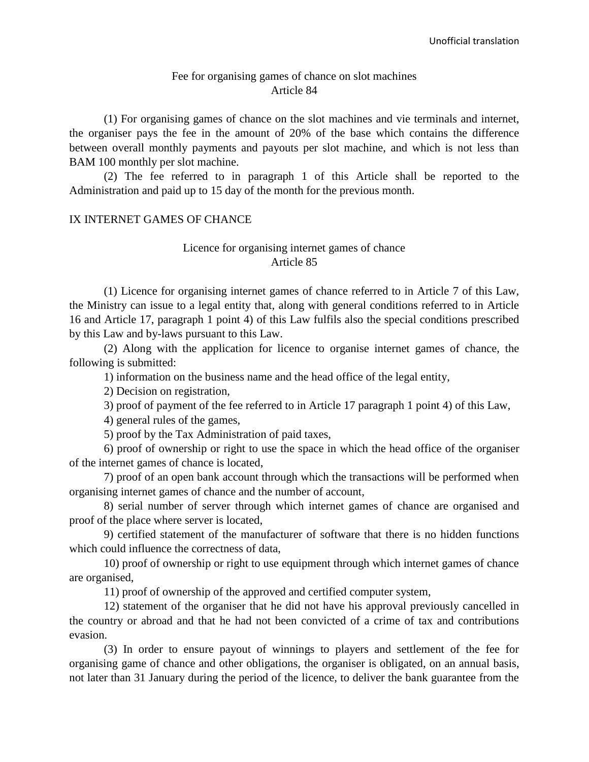### Fee for organising games of chance on slot machines
### Article 84

(1) For organising games of chance on the slot machines and vie terminals and internet, the organiser pays the fee in the amount of 20% of the base which contains the difference between overall monthly payments and payouts per slot machine, and which is not less than BAM 100 monthly per slot machine.

(2) The fee referred to in paragraph 1 of this Article shall be reported to the Administration and paid up to 15 day of the month for the previous month.

## IX INTERNET GAMES OF CHANCE

### Licence for organising internet games of chance
### Article 85

(1) Licence for organising internet games of chance referred to in Article 7 of this Law, the Ministry can issue to a legal entity that, along with general conditions referred to in Article 16 and Article 17, paragraph 1 point 4) of this Law fulfils also the special conditions prescribed by this Law and by-laws pursuant to this Law.

(2) Along with the application for licence to organise internet games of chance, the following is submitted:

1) information on the business name and the head office of the legal entity,

2) Decision on registration,

3) proof of payment of the fee referred to in Article 17 paragraph 1 point 4) of this Law,

4) general rules of the games,

5) proof by the Tax Administration of paid taxes,

6) proof of ownership or right to use the space in which the head office of the organiser of the internet games of chance is located,

7) proof of an open bank account through which the transactions will be performed when organising internet games of chance and the number of account,

8) serial number of server through which internet games of chance are organised and proof of the place where server is located,

9) certified statement of the manufacturer of software that there is no hidden functions which could influence the correctness of data,

10) proof of ownership or right to use equipment through which internet games of chance are organised,

11) proof of ownership of the approved and certified computer system,

12) statement of the organiser that he did not have his approval previously cancelled in the country or abroad and that he had not been convicted of a crime of tax and contributions evasion.

(3) In order to ensure payout of winnings to players and settlement of the fee for organising game of chance and other obligations, the organiser is obligated, on an annual basis, not later than 31 January during the period of the licence, to deliver the bank guarantee from the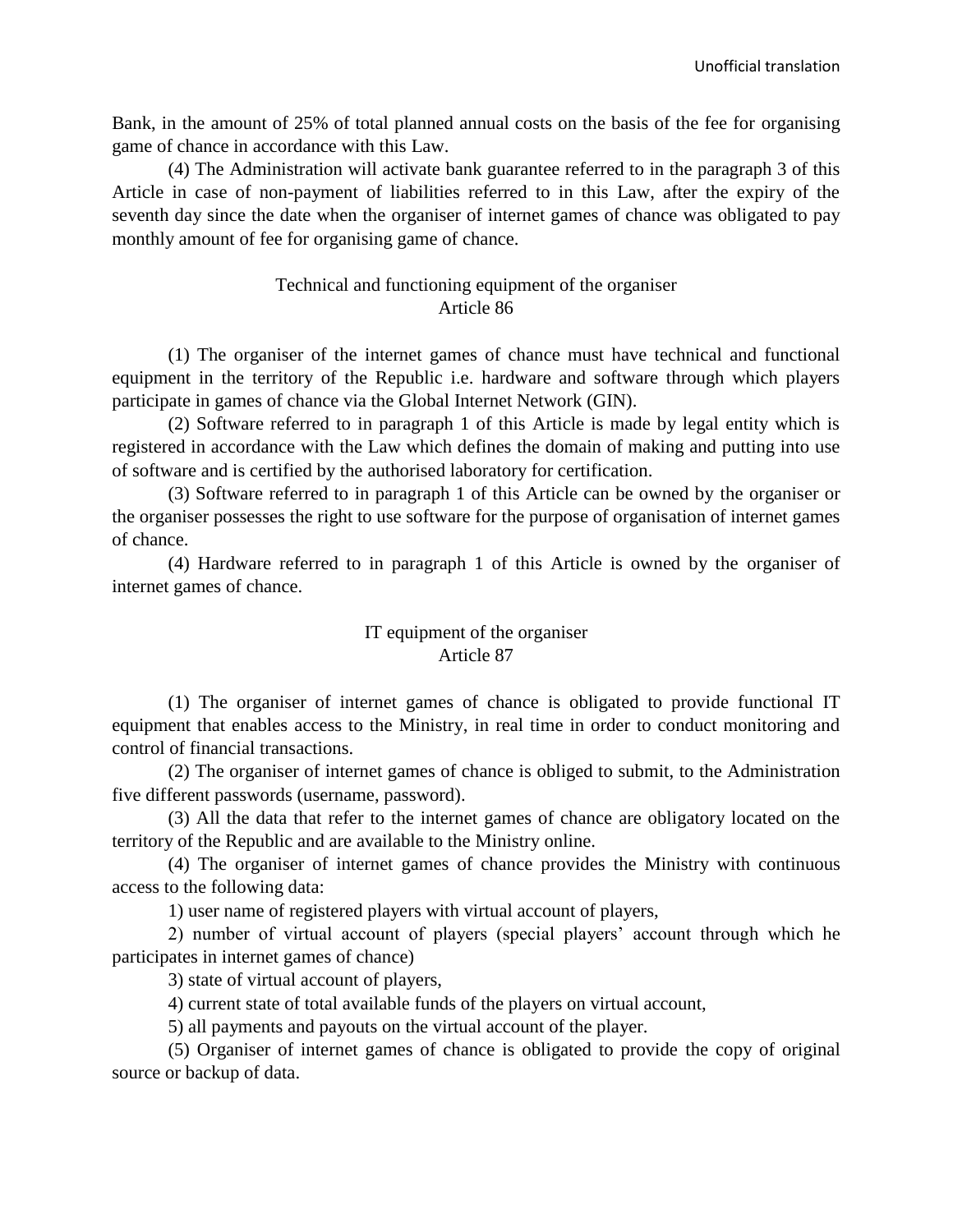Bank, in the amount of 25% of total planned annual costs on the basis of the fee for organising game of chance in accordance with this Law.

(4) The Administration will activate bank guarantee referred to in the paragraph 3 of this Article in case of non-payment of liabilities referred to in this Law, after the expiry of the seventh day since the date when the organiser of internet games of chance was obligated to pay monthly amount of fee for organising game of chance.

### Technical and functioning equipment of the organiser
### Article 86

(1) The organiser of the internet games of chance must have technical and functional equipment in the territory of the Republic i.e. hardware and software through which players participate in games of chance via the Global Internet Network (GIN).

(2) Software referred to in paragraph 1 of this Article is made by legal entity which is registered in accordance with the Law which defines the domain of making and putting into use of software and is certified by the authorised laboratory for certification.

(3) Software referred to in paragraph 1 of this Article can be owned by the organiser or the organiser possesses the right to use software for the purpose of organisation of internet games of chance.

(4) Hardware referred to in paragraph 1 of this Article is owned by the organiser of internet games of chance.

### IT equipment of the organiser
### Article 87

(1) The organiser of internet games of chance is obligated to provide functional IT equipment that enables access to the Ministry, in real time in order to conduct monitoring and control of financial transactions.

(2) The organiser of internet games of chance is obliged to submit, to the Administration five different passwords (username, password).

(3) All the data that refer to the internet games of chance are obligatory located on the territory of the Republic and are available to the Ministry online.

(4) The organiser of internet games of chance provides the Ministry with continuous access to the following data:

1) user name of registered players with virtual account of players,

2) number of virtual account of players (special players' account through which he participates in internet games of chance)

3) state of virtual account of players,

4) current state of total available funds of the players on virtual account,

5) all payments and payouts on the virtual account of the player.

(5) Organiser of internet games of chance is obligated to provide the copy of original source or backup of data.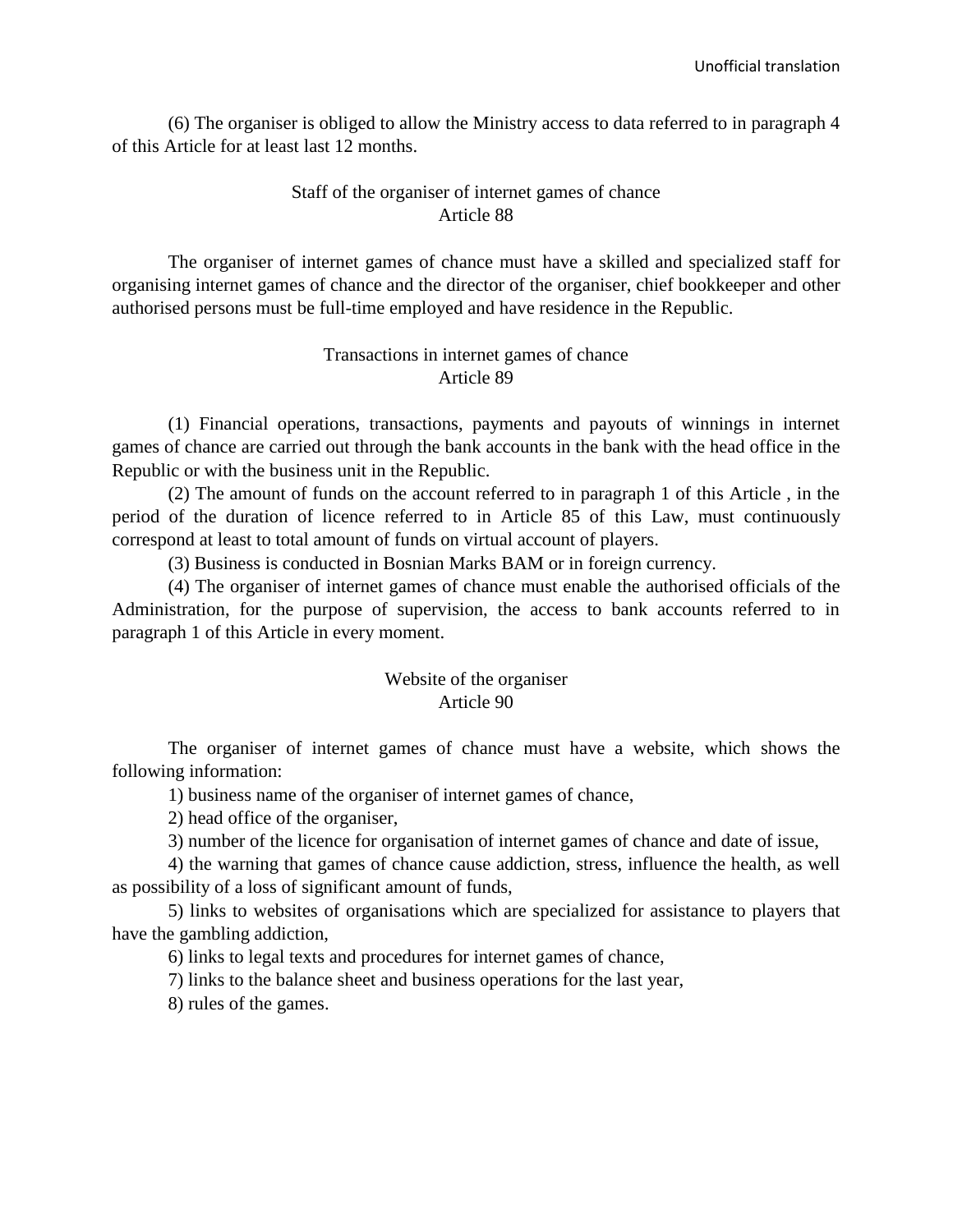(6) The organiser is obliged to allow the Ministry access to data referred to in paragraph 4 of this Article for at least last 12 months.

### Staff of the organiser of internet games of chance
### Article 88

The organiser of internet games of chance must have a skilled and specialized staff for organising internet games of chance and the director of the organiser, chief bookkeeper and other authorised persons must be full-time employed and have residence in the Republic.

### Transactions in internet games of chance
### Article 89

(1) Financial operations, transactions, payments and payouts of winnings in internet games of chance are carried out through the bank accounts in the bank with the head office in the Republic or with the business unit in the Republic.

(2) The amount of funds on the account referred to in paragraph 1 of this Article , in the period of the duration of licence referred to in Article 85 of this Law, must continuously correspond at least to total amount of funds on virtual account of players.

(3) Business is conducted in Bosnian Marks BAM or in foreign currency.

(4) The organiser of internet games of chance must enable the authorised officials of the Administration, for the purpose of supervision, the access to bank accounts referred to in paragraph 1 of this Article in every moment.

### Website of the organiser
### Article 90

The organiser of internet games of chance must have a website, which shows the following information:

1) business name of the organiser of internet games of chance,

2) head office of the organiser,

3) number of the licence for organisation of internet games of chance and date of issue,

4) the warning that games of chance cause addiction, stress, influence the health, as well as possibility of a loss of significant amount of funds,

5) links to websites of organisations which are specialized for assistance to players that have the gambling addiction,

6) links to legal texts and procedures for internet games of chance,

7) links to the balance sheet and business operations for the last year,

8) rules of the games.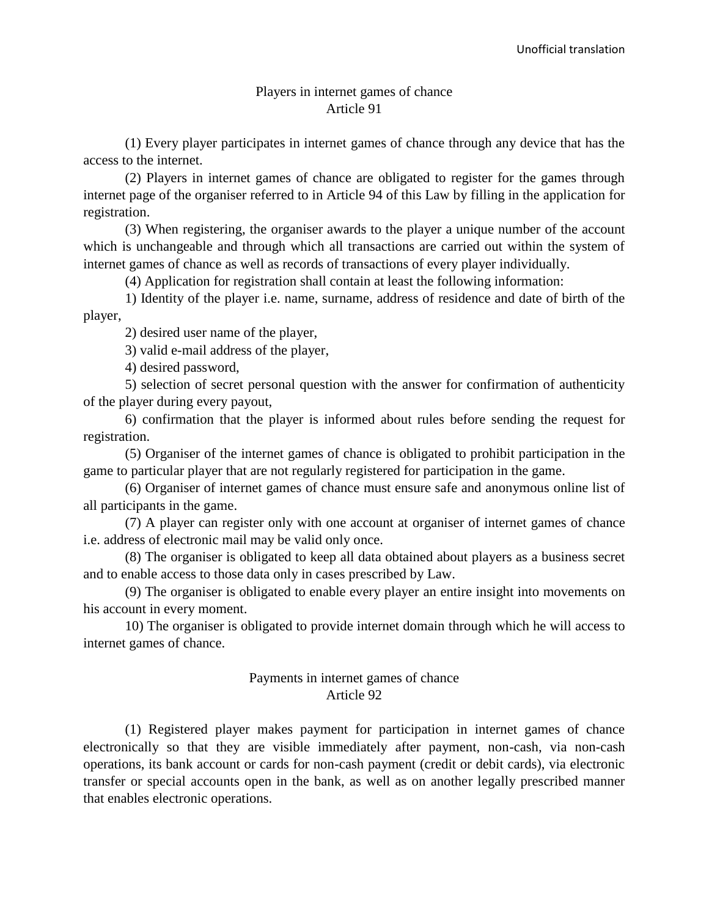## Players in internet games of chance
## Article 91

(1) Every player participates in internet games of chance through any device that has the access to the internet.

(2) Players in internet games of chance are obligated to register for the games through internet page of the organiser referred to in Article 94 of this Law by filling in the application for registration.

(3) When registering, the organiser awards to the player a unique number of the account which is unchangeable and through which all transactions are carried out within the system of internet games of chance as well as records of transactions of every player individually.

(4) Application for registration shall contain at least the following information:

1) Identity of the player i.e. name, surname, address of residence and date of birth of the player,

2) desired user name of the player,

3) valid e-mail address of the player,

4) desired password,

5) selection of secret personal question with the answer for confirmation of authenticity of the player during every payout,

6) confirmation that the player is informed about rules before sending the request for registration.

(5) Organiser of the internet games of chance is obligated to prohibit participation in the game to particular player that are not regularly registered for participation in the game.

(6) Organiser of internet games of chance must ensure safe and anonymous online list of all participants in the game.

(7) A player can register only with one account at organiser of internet games of chance i.e. address of electronic mail may be valid only once.

(8) The organiser is obligated to keep all data obtained about players as a business secret and to enable access to those data only in cases prescribed by Law.

(9) The organiser is obligated to enable every player an entire insight into movements on his account in every moment.

10) The organiser is obligated to provide internet domain through which he will access to internet games of chance.

## Payments in internet games of chance
## Article 92

(1) Registered player makes payment for participation in internet games of chance electronically so that they are visible immediately after payment, non-cash, via non-cash operations, its bank account or cards for non-cash payment (credit or debit cards), via electronic transfer or special accounts open in the bank, as well as on another legally prescribed manner that enables electronic operations.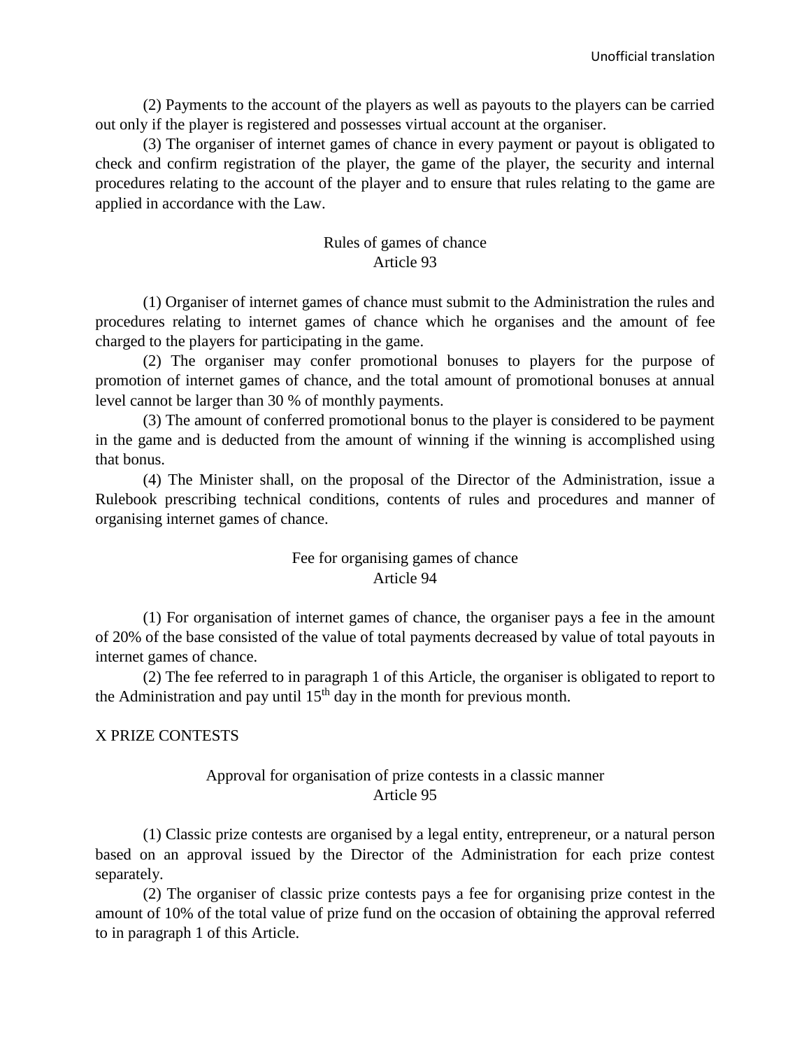(2) Payments to the account of the players as well as payouts to the players can be carried out only if the player is registered and possesses virtual account at the organiser.

(3) The organiser of internet games of chance in every payment or payout is obligated to check and confirm registration of the player, the game of the player, the security and internal procedures relating to the account of the player and to ensure that rules relating to the game are applied in accordance with the Law.

### Rules of games of chance
### Article 93

(1) Organiser of internet games of chance must submit to the Administration the rules and procedures relating to internet games of chance which he organises and the amount of fee charged to the players for participating in the game.

(2) The organiser may confer promotional bonuses to players for the purpose of promotion of internet games of chance, and the total amount of promotional bonuses at annual level cannot be larger than 30 % of monthly payments.

(3) The amount of conferred promotional bonus to the player is considered to be payment in the game and is deducted from the amount of winning if the winning is accomplished using that bonus.

(4) The Minister shall, on the proposal of the Director of the Administration, issue a Rulebook prescribing technical conditions, contents of rules and procedures and manner of organising internet games of chance.

### Fee for organising games of chance
### Article 94

(1) For organisation of internet games of chance, the organiser pays a fee in the amount of 20% of the base consisted of the value of total payments decreased by value of total payouts in internet games of chance.

(2) The fee referred to in paragraph 1 of this Article, the organiser is obligated to report to the Administration and pay until 15th day in the month for previous month.

## X PRIZE CONTESTS

### Approval for organisation of prize contests in a classic manner
### Article 95

(1) Classic prize contests are organised by a legal entity, entrepreneur, or a natural person based on an approval issued by the Director of the Administration for each prize contest separately.

(2) The organiser of classic prize contests pays a fee for organising prize contest in the amount of 10% of the total value of prize fund on the occasion of obtaining the approval referred to in paragraph 1 of this Article.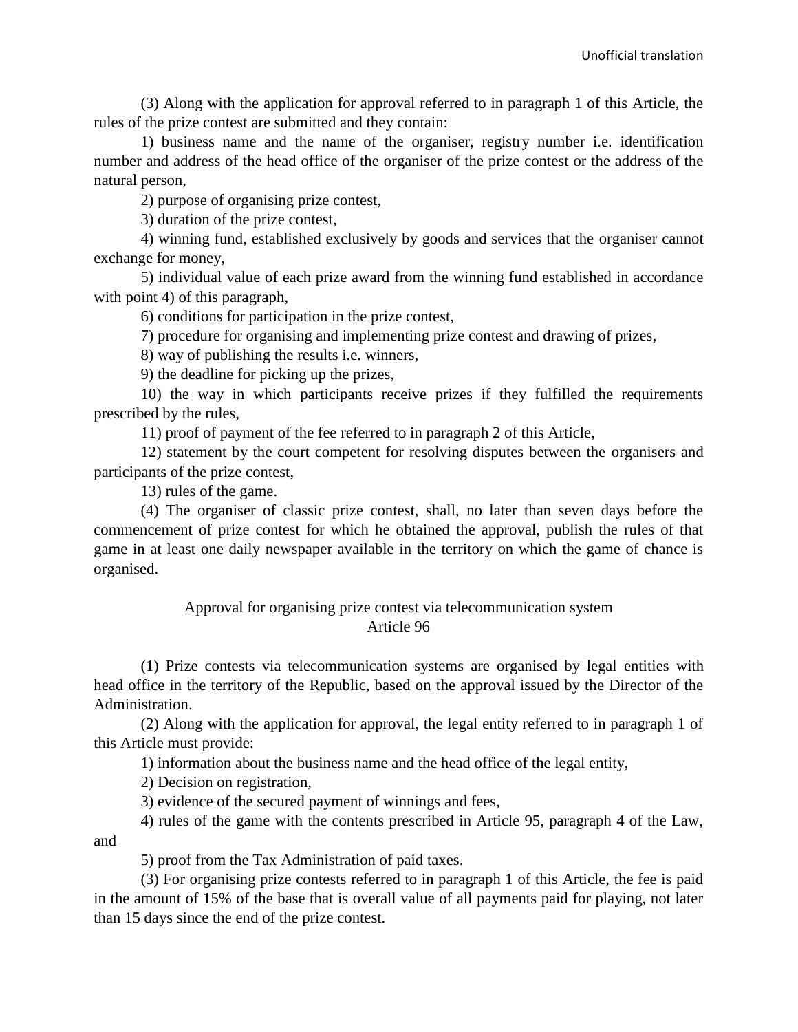(3) Along with the application for approval referred to in paragraph 1 of this Article, the rules of the prize contest are submitted and they contain:

1) business name and the name of the organiser, registry number i.e. identification number and address of the head office of the organiser of the prize contest or the address of the natural person,

2) purpose of organising prize contest,

3) duration of the prize contest,

4) winning fund, established exclusively by goods and services that the organiser cannot exchange for money,

5) individual value of each prize award from the winning fund established in accordance with point 4) of this paragraph,

6) conditions for participation in the prize contest,

7) procedure for organising and implementing prize contest and drawing of prizes,

8) way of publishing the results i.e. winners,

9) the deadline for picking up the prizes,

10) the way in which participants receive prizes if they fulfilled the requirements prescribed by the rules,

11) proof of payment of the fee referred to in paragraph 2 of this Article,

12) statement by the court competent for resolving disputes between the organisers and participants of the prize contest,

13) rules of the game.

(4) The organiser of classic prize contest, shall, no later than seven days before the commencement of prize contest for which he obtained the approval, publish the rules of that game in at least one daily newspaper available in the territory on which the game of chance is organised.

### Approval for organising prize contest via telecommunication system
### Article 96

(1) Prize contests via telecommunication systems are organised by legal entities with head office in the territory of the Republic, based on the approval issued by the Director of the Administration.

(2) Along with the application for approval, the legal entity referred to in paragraph 1 of this Article must provide:

1) information about the business name and the head office of the legal entity,

2) Decision on registration,

3) evidence of the secured payment of winnings and fees,

4) rules of the game with the contents prescribed in Article 95, paragraph 4 of the Law, and

5) proof from the Tax Administration of paid taxes.

(3) For organising prize contests referred to in paragraph 1 of this Article, the fee is paid in the amount of 15% of the base that is overall value of all payments paid for playing, not later than 15 days since the end of the prize contest.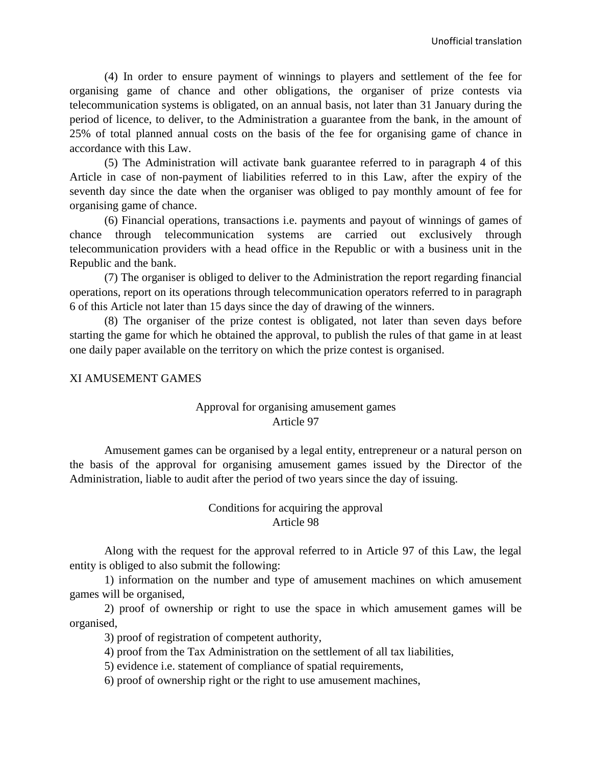(4) In order to ensure payment of winnings to players and settlement of the fee for organising game of chance and other obligations, the organiser of prize contests via telecommunication systems is obligated, on an annual basis, not later than 31 January during the period of licence, to deliver, to the Administration a guarantee from the bank, in the amount of 25% of total planned annual costs on the basis of the fee for organising game of chance in accordance with this Law.

(5) The Administration will activate bank guarantee referred to in paragraph 4 of this Article in case of non-payment of liabilities referred to in this Law, after the expiry of the seventh day since the date when the organiser was obliged to pay monthly amount of fee for organising game of chance.

(6) Financial operations, transactions i.e. payments and payout of winnings of games of chance through telecommunication systems are carried out exclusively through telecommunication providers with a head office in the Republic or with a business unit in the Republic and the bank.

(7) The organiser is obliged to deliver to the Administration the report regarding financial operations, report on its operations through telecommunication operators referred to in paragraph 6 of this Article not later than 15 days since the day of drawing of the winners.

(8) The organiser of the prize contest is obligated, not later than seven days before starting the game for which he obtained the approval, to publish the rules of that game in at least one daily paper available on the territory on which the prize contest is organised.

## XI AMUSEMENT GAMES

### Approval for organising amusement games
### Article 97

Amusement games can be organised by a legal entity, entrepreneur or a natural person on the basis of the approval for organising amusement games issued by the Director of the Administration, liable to audit after the period of two years since the day of issuing.

### Conditions for acquiring the approval
### Article 98

Along with the request for the approval referred to in Article 97 of this Law, the legal entity is obliged to also submit the following:

1) information on the number and type of amusement machines on which amusement games will be organised,

2) proof of ownership or right to use the space in which amusement games will be organised,

3) proof of registration of competent authority,

4) proof from the Tax Administration on the settlement of all tax liabilities,

5) evidence i.e. statement of compliance of spatial requirements,

6) proof of ownership right or the right to use amusement machines,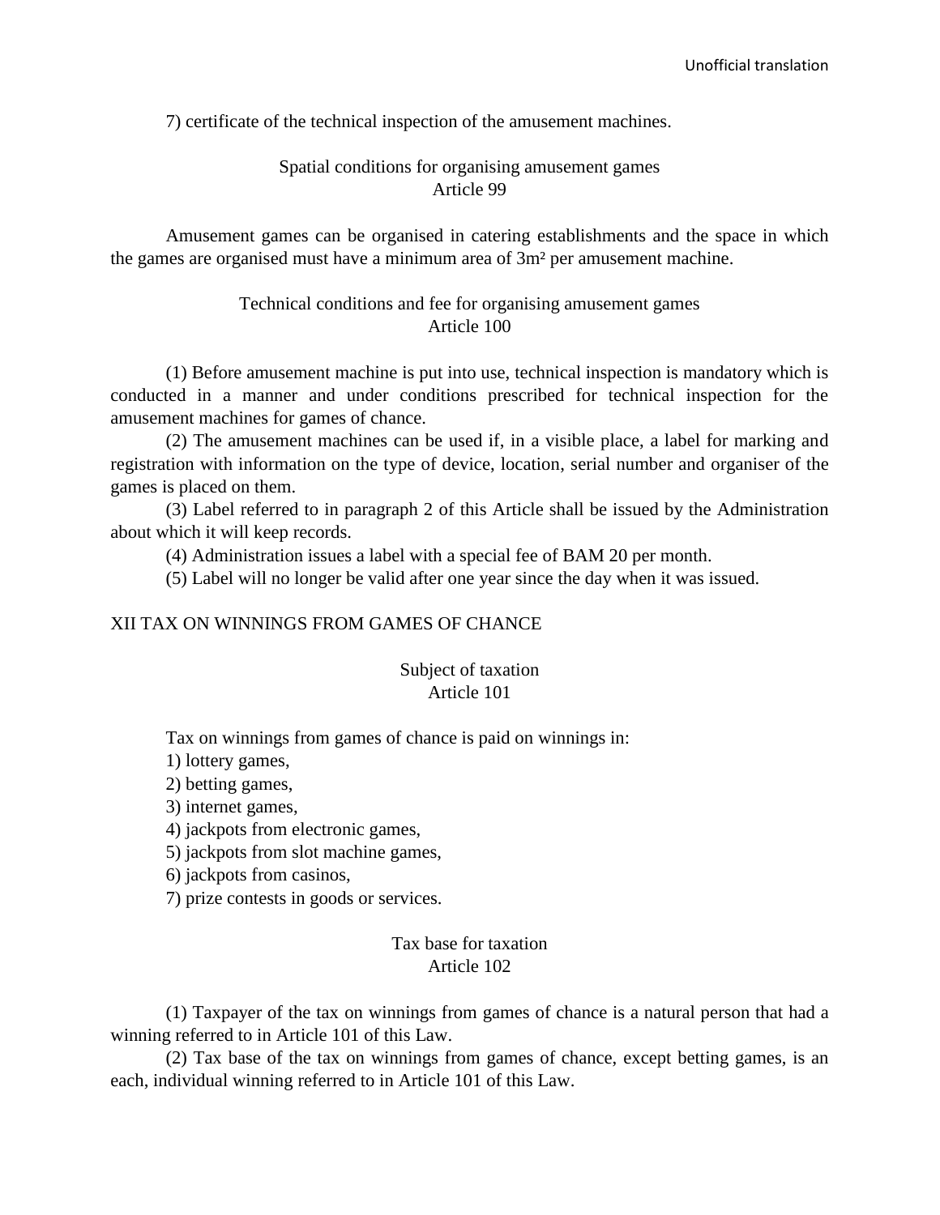7) certificate of the technical inspection of the amusement machines.

### Spatial conditions for organising amusement games
### Article 99

Amusement games can be organised in catering establishments and the space in which the games are organised must have a minimum area of 3m² per amusement machine.

### Technical conditions and fee for organising amusement games
### Article 100

(1) Before amusement machine is put into use, technical inspection is mandatory which is conducted in a manner and under conditions prescribed for technical inspection for the amusement machines for games of chance.

(2) The amusement machines can be used if, in a visible place, a label for marking and registration with information on the type of device, location, serial number and organiser of the games is placed on them.

(3) Label referred to in paragraph 2 of this Article shall be issued by the Administration about which it will keep records.

(4) Administration issues a label with a special fee of BAM 20 per month.

(5) Label will no longer be valid after one year since the day when it was issued.

## XII TAX ON WINNINGS FROM GAMES OF CHANCE

### Subject of taxation
### Article 101

Tax on winnings from games of chance is paid on winnings in:

1) lottery games,
2) betting games,
3) internet games,
4) jackpots from electronic games,
5) jackpots from slot machine games,
6) jackpots from casinos,
7) prize contests in goods or services.

### Tax base for taxation
### Article 102

(1) Taxpayer of the tax on winnings from games of chance is a natural person that had a winning referred to in Article 101 of this Law.

(2) Tax base of the tax on winnings from games of chance, except betting games, is an each, individual winning referred to in Article 101 of this Law.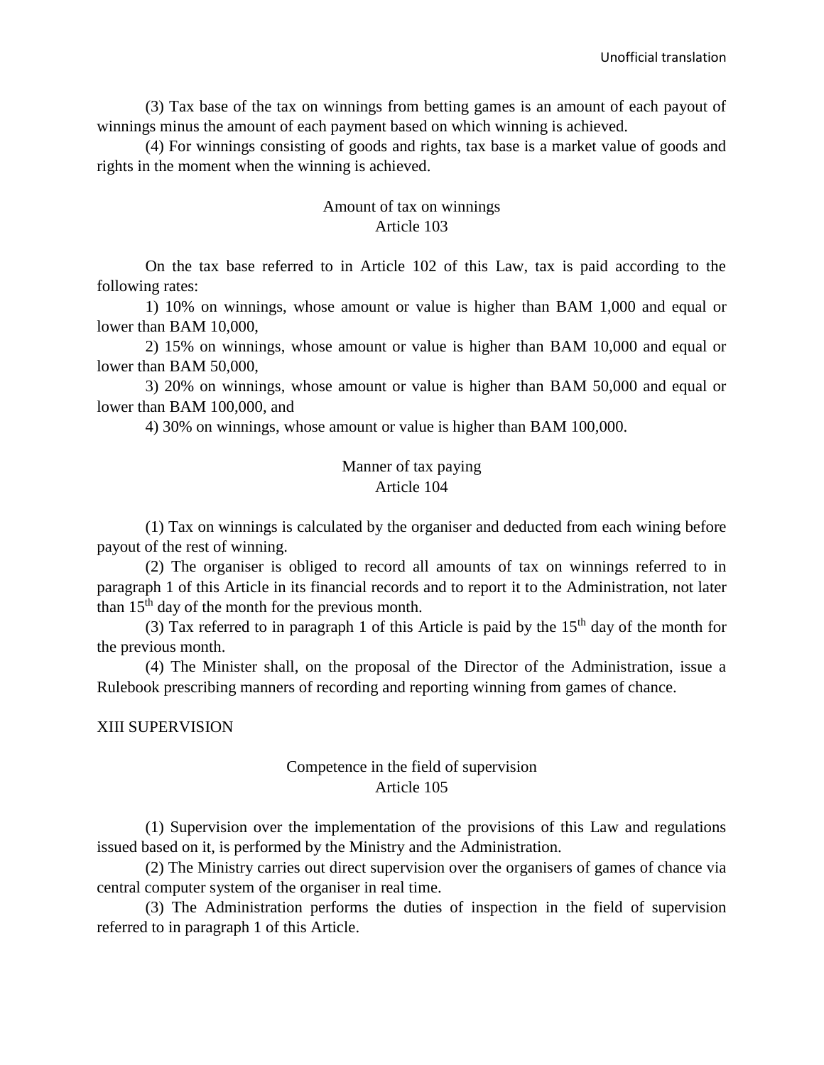(3) Tax base of the tax on winnings from betting games is an amount of each payout of winnings minus the amount of each payment based on which winning is achieved.

(4) For winnings consisting of goods and rights, tax base is a market value of goods and rights in the moment when the winning is achieved.

### Amount of tax on winnings
### Article 103

On the tax base referred to in Article 102 of this Law, tax is paid according to the following rates:

1) 10% on winnings, whose amount or value is higher than BAM 1,000 and equal or lower than BAM 10,000,

2) 15% on winnings, whose amount or value is higher than BAM 10,000 and equal or lower than BAM 50,000,

3) 20% on winnings, whose amount or value is higher than BAM 50,000 and equal or lower than BAM 100,000, and

4) 30% on winnings, whose amount or value is higher than BAM 100,000.

### Manner of tax paying
### Article 104

(1) Tax on winnings is calculated by the organiser and deducted from each wining before payout of the rest of winning.

(2) The organiser is obliged to record all amounts of tax on winnings referred to in paragraph 1 of this Article in its financial records and to report it to the Administration, not later than $15^{th}$ day of the month for the previous month.

(3) Tax referred to in paragraph 1 of this Article is paid by the $15^{th}$ day of the month for the previous month.

(4) The Minister shall, on the proposal of the Director of the Administration, issue a Rulebook prescribing manners of recording and reporting winning from games of chance.

## XIII SUPERVISION

### Competence in the field of supervision
### Article 105

(1) Supervision over the implementation of the provisions of this Law and regulations issued based on it, is performed by the Ministry and the Administration.

(2) The Ministry carries out direct supervision over the organisers of games of chance via central computer system of the organiser in real time.

(3) The Administration performs the duties of inspection in the field of supervision referred to in paragraph 1 of this Article.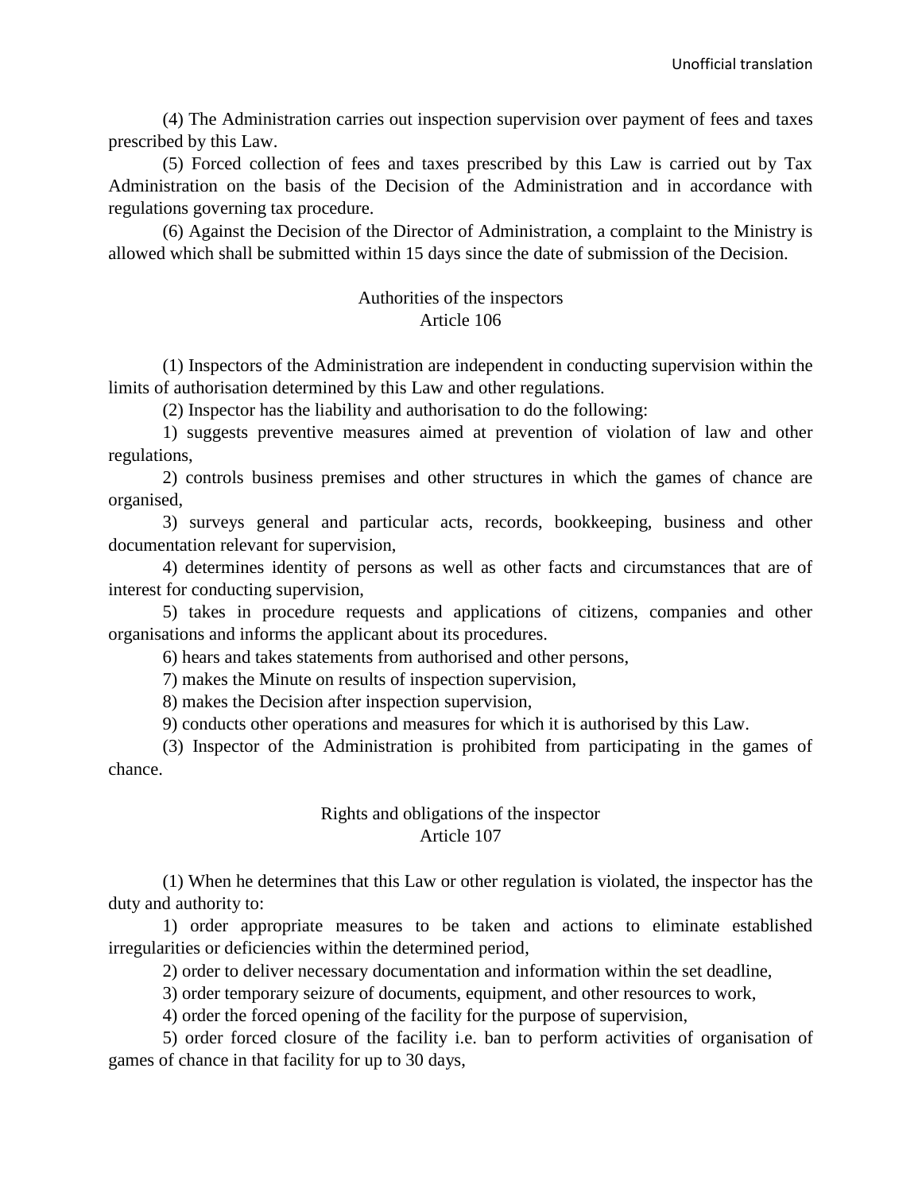(4) The Administration carries out inspection supervision over payment of fees and taxes prescribed by this Law.

(5) Forced collection of fees and taxes prescribed by this Law is carried out by Tax Administration on the basis of the Decision of the Administration and in accordance with regulations governing tax procedure.

(6) Against the Decision of the Director of Administration, a complaint to the Ministry is allowed which shall be submitted within 15 days since the date of submission of the Decision.

### Authorities of the inspectors
### Article 106

(1) Inspectors of the Administration are independent in conducting supervision within the limits of authorisation determined by this Law and other regulations.

(2) Inspector has the liability and authorisation to do the following:

1) suggests preventive measures aimed at prevention of violation of law and other regulations,

2) controls business premises and other structures in which the games of chance are organised,

3) surveys general and particular acts, records, bookkeeping, business and other documentation relevant for supervision,

4) determines identity of persons as well as other facts and circumstances that are of interest for conducting supervision,

5) takes in procedure requests and applications of citizens, companies and other organisations and informs the applicant about its procedures.

6) hears and takes statements from authorised and other persons,

7) makes the Minute on results of inspection supervision,

8) makes the Decision after inspection supervision,

9) conducts other operations and measures for which it is authorised by this Law.

(3) Inspector of the Administration is prohibited from participating in the games of chance.

### Rights and obligations of the inspector
### Article 107

(1) When he determines that this Law or other regulation is violated, the inspector has the duty and authority to:

1) order appropriate measures to be taken and actions to eliminate established irregularities or deficiencies within the determined period,

2) order to deliver necessary documentation and information within the set deadline,

3) order temporary seizure of documents, equipment, and other resources to work,

4) order the forced opening of the facility for the purpose of supervision,

5) order forced closure of the facility i.e. ban to perform activities of organisation of games of chance in that facility for up to 30 days,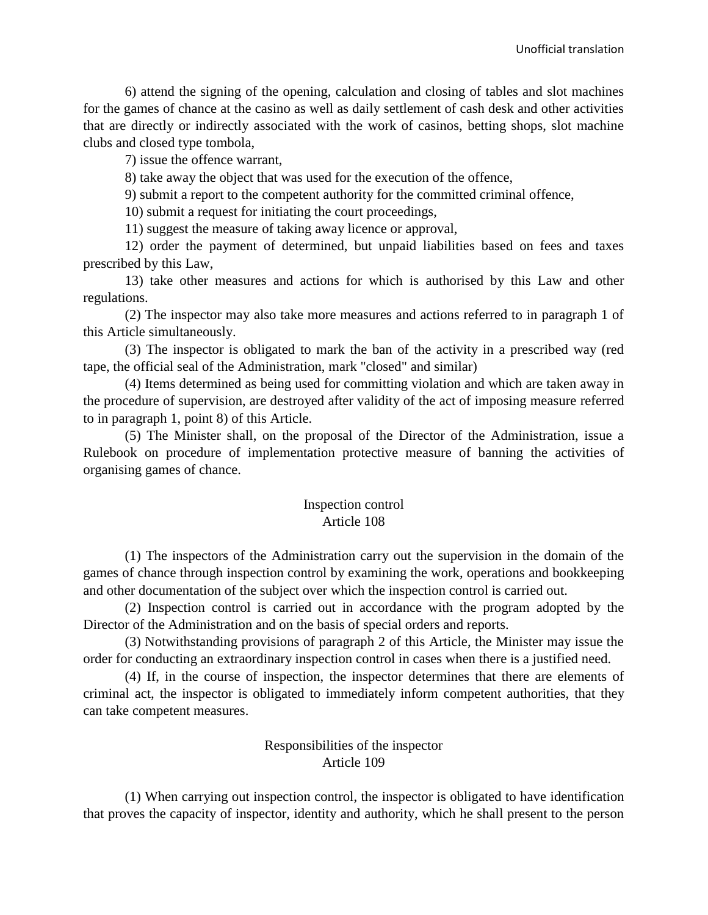6) attend the signing of the opening, calculation and closing of tables and slot machines for the games of chance at the casino as well as daily settlement of cash desk and other activities that are directly or indirectly associated with the work of casinos, betting shops, slot machine clubs and closed type tombola,

7) issue the offence warrant,

8) take away the object that was used for the execution of the offence,

9) submit a report to the competent authority for the committed criminal offence,

10) submit a request for initiating the court proceedings,

11) suggest the measure of taking away licence or approval,

12) order the payment of determined, but unpaid liabilities based on fees and taxes prescribed by this Law,

13) take other measures and actions for which is authorised by this Law and other regulations.

(2) The inspector may also take more measures and actions referred to in paragraph 1 of this Article simultaneously.

(3) The inspector is obligated to mark the ban of the activity in a prescribed way (red tape, the official seal of the Administration, mark "closed" and similar)

(4) Items determined as being used for committing violation and which are taken away in the procedure of supervision, are destroyed after validity of the act of imposing measure referred to in paragraph 1, point 8) of this Article.

(5) The Minister shall, on the proposal of the Director of the Administration, issue a Rulebook on procedure of implementation protective measure of banning the activities of organising games of chance.

### Inspection control
### Article 108

(1) The inspectors of the Administration carry out the supervision in the domain of the games of chance through inspection control by examining the work, operations and bookkeeping and other documentation of the subject over which the inspection control is carried out.

(2) Inspection control is carried out in accordance with the program adopted by the Director of the Administration and on the basis of special orders and reports.

(3) Notwithstanding provisions of paragraph 2 of this Article, the Minister may issue the order for conducting an extraordinary inspection control in cases when there is a justified need.

(4) If, in the course of inspection, the inspector determines that there are elements of criminal act, the inspector is obligated to immediately inform competent authorities, that they can take competent measures.

### Responsibilities of the inspector
### Article 109

(1) When carrying out inspection control, the inspector is obligated to have identification that proves the capacity of inspector, identity and authority, which he shall present to the person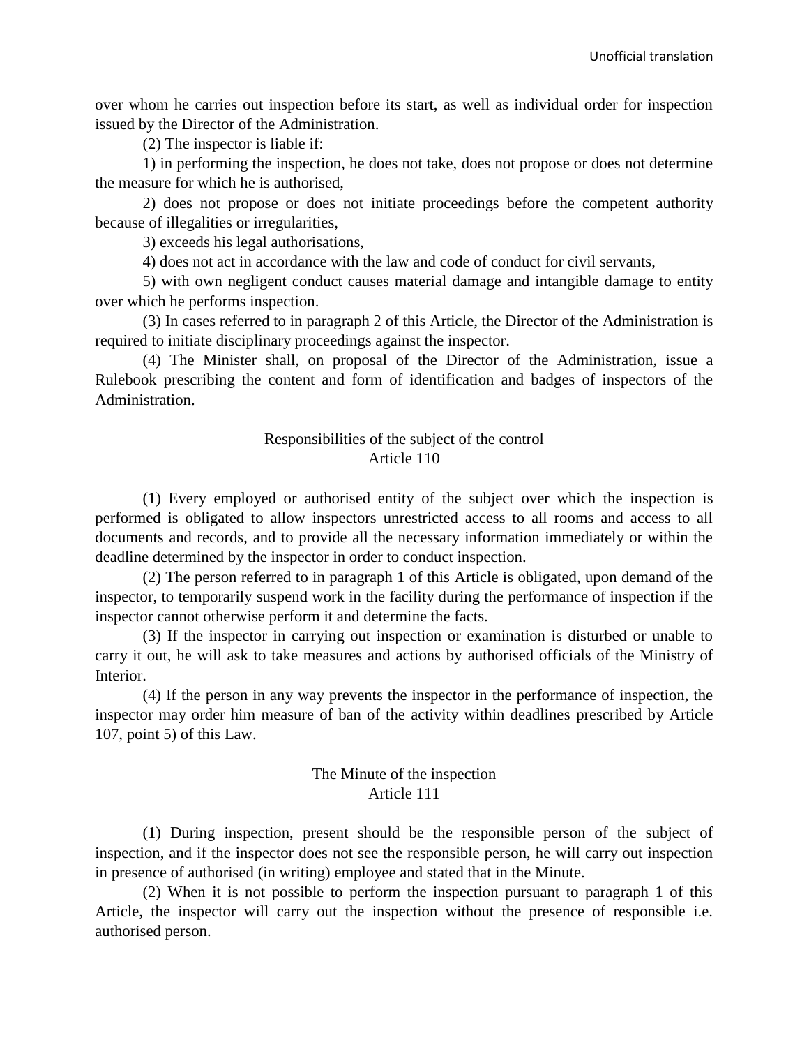over whom he carries out inspection before its start, as well as individual order for inspection issued by the Director of the Administration.

(2) The inspector is liable if:

1) in performing the inspection, he does not take, does not propose or does not determine the measure for which he is authorised,

2) does not propose or does not initiate proceedings before the competent authority because of illegalities or irregularities,

3) exceeds his legal authorisations,

4) does not act in accordance with the law and code of conduct for civil servants,

5) with own negligent conduct causes material damage and intangible damage to entity over which he performs inspection.

(3) In cases referred to in paragraph 2 of this Article, the Director of the Administration is required to initiate disciplinary proceedings against the inspector.

(4) The Minister shall, on proposal of the Director of the Administration, issue a Rulebook prescribing the content and form of identification and badges of inspectors of the Administration.

## Responsibilities of the subject of the control
## Article 110

(1) Every employed or authorised entity of the subject over which the inspection is performed is obligated to allow inspectors unrestricted access to all rooms and access to all documents and records, and to provide all the necessary information immediately or within the deadline determined by the inspector in order to conduct inspection.

(2) The person referred to in paragraph 1 of this Article is obligated, upon demand of the inspector, to temporarily suspend work in the facility during the performance of inspection if the inspector cannot otherwise perform it and determine the facts.

(3) If the inspector in carrying out inspection or examination is disturbed or unable to carry it out, he will ask to take measures and actions by authorised officials of the Ministry of Interior.

(4) If the person in any way prevents the inspector in the performance of inspection, the inspector may order him measure of ban of the activity within deadlines prescribed by Article 107, point 5) of this Law.

## The Minute of the inspection
## Article 111

(1) During inspection, present should be the responsible person of the subject of inspection, and if the inspector does not see the responsible person, he will carry out inspection in presence of authorised (in writing) employee and stated that in the Minute.

(2) When it is not possible to perform the inspection pursuant to paragraph 1 of this Article, the inspector will carry out the inspection without the presence of responsible i.e. authorised person.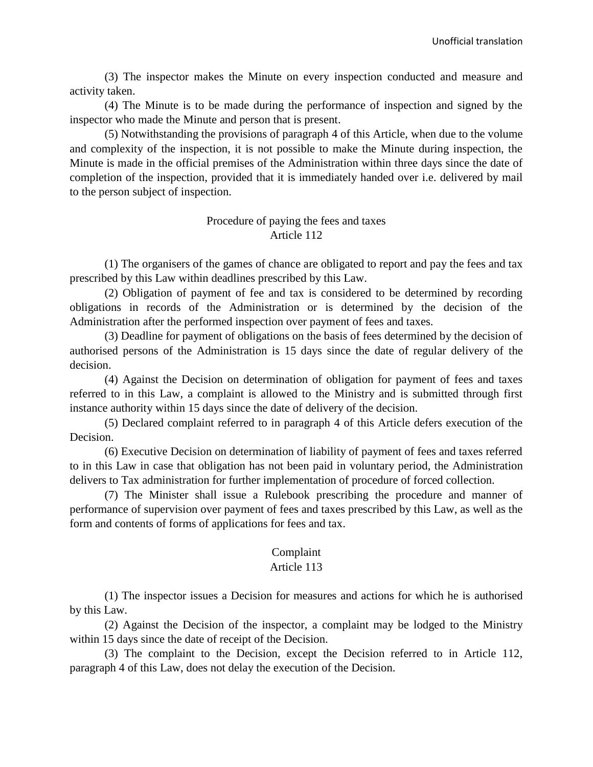(3) The inspector makes the Minute on every inspection conducted and measure and activity taken.

(4) The Minute is to be made during the performance of inspection and signed by the inspector who made the Minute and person that is present.

(5) Notwithstanding the provisions of paragraph 4 of this Article, when due to the volume and complexity of the inspection, it is not possible to make the Minute during inspection, the Minute is made in the official premises of the Administration within three days since the date of completion of the inspection, provided that it is immediately handed over i.e. delivered by mail to the person subject of inspection.

### Procedure of paying the fees and taxes
### Article 112

(1) The organisers of the games of chance are obligated to report and pay the fees and tax prescribed by this Law within deadlines prescribed by this Law.

(2) Obligation of payment of fee and tax is considered to be determined by recording obligations in records of the Administration or is determined by the decision of the Administration after the performed inspection over payment of fees and taxes.

(3) Deadline for payment of obligations on the basis of fees determined by the decision of authorised persons of the Administration is 15 days since the date of regular delivery of the decision.

(4) Against the Decision on determination of obligation for payment of fees and taxes referred to in this Law, a complaint is allowed to the Ministry and is submitted through first instance authority within 15 days since the date of delivery of the decision.

(5) Declared complaint referred to in paragraph 4 of this Article defers execution of the Decision.

(6) Executive Decision on determination of liability of payment of fees and taxes referred to in this Law in case that obligation has not been paid in voluntary period, the Administration delivers to Tax administration for further implementation of procedure of forced collection.

(7) The Minister shall issue a Rulebook prescribing the procedure and manner of performance of supervision over payment of fees and taxes prescribed by this Law, as well as the form and contents of forms of applications for fees and tax.

### Complaint
### Article 113

(1) The inspector issues a Decision for measures and actions for which he is authorised by this Law.

(2) Against the Decision of the inspector, a complaint may be lodged to the Ministry within 15 days since the date of receipt of the Decision.

(3) The complaint to the Decision, except the Decision referred to in Article 112, paragraph 4 of this Law, does not delay the execution of the Decision.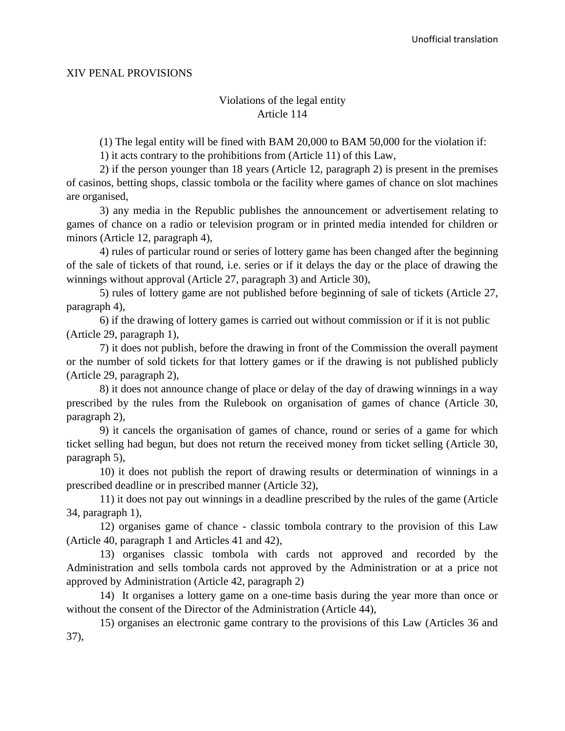## XIV PENAL PROVISIONS

### Violations of the legal entity
### Article 114

(1) The legal entity will be fined with BAM 20,000 to BAM 50,000 for the violation if:

1) it acts contrary to the prohibitions from (Article 11) of this Law,

2) if the person younger than 18 years (Article 12, paragraph 2) is present in the premises of casinos, betting shops, classic tombola or the facility where games of chance on slot machines are organised,

3) any media in the Republic publishes the announcement or advertisement relating to games of chance on a radio or television program or in printed media intended for children or minors (Article 12, paragraph 4),

4) rules of particular round or series of lottery game has been changed after the beginning of the sale of tickets of that round, i.e. series or if it delays the day or the place of drawing the winnings without approval (Article 27, paragraph 3) and Article 30),

5) rules of lottery game are not published before beginning of sale of tickets (Article 27, paragraph 4),

6) if the drawing of lottery games is carried out without commission or if it is not public (Article 29, paragraph 1),

7) it does not publish, before the drawing in front of the Commission the overall payment or the number of sold tickets for that lottery games or if the drawing is not published publicly (Article 29, paragraph 2),

8) it does not announce change of place or delay of the day of drawing winnings in a way prescribed by the rules from the Rulebook on organisation of games of chance (Article 30, paragraph 2),

9) it cancels the organisation of games of chance, round or series of a game for which ticket selling had begun, but does not return the received money from ticket selling (Article 30, paragraph 5),

10) it does not publish the report of drawing results or determination of winnings in a prescribed deadline or in prescribed manner (Article 32),

11) it does not pay out winnings in a deadline prescribed by the rules of the game (Article 34, paragraph 1),

12) organises game of chance - classic tombola contrary to the provision of this Law (Article 40, paragraph 1 and Articles 41 and 42),

13) organises classic tombola with cards not approved and recorded by the Administration and sells tombola cards not approved by the Administration or at a price not approved by Administration (Article 42, paragraph 2)

14) It organises a lottery game on a one-time basis during the year more than once or without the consent of the Director of the Administration (Article 44),

15) organises an electronic game contrary to the provisions of this Law (Articles 36 and 37),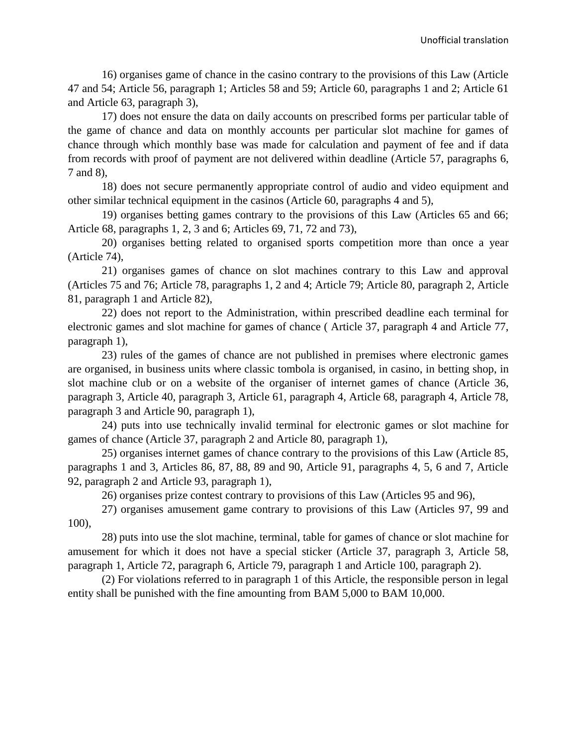16) organises game of chance in the casino contrary to the provisions of this Law (Article 47 and 54; Article 56, paragraph 1; Articles 58 and 59; Article 60, paragraphs 1 and 2; Article 61 and Article 63, paragraph 3),

17) does not ensure the data on daily accounts on prescribed forms per particular table of the game of chance and data on monthly accounts per particular slot machine for games of chance through which monthly base was made for calculation and payment of fee and if data from records with proof of payment are not delivered within deadline (Article 57, paragraphs 6, 7 and 8),

18) does not secure permanently appropriate control of audio and video equipment and other similar technical equipment in the casinos (Article 60, paragraphs 4 and 5),

19) organises betting games contrary to the provisions of this Law (Articles 65 and 66; Article 68, paragraphs 1, 2, 3 and 6; Articles 69, 71, 72 and 73),

20) organises betting related to organised sports competition more than once a year (Article 74),

21) organises games of chance on slot machines contrary to this Law and approval (Articles 75 and 76; Article 78, paragraphs 1, 2 and 4; Article 79; Article 80, paragraph 2, Article 81, paragraph 1 and Article 82),

22) does not report to the Administration, within prescribed deadline each terminal for electronic games and slot machine for games of chance ( Article 37, paragraph 4 and Article 77, paragraph 1),

23) rules of the games of chance are not published in premises where electronic games are organised, in business units where classic tombola is organised, in casino, in betting shop, in slot machine club or on a website of the organiser of internet games of chance (Article 36, paragraph 3, Article 40, paragraph 3, Article 61, paragraph 4, Article 68, paragraph 4, Article 78, paragraph 3 and Article 90, paragraph 1),

24) puts into use technically invalid terminal for electronic games or slot machine for games of chance (Article 37, paragraph 2 and Article 80, paragraph 1),

25) organises internet games of chance contrary to the provisions of this Law (Article 85, paragraphs 1 and 3, Articles 86, 87, 88, 89 and 90, Article 91, paragraphs 4, 5, 6 and 7, Article 92, paragraph 2 and Article 93, paragraph 1),

26) organises prize contest contrary to provisions of this Law (Articles 95 and 96),

27) organises amusement game contrary to provisions of this Law (Articles 97, 99 and 100),

28) puts into use the slot machine, terminal, table for games of chance or slot machine for amusement for which it does not have a special sticker (Article 37, paragraph 3, Article 58, paragraph 1, Article 72, paragraph 6, Article 79, paragraph 1 and Article 100, paragraph 2).

(2) For violations referred to in paragraph 1 of this Article, the responsible person in legal entity shall be punished with the fine amounting from BAM 5,000 to BAM 10,000.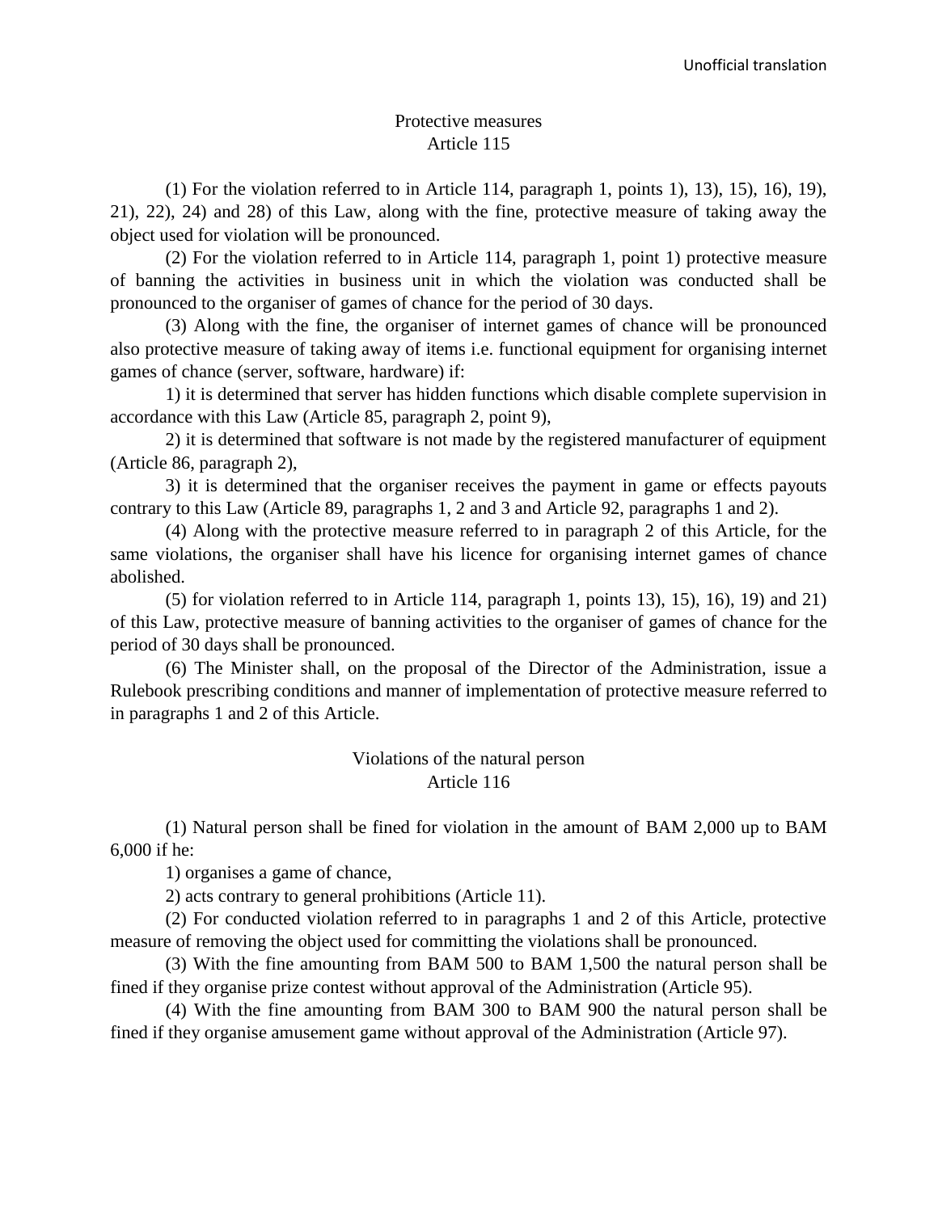### Protective measures
### Article 115

(1) For the violation referred to in Article 114, paragraph 1, points 1), 13), 15), 16), 19), 21), 22), 24) and 28) of this Law, along with the fine, protective measure of taking away the object used for violation will be pronounced.

(2) For the violation referred to in Article 114, paragraph 1, point 1) protective measure of banning the activities in business unit in which the violation was conducted shall be pronounced to the organiser of games of chance for the period of 30 days.

(3) Along with the fine, the organiser of internet games of chance will be pronounced also protective measure of taking away of items i.e. functional equipment for organising internet games of chance (server, software, hardware) if:

1) it is determined that server has hidden functions which disable complete supervision in accordance with this Law (Article 85, paragraph 2, point 9),

2) it is determined that software is not made by the registered manufacturer of equipment (Article 86, paragraph 2),

3) it is determined that the organiser receives the payment in game or effects payouts contrary to this Law (Article 89, paragraphs 1, 2 and 3 and Article 92, paragraphs 1 and 2).

(4) Along with the protective measure referred to in paragraph 2 of this Article, for the same violations, the organiser shall have his licence for organising internet games of chance abolished.

(5) for violation referred to in Article 114, paragraph 1, points 13), 15), 16), 19) and 21) of this Law, protective measure of banning activities to the organiser of games of chance for the period of 30 days shall be pronounced.

(6) The Minister shall, on the proposal of the Director of the Administration, issue a Rulebook prescribing conditions and manner of implementation of protective measure referred to in paragraphs 1 and 2 of this Article.

### Violations of the natural person
### Article 116

(1) Natural person shall be fined for violation in the amount of BAM 2,000 up to BAM 6,000 if he:

1) organises a game of chance,

2) acts contrary to general prohibitions (Article 11).

(2) For conducted violation referred to in paragraphs 1 and 2 of this Article, protective measure of removing the object used for committing the violations shall be pronounced.

(3) With the fine amounting from BAM 500 to BAM 1,500 the natural person shall be fined if they organise prize contest without approval of the Administration (Article 95).

(4) With the fine amounting from BAM 300 to BAM 900 the natural person shall be fined if they organise amusement game without approval of the Administration (Article 97).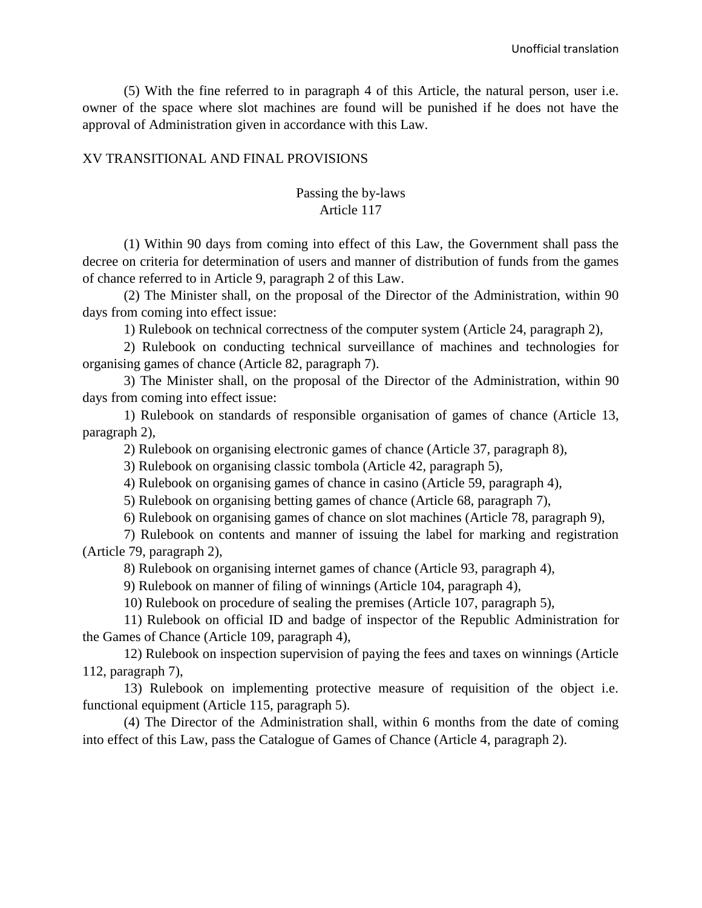(5) With the fine referred to in paragraph 4 of this Article, the natural person, user i.e. owner of the space where slot machines are found will be punished if he does not have the approval of Administration given in accordance with this Law.

## XV TRANSITIONAL AND FINAL PROVISIONS

### Passing the by-laws
### Article 117

(1) Within 90 days from coming into effect of this Law, the Government shall pass the decree on criteria for determination of users and manner of distribution of funds from the games of chance referred to in Article 9, paragraph 2 of this Law.

(2) The Minister shall, on the proposal of the Director of the Administration, within 90 days from coming into effect issue:

1) Rulebook on technical correctness of the computer system (Article 24, paragraph 2),

2) Rulebook on conducting technical surveillance of machines and technologies for organising games of chance (Article 82, paragraph 7).

3) The Minister shall, on the proposal of the Director of the Administration, within 90 days from coming into effect issue:

1) Rulebook on standards of responsible organisation of games of chance (Article 13, paragraph 2),

2) Rulebook on organising electronic games of chance (Article 37, paragraph 8),

3) Rulebook on organising classic tombola (Article 42, paragraph 5),

4) Rulebook on organising games of chance in casino (Article 59, paragraph 4),

5) Rulebook on organising betting games of chance (Article 68, paragraph 7),

6) Rulebook on organising games of chance on slot machines (Article 78, paragraph 9),

7) Rulebook on contents and manner of issuing the label for marking and registration (Article 79, paragraph 2),

8) Rulebook on organising internet games of chance (Article 93, paragraph 4),

9) Rulebook on manner of filing of winnings (Article 104, paragraph 4),

10) Rulebook on procedure of sealing the premises (Article 107, paragraph 5),

11) Rulebook on official ID and badge of inspector of the Republic Administration for the Games of Chance (Article 109, paragraph 4),

12) Rulebook on inspection supervision of paying the fees and taxes on winnings (Article 112, paragraph 7),

13) Rulebook on implementing protective measure of requisition of the object i.e. functional equipment (Article 115, paragraph 5).

(4) The Director of the Administration shall, within 6 months from the date of coming into effect of this Law, pass the Catalogue of Games of Chance (Article 4, paragraph 2).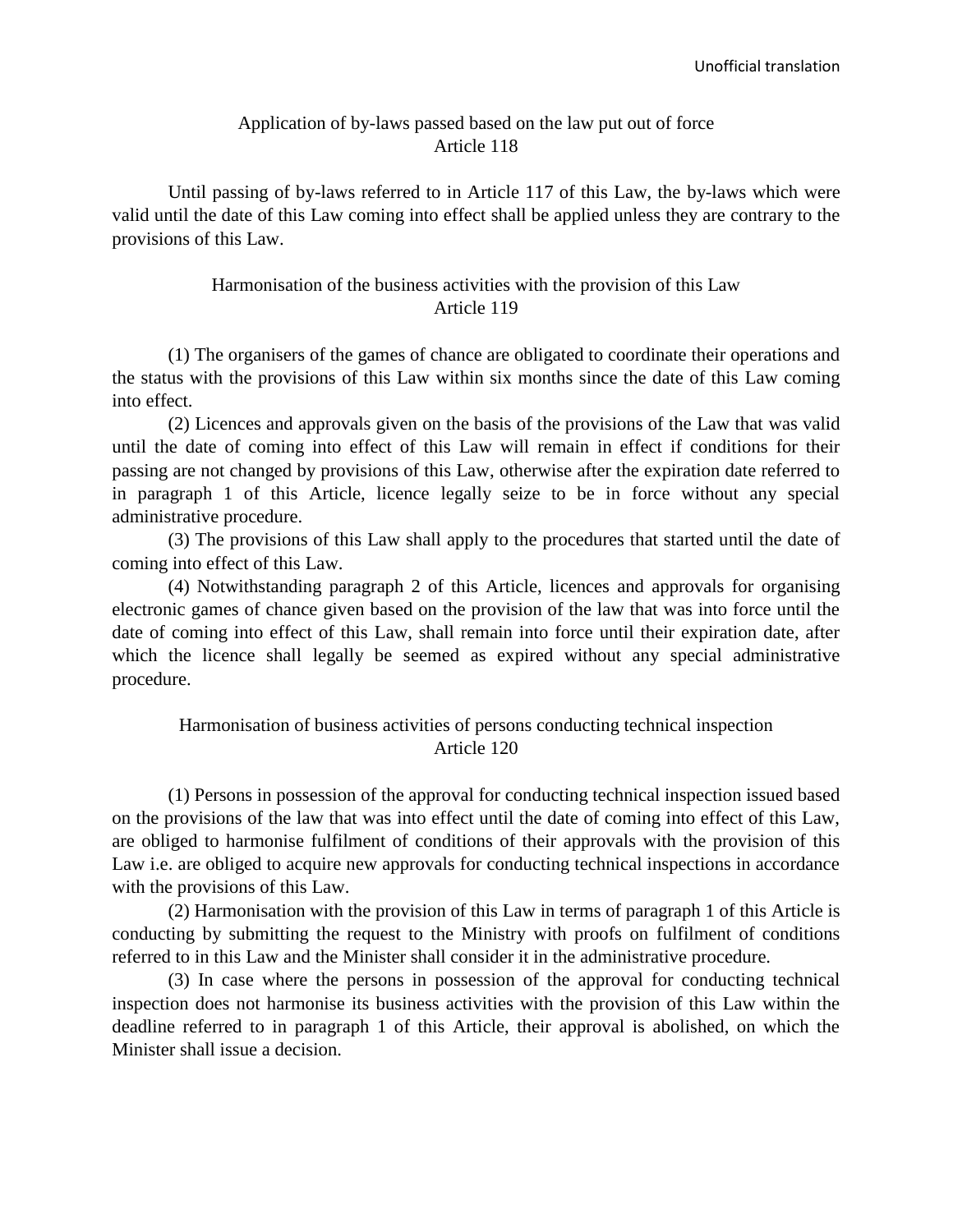Unofficial translation

### Application of by-laws passed based on the law put out of force
### Article 118

Until passing of by-laws referred to in Article 117 of this Law, the by-laws which were valid until the date of this Law coming into effect shall be applied unless they are contrary to the provisions of this Law.

### Harmonisation of the business activities with the provision of this Law
### Article 119

(1) The organisers of the games of chance are obligated to coordinate their operations and the status with the provisions of this Law within six months since the date of this Law coming into effect.

(2) Licences and approvals given on the basis of the provisions of the Law that was valid until the date of coming into effect of this Law will remain in effect if conditions for their passing are not changed by provisions of this Law, otherwise after the expiration date referred to in paragraph 1 of this Article, licence legally seize to be in force without any special administrative procedure.

(3) The provisions of this Law shall apply to the procedures that started until the date of coming into effect of this Law.

(4) Notwithstanding paragraph 2 of this Article, licences and approvals for organising electronic games of chance given based on the provision of the law that was into force until the date of coming into effect of this Law, shall remain into force until their expiration date, after which the licence shall legally be seemed as expired without any special administrative procedure.

### Harmonisation of business activities of persons conducting technical inspection
### Article 120

(1) Persons in possession of the approval for conducting technical inspection issued based on the provisions of the law that was into effect until the date of coming into effect of this Law, are obliged to harmonise fulfilment of conditions of their approvals with the provision of this Law i.e. are obliged to acquire new approvals for conducting technical inspections in accordance with the provisions of this Law.

(2) Harmonisation with the provision of this Law in terms of paragraph 1 of this Article is conducting by submitting the request to the Ministry with proofs on fulfilment of conditions referred to in this Law and the Minister shall consider it in the administrative procedure.

(3) In case where the persons in possession of the approval for conducting technical inspection does not harmonise its business activities with the provision of this Law within the deadline referred to in paragraph 1 of this Article, their approval is abolished, on which the Minister shall issue a decision.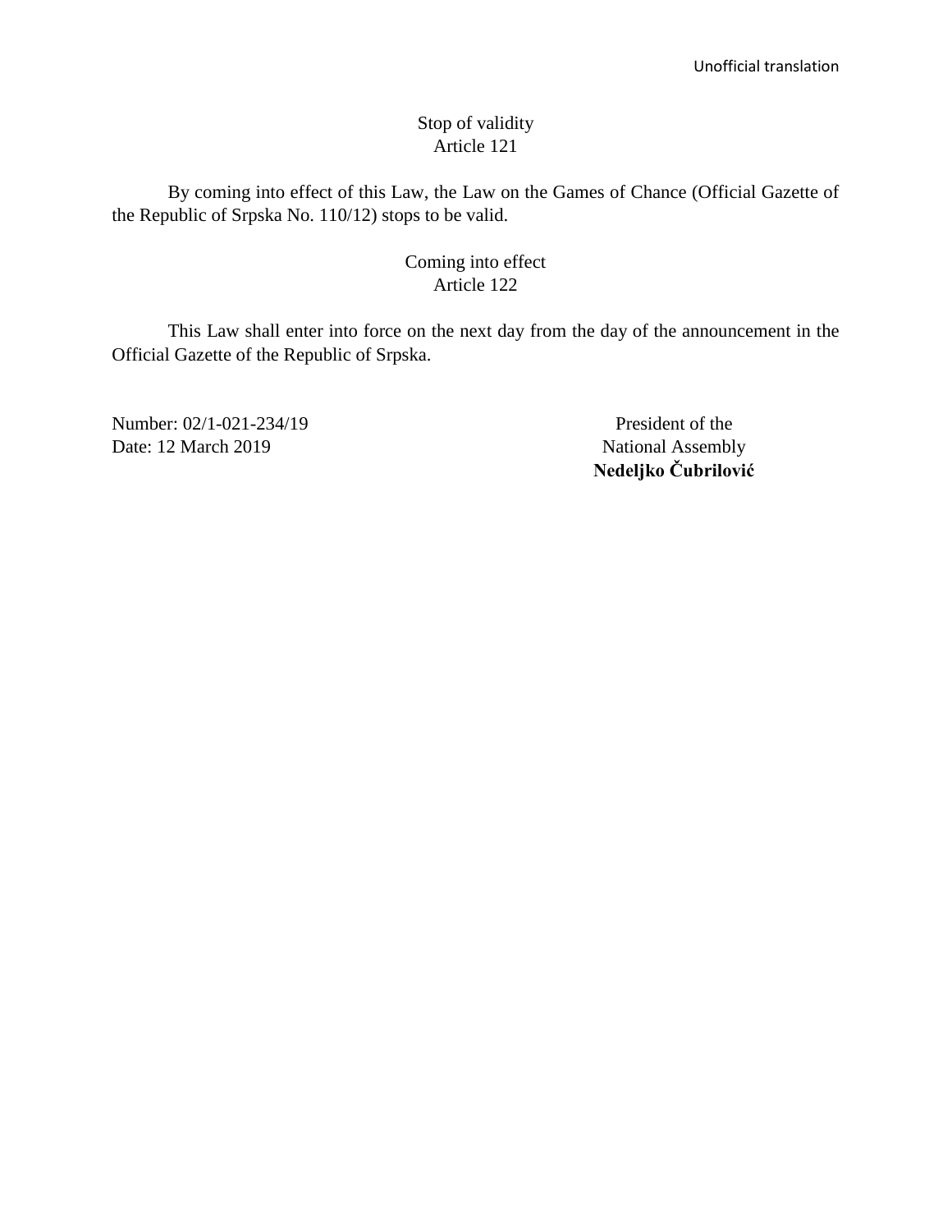Unofficial translation

Stop of validity
Article 121

By coming into effect of this Law, the Law on the Games of Chance (Official Gazette of the Republic of Srpska No. 110/12) stops to be valid.

Coming into effect
Article 122

This Law shall enter into force on the next day from the day of the announcement in the Official Gazette of the Republic of Srpska.

Number: 02/1-021-234/19
Date: 12 March 2019

President of the
National Assembly
**Nedeljko Čubrilović**